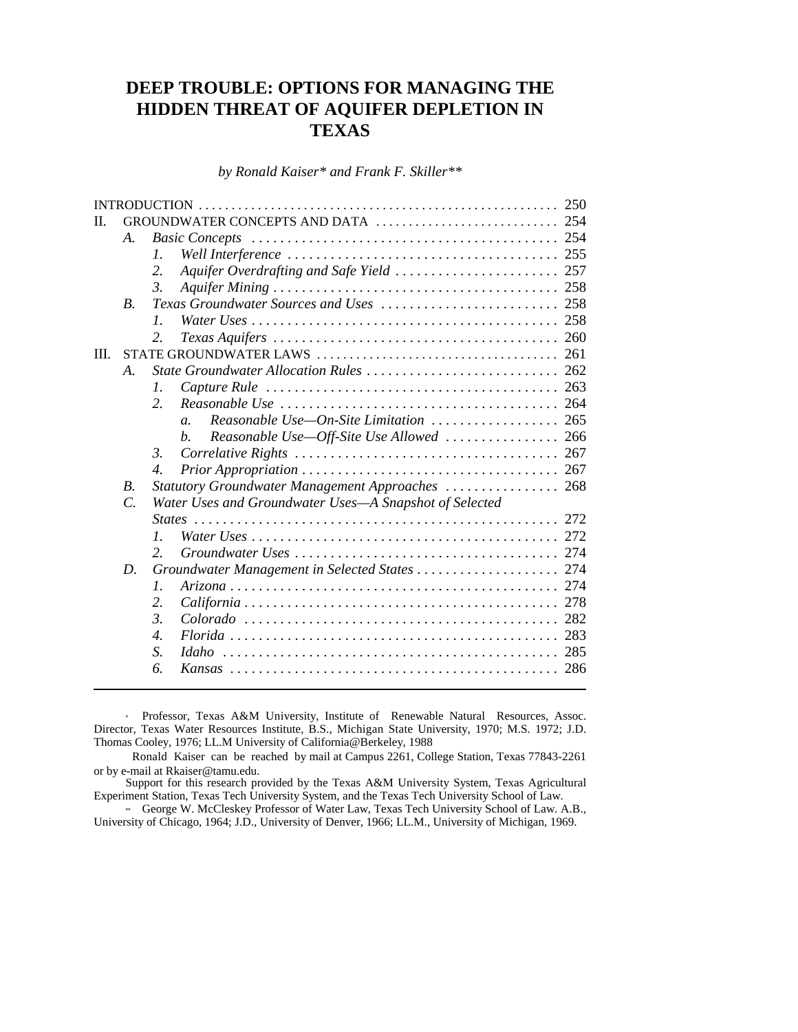# DEEP TROUBLE: OPTIONS FOR MANAGING THE HIDDEN THREAT OF AQUIFER DEPLETION IN TEXAS

*by Ronald Kaiser\* and Frank F. Skiller\*\**

INTRODUCTION . . . . . . . . . . . . . . . . . . . . . . . . . . . . . . . . . . . . . . . . . . . . . . . . . . . . . 250

II. GROUNDWATER CONCEPTS AND DATA . . . . . . . . . . . . . . . . . . . . . . . . . . . 254

- *A. Basic Concepts* . . . . . . . . . . . . . . . . . . . . . . . . . . . . . . . . . . . . . . . . . . . 254
  - *1. Well Interference* . . . . . . . . . . . . . . . . . . . . . . . . . . . . . . . . . . . . . . 255
  - *2. Aquifer Overdrafting and Safe Yield* . . . . . . . . . . . . . . . . . . . . . . . 257
  - *3. Aquifer Mining* . . . . . . . . . . . . . . . . . . . . . . . . . . . . . . . . . . . . . . . . 258
- *B. Texas Groundwater Sources and Uses* . . . . . . . . . . . . . . . . . . . . . . . . . . 258
  - *1. Water Uses* . . . . . . . . . . . . . . . . . . . . . . . . . . . . . . . . . . . . . . . . . . . 258
  - *2. Texas Aquifers* . . . . . . . . . . . . . . . . . . . . . . . . . . . . . . . . . . . . . . . . 260

III. STATE GROUNDWATER LAWS . . . . . . . . . . . . . . . . . . . . . . . . . . . . . . . . . . . . 261

- *A. State Groundwater Allocation Rules* . . . . . . . . . . . . . . . . . . . . . . . . . . . 262
  - *1. Capture Rule* . . . . . . . . . . . . . . . . . . . . . . . . . . . . . . . . . . . . . . . . . 263
  - *2. Reasonable Use* . . . . . . . . . . . . . . . . . . . . . . . . . . . . . . . . . . . . . . . 264
    - *a. Reasonable Use—On-Site Limitation* . . . . . . . . . . . . . . . . . . 265
    - *b. Reasonable Use—Off-Site Use Allowed* . . . . . . . . . . . . . . . . 266
  - *3. Correlative Rights* . . . . . . . . . . . . . . . . . . . . . . . . . . . . . . . . . . . . . 267
  - *4. Prior Appropriation* . . . . . . . . . . . . . . . . . . . . . . . . . . . . . . . . . . . . 267
- *B. Statutory Groundwater Management Approaches* . . . . . . . . . . . . . . . . 268
- *C. Water Uses and Groundwater Uses—A Snapshot of Selected States* . . . . . . . . . . . . . . . . . . . . . . . . . . . . . . . . . . . . . . . . . . . . . . . . . . . 272
  - *1. Water Uses* . . . . . . . . . . . . . . . . . . . . . . . . . . . . . . . . . . . . . . . . . . . 272
  - *2. Groundwater Uses* . . . . . . . . . . . . . . . . . . . . . . . . . . . . . . . . . . . . . 274
- *D. Groundwater Management in Selected States* . . . . . . . . . . . . . . . . . . . . 274
  - *1. Arizona* . . . . . . . . . . . . . . . . . . . . . . . . . . . . . . . . . . . . . . . . . . . . . . 274
  - *2. California* . . . . . . . . . . . . . . . . . . . . . . . . . . . . . . . . . . . . . . . . . . . . 278
  - *3. Colorado* . . . . . . . . . . . . . . . . . . . . . . . . . . . . . . . . . . . . . . . . . . . . 282
  - *4. Florida* . . . . . . . . . . . . . . . . . . . . . . . . . . . . . . . . . . . . . . . . . . . . . . 283
  - *S. Idaho* . . . . . . . . . . . . . . . . . . . . . . . . . . . . . . . . . . . . . . . . . . . . . . . 285
  - *6. Kansas* . . . . . . . . . . . . . . . . . . . . . . . . . . . . . . . . . . . . . . . . . . . . . . 286

---

\* Professor, Texas A&M University, Institute of Renewable Natural Resources, Assoc. Director, Texas Water Resources Institute, B.S., Michigan State University, 1970; M.S. 1972; J.D. Thomas Cooley, 1976; LL.M University of California@Berkeley, 1988

Ronald Kaiser can be reached by mail at Campus 2261, College Station, Texas 77843-2261 or by e-mail at Rkaiser@tamu.edu.

Support for this research provided by the Texas A&M University System, Texas Agricultural Experiment Station, Texas Tech University System, and the Texas Tech University School of Law.

\*\* George W. McCleskey Professor of Water Law, Texas Tech University School of Law. A.B., University of Chicago, 1964; J.D., University of Denver, 1966; LL.M., University of Michigan, 1969.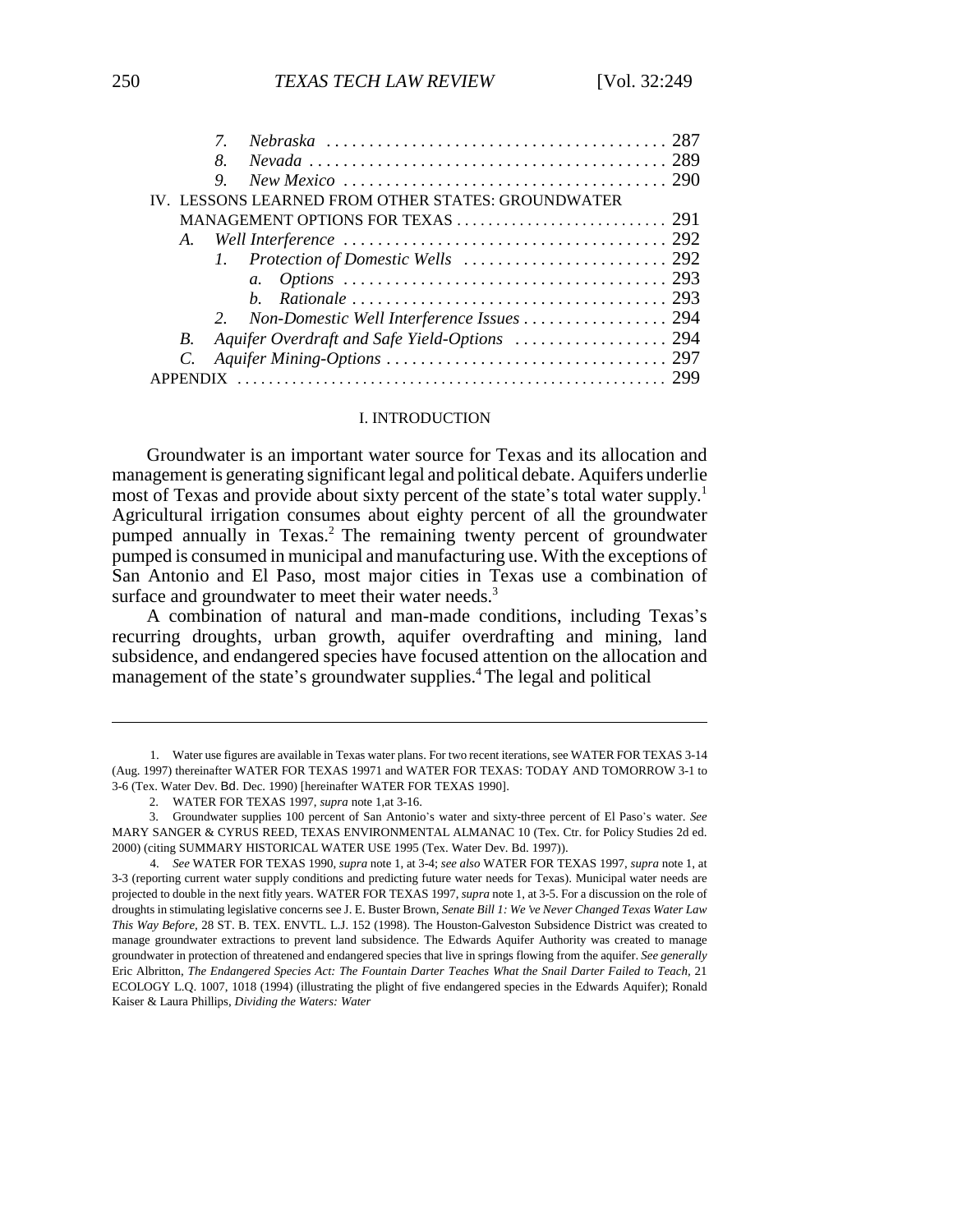- 7. *Nebraska* . . . . . . . . . . . . . . . . . . . . . . . . . . . . . . . . . . . . . . . . 287
- 8. *Nevada* . . . . . . . . . . . . . . . . . . . . . . . . . . . . . . . . . . . . . . . . . 289
- 9. *New Mexico* . . . . . . . . . . . . . . . . . . . . . . . . . . . . . . . . . . . . . . 290

IV. LESSONS LEARNED FROM OTHER STATES: GROUNDWATER MANAGEMENT OPTIONS FOR TEXAS . . . . . . . . . . . . . . . . . . . . . . . . . . 291

- A. *Well Interference* . . . . . . . . . . . . . . . . . . . . . . . . . . . . . . . . . . . . . 292
  - 1. *Protection of Domestic Wells* . . . . . . . . . . . . . . . . . . . . . . . . 292
    - a. *Options* . . . . . . . . . . . . . . . . . . . . . . . . . . . . . . . . . . . . . . 293
    - b. *Rationale* . . . . . . . . . . . . . . . . . . . . . . . . . . . . . . . . . . . . 293
  - 2. *Non-Domestic Well Interference Issues* . . . . . . . . . . . . . . . . . 294
- B. *Aquifer Overdraft and Safe Yield-Options* . . . . . . . . . . . . . . . . . . 294
- C. *Aquifer Mining-Options* . . . . . . . . . . . . . . . . . . . . . . . . . . . . . . . . 297

APPENDIX . . . . . . . . . . . . . . . . . . . . . . . . . . . . . . . . . . . . . . . . . . . . . . . . . . . 299

## I. INTRODUCTION

Groundwater is an important water source for Texas and its allocation and management is generating significant legal and political debate. Aquifers underlie most of Texas and provide about sixty percent of the state's total water supply.[1] Agricultural irrigation consumes about eighty percent of all the groundwater pumped annually in Texas.[2] The remaining twenty percent of groundwater pumped is consumed in municipal and manufacturing use. With the exceptions of San Antonio and El Paso, most major cities in Texas use a combination of surface and groundwater to meet their water needs.[3]

A combination of natural and man-made conditions, including Texas's recurring droughts, urban growth, aquifer overdrafting and mining, land subsidence, and endangered species have focused attention on the allocation and management of the state's groundwater supplies.[4] The legal and political

---

1. Water use figures are available in Texas water plans. For two recent iterations, see WATER FOR TEXAS 3-14 (Aug. 1997) thereinafter WATER FOR TEXAS 19971 and WATER FOR TEXAS: TODAY AND TOMORROW 3-1 to 3-6 (Tex. Water Dev. Bd. Dec. 1990) [hereinafter WATER FOR TEXAS 1990].

2. WATER FOR TEXAS 1997, *supra* note 1,at 3-16.

3. Groundwater supplies 100 percent of San Antonio's water and sixty-three percent of El Paso's water. *See* MARY SANGER & CYRUS REED, TEXAS ENVIRONMENTAL ALMANAC 10 (Tex. Ctr. for Policy Studies 2d ed. 2000) (citing SUMMARY HISTORICAL WATER USE 1995 (Tex. Water Dev. Bd. 1997)).

4. *See* WATER FOR TEXAS 1990, *supra* note 1, at 3-4; *see also* WATER FOR TEXAS 1997, *supra* note 1, at 3-3 (reporting current water supply conditions and predicting future water needs for Texas). Municipal water needs are projected to double in the next fitly years. WATER FOR TEXAS 1997, *supra* note 1, at 3-5. For a discussion on the role of droughts in stimulating legislative concerns see J. E. Buster Brown, *Senate Bill 1: We 've Never Changed Texas Water Law This Way Before*, 28 ST. B. TEX. ENVTL. L.J. 152 (1998). The Houston-Galveston Subsidence District was created to manage groundwater extractions to prevent land subsidence. The Edwards Aquifer Authority was created to manage groundwater in protection of threatened and endangered species that live in springs flowing from the aquifer. *See generally* Eric Albritton, *The Endangered Species Act: The Fountain Darter Teaches What the Snail Darter Failed to Teach*, 21 ECOLOGY L.Q. 1007, 1018 (1994) (illustrating the plight of five endangered species in the Edwards Aquifer); Ronald Kaiser & Laura Phillips, *Dividing the Waters: Water*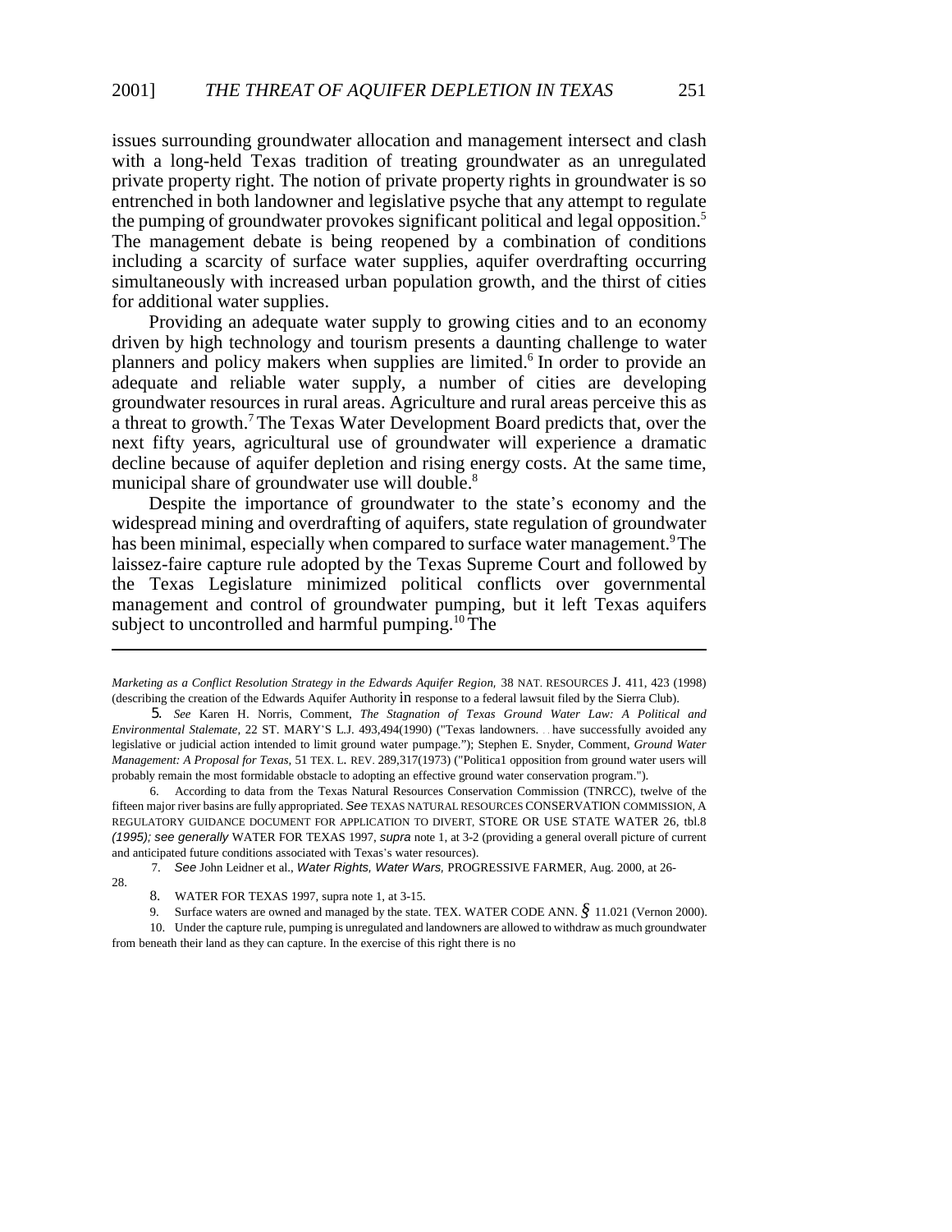issues surrounding groundwater allocation and management intersect and clash with a long-held Texas tradition of treating groundwater as an unregulated private property right. The notion of private property rights in groundwater is so entrenched in both landowner and legislative psyche that any attempt to regulate the pumping of groundwater provokes significant political and legal opposition.[5] The management debate is being reopened by a combination of conditions including a scarcity of surface water supplies, aquifer overdrafting occurring simultaneously with increased urban population growth, and the thirst of cities for additional water supplies.

Providing an adequate water supply to growing cities and to an economy driven by high technology and tourism presents a daunting challenge to water planners and policy makers when supplies are limited.[6] In order to provide an adequate and reliable water supply, a number of cities are developing groundwater resources in rural areas. Agriculture and rural areas perceive this as a threat to growth.[7] The Texas Water Development Board predicts that, over the next fifty years, agricultural use of groundwater will experience a dramatic decline because of aquifer depletion and rising energy costs. At the same time, municipal share of groundwater use will double.[8]

Despite the importance of groundwater to the state's economy and the widespread mining and overdrafting of aquifers, state regulation of groundwater has been minimal, especially when compared to surface water management.[9] The laissez-faire capture rule adopted by the Texas Supreme Court and followed by the Texas Legislature minimized political conflicts over governmental management and control of groundwater pumping, but it left Texas aquifers subject to uncontrolled and harmful pumping.[10] The

---

*Marketing as a Conflict Resolution Strategy in the Edwards Aquifer Region,* 38 NAT. RESOURCES J. 411, 423 (1998) (describing the creation of the Edwards Aquifer Authority in response to a federal lawsuit filed by the Sierra Club).

5. *See* Karen H. Norris, Comment, *The Stagnation of Texas Ground Water Law: A Political and Environmental Stalemate,* 22 ST. MARY'S L.J. 493,494(1990) ("Texas landowners. . . have successfully avoided any legislative or judicial action intended to limit ground water pumpage."); Stephen E. Snyder, Comment, *Ground Water Management: A Proposal for Texas,* 51 TEX. L. REV. 289,317(1973) ("Politica1 opposition from ground water users will probably remain the most formidable obstacle to adopting an effective ground water conservation program.").

6. According to data from the Texas Natural Resources Conservation Commission (TNRCC), twelve of the fifteen major river basins are fully appropriated. *See* TEXAS NATURAL RESOURCES CONSERVATION COMMISSION, A REGULATORY GUIDANCE DOCUMENT FOR APPLICATION TO DIVERT, STORE OR USE STATE WATER 26, tbl.8 *(1995); see generally* WATER FOR TEXAS 1997, *supra* note 1, at 3-2 (providing a general overall picture of current and anticipated future conditions associated with Texas's water resources).

7. *See* John Leidner et al., *Water Rights, Water Wars,* PROGRESSIVE FARMER, Aug. 2000, at 26-28.

8. WATER FOR TEXAS 1997, supra note 1, at 3-15.

9. Surface waters are owned and managed by the state. TEX. WATER CODE ANN. § 11.021 (Vernon 2000).

10. Under the capture rule, pumping is unregulated and landowners are allowed to withdraw as much groundwater from beneath their land as they can capture. In the exercise of this right there is no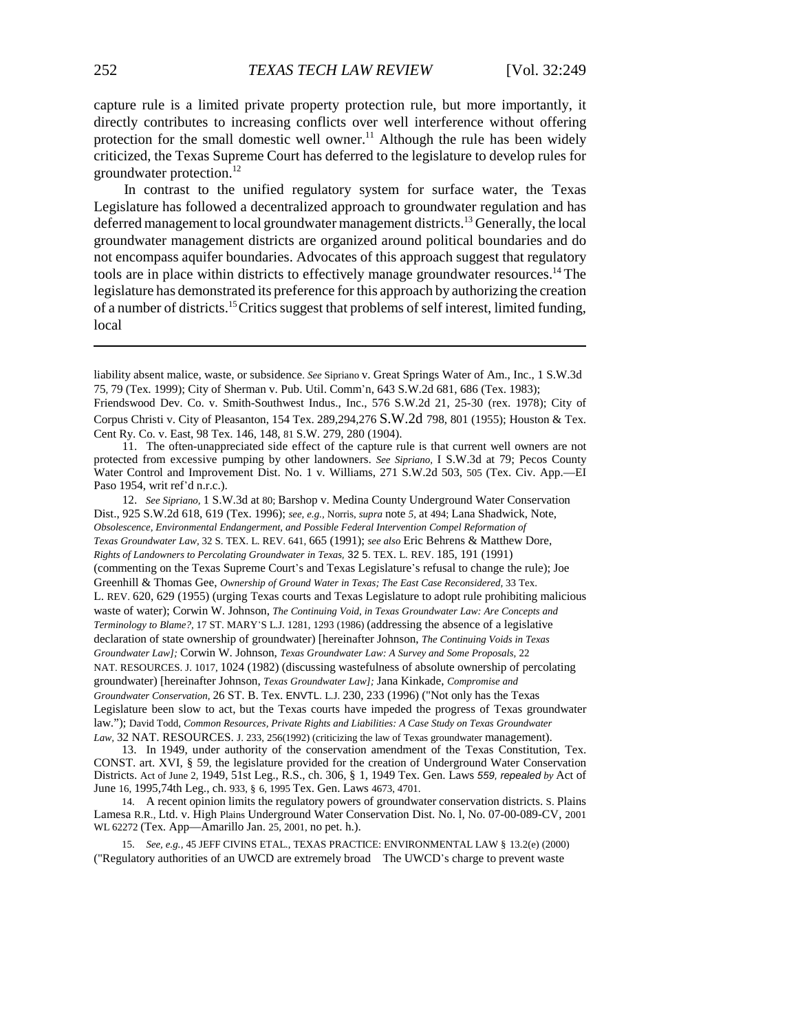capture rule is a limited private property protection rule, but more importantly, it directly contributes to increasing conflicts over well interference without offering protection for the small domestic well owner.[11] Although the rule has been widely criticized, the Texas Supreme Court has deferred to the legislature to develop rules for groundwater protection.[12]

In contrast to the unified regulatory system for surface water, the Texas Legislature has followed a decentralized approach to groundwater regulation and has deferred management to local groundwater management districts.[13] Generally, the local groundwater management districts are organized around political boundaries and do not encompass aquifer boundaries. Advocates of this approach suggest that regulatory tools are in place within districts to effectively manage groundwater resources.[14] The legislature has demonstrated its preference for this approach by authorizing the creation of a number of districts.[15] Critics suggest that problems of self interest, limited funding, local

---

liability absent malice, waste, or subsidence. *See* Sipriano v. Great Springs Water of Am., Inc., 1 S.W.3d 75, 79 (Tex. 1999); City of Sherman v. Pub. Util. Comm'n, 643 S.W.2d 681, 686 (Tex. 1983); Friendswood Dev. Co. v. Smith-Southwest Indus., Inc., 576 S.W.2d 21, 25-30 (rex. 1978); City of Corpus Christi v. City of Pleasanton, 154 Tex. 289,294,276 S.W.2d 798, 801 (1955); Houston & Tex. Cent Ry. Co. v. East, 98 Tex. 146, 148, 81 S.W. 279, 280 (1904).

11. The often-unappreciated side effect of the capture rule is that current well owners are not protected from excessive pumping by other landowners. *See Sipriano,* I S.W.3d at 79; Pecos County Water Control and Improvement Dist. No. 1 v. Williams, 271 S.W.2d 503, 505 (Tex. Civ. App.—EI Paso 1954, writ ref'd n.r.c.).

12. *See Sipriano,* 1 S.W.3d at 80; Barshop v. Medina County Underground Water Conservation Dist., 925 S.W.2d 618, 619 (Tex. 1996); *see, e.g.,* Norris, *supra* note *5,* at 494; Lana Shadwick, Note, *Obsolescence, Environmental Endangerment, and Possible Federal Intervention Compel Reformation of Texas Groundwater Law,* 32 S. TEX. L. REV. 641, 665 (1991); *see also* Eric Behrens & Matthew Dore, *Rights of Landowners to Percolating Groundwater in Texas,* 32 S. TEX. L. REV. 185, 191 (1991) (commenting on the Texas Supreme Court's and Texas Legislature's refusal to change the rule); Joe Greenhill & Thomas Gee, *Ownership of Ground Water in Texas; The East Case Reconsidered,* 33 Tex. L. REV. 620, 629 (1955) (urging Texas courts and Texas Legislature to adopt rule prohibiting malicious waste of water); Corwin W. Johnson, *The Continuing Void, in Texas Groundwater Law: Are Concepts and Terminology to Blame?,* 17 ST. MARY'S L.J. 1281, 1293 (1986) (addressing the absence of a legislative declaration of state ownership of groundwater) [hereinafter Johnson, *The Continuing Voids in Texas Groundwater Law];* Corwin W. Johnson, *Texas Groundwater Law: A Survey and Some Proposals,* 22 NAT. RESOURCES. J. 1017, 1024 (1982) (discussing wastefulness of absolute ownership of percolating groundwater) [hereinafter Johnson, *Texas Groundwater Law];* Jana Kinkade, *Compromise and Groundwater Conservation,* 26 ST. B. Tex. ENVTL. L.J. 230, 233 (1996) ("Not only has the Texas Legislature been slow to act, but the Texas courts have impeded the progress of Texas groundwater law."); David Todd, *Common Resources, Private Rights and Liabilities: A Case Study on Texas Groundwater Law,* 32 NAT. RESOURCES. J. 233, 256(1992) (criticizing the law of Texas groundwater management).

13. In 1949, under authority of the conservation amendment of the Texas Constitution, Tex. CONST. art. XVI, § 59, the legislature provided for the creation of Underground Water Conservation Districts. Act of June 2, 1949, 51st Leg., R.S., ch. 306, § 1, 1949 Tex. Gen. Laws *559, repealed by* Act of June 16, 1995,74th Leg., ch. 933, § 6, 1995 Tex. Gen. Laws 4673, 4701.

14. A recent opinion limits the regulatory powers of groundwater conservation districts. S. Plains Lamesa R.R., Ltd. v. High Plains Underground Water Conservation Dist. No. l, No. 07-00-089-CV, 2001 WL 62272 (Tex. App—Amarillo Jan. 25, 2001, no pet. h.).

15. *See, e.g.,* 45 JEFF CIVINS ETAL., TEXAS PRACTICE: ENVIRONMENTAL LAW § 13.2(e) (2000) ("Regulatory authorities of an UWCD are extremely broad The UWCD's charge to prevent waste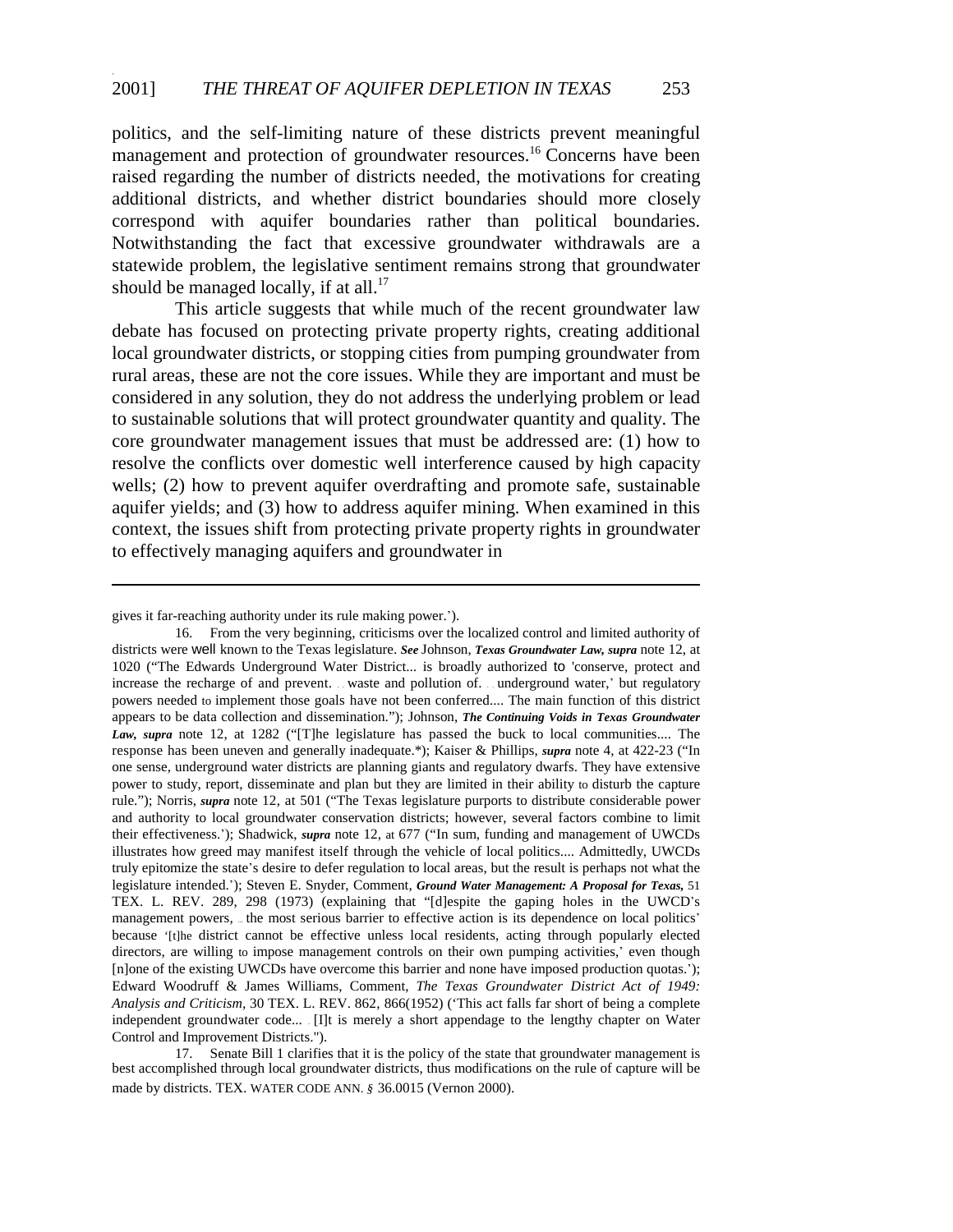politics, and the self-limiting nature of these districts prevent meaningful management and protection of groundwater resources.[16] Concerns have been raised regarding the number of districts needed, the motivations for creating additional districts, and whether district boundaries should more closely correspond with aquifer boundaries rather than political boundaries. Notwithstanding the fact that excessive groundwater withdrawals are a statewide problem, the legislative sentiment remains strong that groundwater should be managed locally, if at all.[17]

This article suggests that while much of the recent groundwater law debate has focused on protecting private property rights, creating additional local groundwater districts, or stopping cities from pumping groundwater from rural areas, these are not the core issues. While they are important and must be considered in any solution, they do not address the underlying problem or lead to sustainable solutions that will protect groundwater quantity and quality. The core groundwater management issues that must be addressed are: (1) how to resolve the conflicts over domestic well interference caused by high capacity wells; (2) how to prevent aquifer overdrafting and promote safe, sustainable aquifer yields; and (3) how to address aquifer mining. When examined in this context, the issues shift from protecting private property rights in groundwater to effectively managing aquifers and groundwater in

---

gives it far-reaching authority under its rule making power.').

16. From the very beginning, criticisms over the localized control and limited authority of districts were well known to the Texas legislature. ***See*** Johnson, ***Texas Groundwater Law, supra*** note 12, at 1020 ("The Edwards Underground Water District... is broadly authorized to 'conserve, protect and increase the recharge of and prevent. . . waste and pollution of. . . underground water,' but regulatory powers needed to implement those goals have not been conferred.... The main function of this district appears to be data collection and dissemination."); Johnson, ***The Continuing Voids in Texas Groundwater Law, supra*** note 12, at 1282 ("[T]he legislature has passed the buck to local communities.... The response has been uneven and generally inadequate.*); Kaiser & Phillips, ***supra*** note 4, at 422-23 ("In one sense, underground water districts are planning giants and regulatory dwarfs. They have extensive power to study, report, disseminate and plan but they are limited in their ability to disturb the capture rule."); Norris, ***supra*** note 12, at 501 ("The Texas legislature purports to distribute considerable power and authority to local groundwater conservation districts; however, several factors combine to limit their effectiveness.'); Shadwick, ***supra*** note 12, at 677 ("In sum, funding and management of UWCDs illustrates how greed may manifest itself through the vehicle of local politics.... Admittedly, UWCDs truly epitomize the state's desire to defer regulation to local areas, but the result is perhaps not what the legislature intended.'); Steven E. Snyder, Comment, ***Ground Water Management: A Proposal for Texas,*** 51 TEX. L. REV. 289, 298 (1973) (explaining that "[d]espite the gaping holes in the UWCD's management powers, .. the most serious barrier to effective action is its dependence on local politics' because '[t]he district cannot be effective unless local residents, acting through popularly elected directors, are willing to impose management controls on their own pumping activities,' even though [n]one of the existing UWCDs have overcome this barrier and none have imposed production quotas.'); Edward Woodruff & James Williams, Comment, *The Texas Groundwater District Act of 1949: Analysis and Criticism*, 30 TEX. L. REV. 862, 866(1952) ('This act falls far short of being a complete independent groundwater code... . [I]t is merely a short appendage to the lengthy chapter on Water Control and Improvement Districts.").

17. Senate Bill 1 clarifies that it is the policy of the state that groundwater management is best accomplished through local groundwater districts, thus modifications on the rule of capture will be made by districts. TEX. WATER CODE ANN. § 36.0015 (Vernon 2000).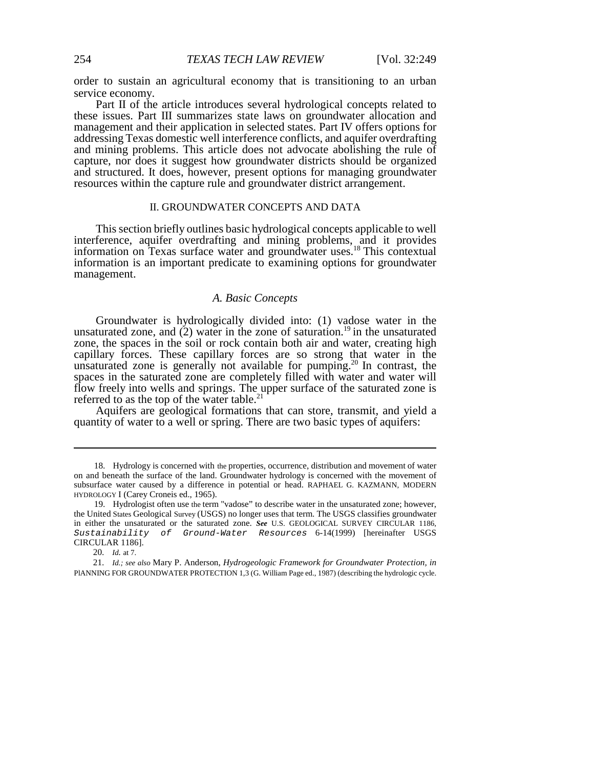order to sustain an agricultural economy that is transitioning to an urban service economy.

Part II of the article introduces several hydrological concepts related to these issues. Part III summarizes state laws on groundwater allocation and management and their application in selected states. Part IV offers options for addressing Texas domestic well interference conflicts, and aquifer overdrafting and mining problems. This article does not advocate abolishing the rule of capture, nor does it suggest how groundwater districts should be organized and structured. It does, however, present options for managing groundwater resources within the capture rule and groundwater district arrangement.

## II. GROUNDWATER CONCEPTS AND DATA

This section briefly outlines basic hydrological concepts applicable to well interference, aquifer overdrafting and mining problems, and it provides information on Texas surface water and groundwater uses.[18] This contextual information is an important predicate to examining options for groundwater management.

### *A. Basic Concepts*

Groundwater is hydrologically divided into: (1) vadose water in the unsaturated zone, and (2) water in the zone of saturation.[19] in the unsaturated zone, the spaces in the soil or rock contain both air and water, creating high capillary forces. These capillary forces are so strong that water in the unsaturated zone is generally not available for pumping.[20] In contrast, the spaces in the saturated zone are completely filled with water and water will flow freely into wells and springs. The upper surface of the saturated zone is referred to as the top of the water table.[21]

Aquifers are geological formations that can store, transmit, and yield a quantity of water to a well or spring. There are two basic types of aquifers:

---

18. Hydrology is concerned with the properties, occurrence, distribution and movement of water on and beneath the surface of the land. Groundwater hydrology is concerned with the movement of subsurface water caused by a difference in potential or head. RAPHAEL G. KAZMANN, MODERN HYDROLOGY I (Carey Croneis ed., 1965).

19. Hydrologist often use the term "vadose" to describe water in the unsaturated zone; however, the United States Geological Survey (USGS) no longer uses that term. The USGS classifies groundwater in either the unsaturated or the saturated zone. ***See*** U.S. GEOLOGICAL SURVEY CIRCULAR 1186, *Sustainability of Ground-Water Resources* 6-14(1999) [hereinafter USGS CIRCULAR 1186].

20. *Id.* at 7.

21. *Id.; see also* Mary P. Anderson, *Hydrogeologic Framework for Groundwater Protection, in* PlANNING FOR GROUNDWATER PROTECTION 1,3 (G. William Page ed., 1987) (describing the hydrologic cycle.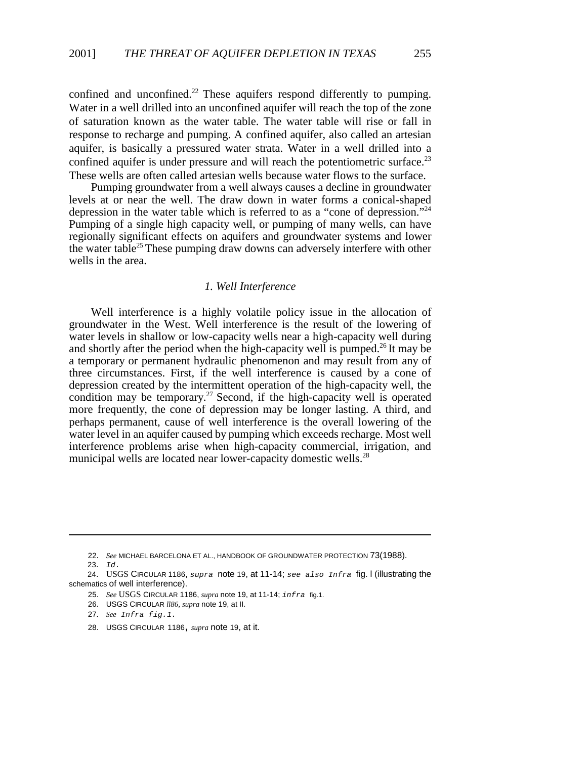confined and unconfined.[22] These aquifers respond differently to pumping. Water in a well drilled into an unconfined aquifer will reach the top of the zone of saturation known as the water table. The water table will rise or fall in response to recharge and pumping. A confined aquifer, also called an artesian aquifer, is basically a pressured water strata. Water in a well drilled into a confined aquifer is under pressure and will reach the potentiometric surface.[23] These wells are often called artesian wells because water flows to the surface.

Pumping groundwater from a well always causes a decline in groundwater levels at or near the well. The draw down in water forms a conical-shaped depression in the water table which is referred to as a "cone of depression."[24] Pumping of a single high capacity well, or pumping of many wells, can have regionally significant effects on aquifers and groundwater systems and lower the water table[25] These pumping draw downs can adversely interfere with other wells in the area.

### *1. Well Interference*

Well interference is a highly volatile policy issue in the allocation of groundwater in the West. Well interference is the result of the lowering of water levels in shallow or low-capacity wells near a high-capacity well during and shortly after the period when the high-capacity well is pumped.[26] It may be a temporary or permanent hydraulic phenomenon and may result from any of three circumstances. First, if the well interference is caused by a cone of depression created by the intermittent operation of the high-capacity well, the condition may be temporary.[27] Second, if the high-capacity well is operated more frequently, the cone of depression may be longer lasting. A third, and perhaps permanent, cause of well interference is the overall lowering of the water level in an aquifer caused by pumping which exceeds recharge. Most well interference problems arise when high-capacity commercial, irrigation, and municipal wells are located near lower-capacity domestic wells.[28]

---

22. *See* MICHAEL BARCELONA ET AL., HANDBOOK OF GROUNDWATER PROTECTION 73(1988).

23. *Id.*

24. USGS CIRCULAR 1186, *supra* note 19, at 11-14; *see also Infra* fig. l (illustrating the schematics of well interference).

25. *See* USGS CIRCULAR 1186, *supra* note 19, at 11-14; *infra* fig.1.

26. USGS CIRCULAR *ll86*, *supra* note 19, at II.

27. *See Infra fig.1.*

28. USGS CIRCULAR 1186, *supra* note 19, at it.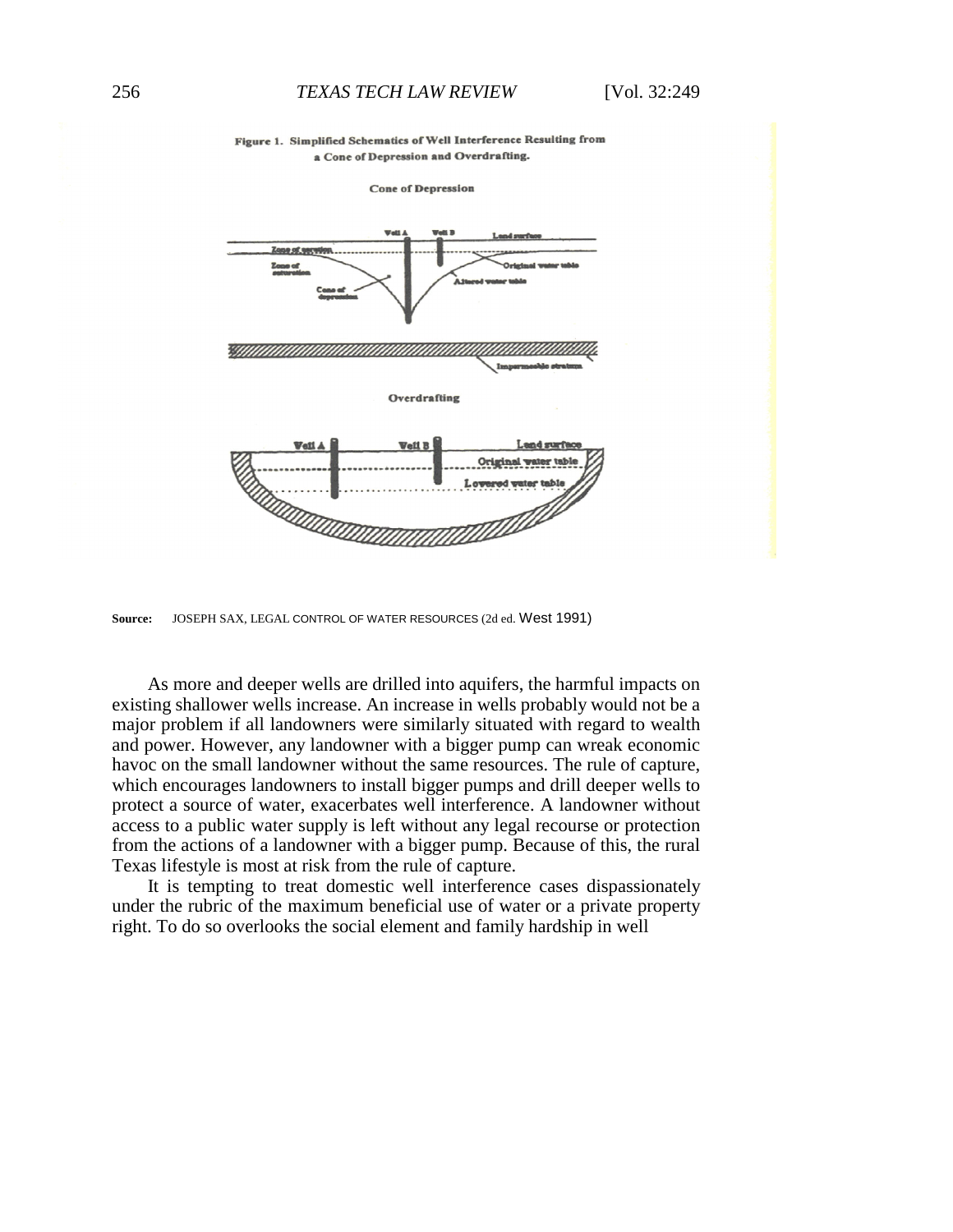**Figure 1. Simplified Schematics of Well Interference Resulting from a Cone of Depression and Overdrafting.**

Cone of Depression

Well A Well B Land surface

Zone of aeration

Zone of saturation

Original water table

Altered water table

Cone of depression

Impermeable stratum

Overdrafting

Well A Well B Land surface

Original water table

Lowered water table

**Source:** JOSEPH SAX, LEGAL CONTROL OF WATER RESOURCES (2d ed. West 1991)

As more and deeper wells are drilled into aquifers, the harmful impacts on existing shallower wells increase. An increase in wells probably would not be a major problem if all landowners were similarly situated with regard to wealth and power. However, any landowner with a bigger pump can wreak economic havoc on the small landowner without the same resources. The rule of capture, which encourages landowners to install bigger pumps and drill deeper wells to protect a source of water, exacerbates well interference. A landowner without access to a public water supply is left without any legal recourse or protection from the actions of a landowner with a bigger pump. Because of this, the rural Texas lifestyle is most at risk from the rule of capture.

It is tempting to treat domestic well interference cases dispassionately under the rubric of the maximum beneficial use of water or a private property right. To do so overlooks the social element and family hardship in well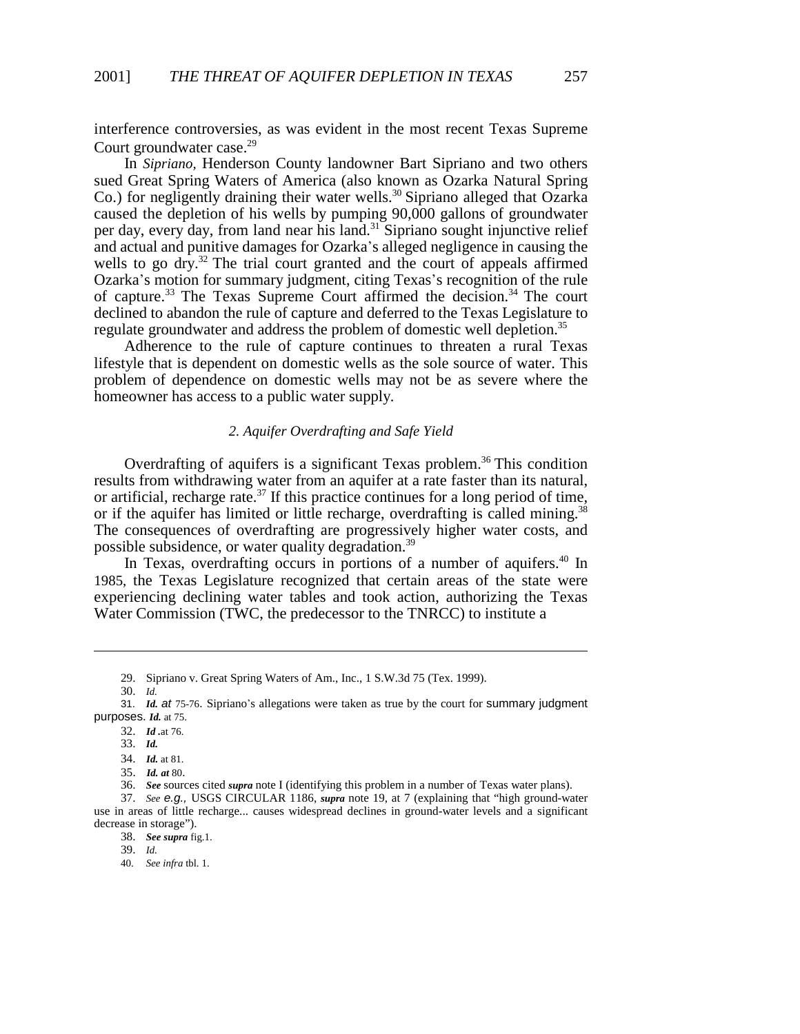interference controversies, as was evident in the most recent Texas Supreme Court groundwater case.[29]

In *Sipriano,* Henderson County landowner Bart Sipriano and two others sued Great Spring Waters of America (also known as Ozarka Natural Spring Co.) for negligently draining their water wells.[30] Sipriano alleged that Ozarka caused the depletion of his wells by pumping 90,000 gallons of groundwater per day, every day, from land near his land.[31] Sipriano sought injunctive relief and actual and punitive damages for Ozarka's alleged negligence in causing the wells to go dry.[32] The trial court granted and the court of appeals affirmed Ozarka's motion for summary judgment, citing Texas's recognition of the rule of capture.[33] The Texas Supreme Court affirmed the decision.[34] The court declined to abandon the rule of capture and deferred to the Texas Legislature to regulate groundwater and address the problem of domestic well depletion.[35]

Adherence to the rule of capture continues to threaten a rural Texas lifestyle that is dependent on domestic wells as the sole source of water. This problem of dependence on domestic wells may not be as severe where the homeowner has access to a public water supply.

### *2. Aquifer Overdrafting and Safe Yield*

Overdrafting of aquifers is a significant Texas problem.[36] This condition results from withdrawing water from an aquifer at a rate faster than its natural, or artificial, recharge rate.[37] If this practice continues for a long period of time, or if the aquifer has limited or little recharge, overdrafting is called mining.[38] The consequences of overdrafting are progressively higher water costs, and possible subsidence, or water quality degradation.[39]

In Texas, overdrafting occurs in portions of a number of aquifers.[40] In 1985, the Texas Legislature recognized that certain areas of the state were experiencing declining water tables and took action, authorizing the Texas Water Commission (TWC, the predecessor to the TNRCC) to institute a

---

29. Sipriano v. Great Spring Waters of Am., Inc., 1 S.W.3d 75 (Tex. 1999).

30. *Id.*

31. ***Id.*** *at* 75-76. Sipriano's allegations were taken as true by the court for summary judgment purposes. ***Id.*** at 75.

32. ***Id*** .at 76.

33. ***Id.***

34. ***Id.*** at 81.

35. ***Id. at*** 80.

36. ***See*** sources cited ***supra*** note I (identifying this problem in a number of Texas water plans).

37. *See e.g.,* USGS CIRCULAR 1186, ***supra*** note 19, at 7 (explaining that "high ground-water use in areas of little recharge... causes widespread declines in ground-water levels and a significant decrease in storage").

38. ***See supra*** fig.1.

39. *Id.*

40. *See infra* tbl. 1.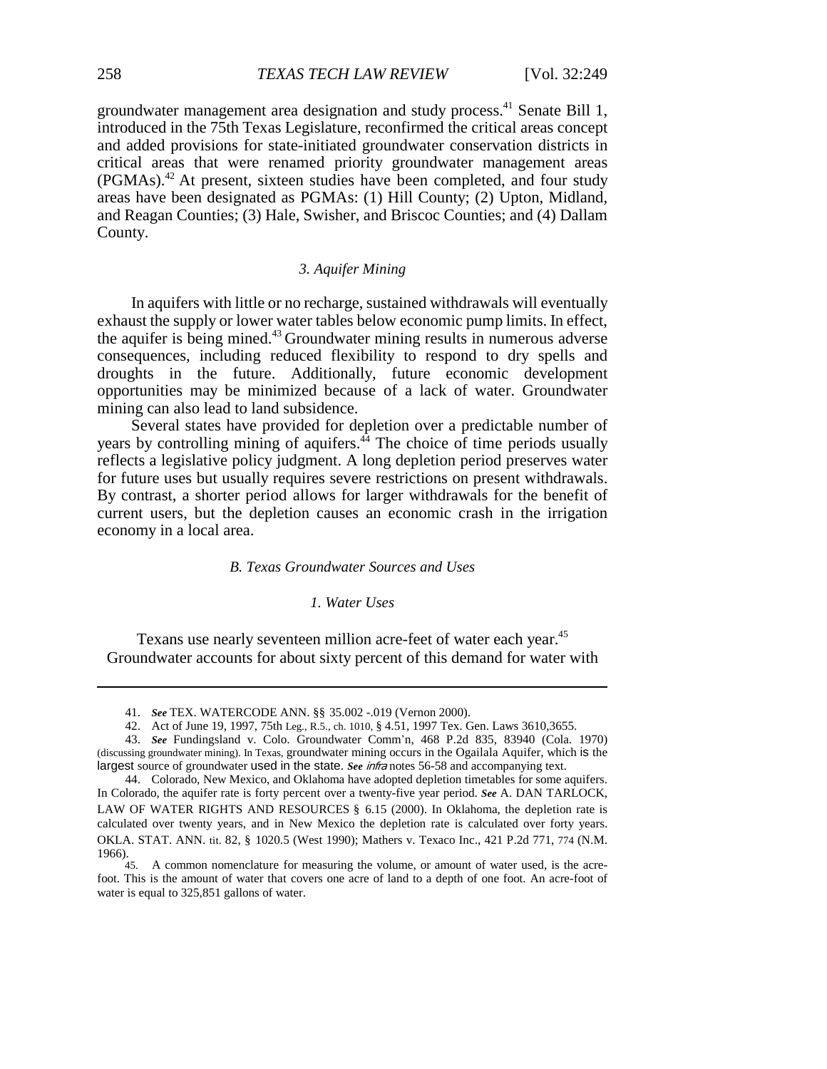groundwater management area designation and study process.[41] Senate Bill 1, introduced in the 75th Texas Legislature, reconfirmed the critical areas concept and added provisions for state-initiated groundwater conservation districts in critical areas that were renamed priority groundwater management areas (PGMAs).[42] At present, sixteen studies have been completed, and four study areas have been designated as PGMAs: (1) Hill County; (2) Upton, Midland, and Reagan Counties; (3) Hale, Swisher, and Briscoc Counties; and (4) Dallam County.

#### *3. Aquifer Mining*

In aquifers with little or no recharge, sustained withdrawals will eventually exhaust the supply or lower water tables below economic pump limits. In effect, the aquifer is being mined.[43] Groundwater mining results in numerous adverse consequences, including reduced flexibility to respond to dry spells and droughts in the future. Additionally, future economic development opportunities may be minimized because of a lack of water. Groundwater mining can also lead to land subsidence.

Several states have provided for depletion over a predictable number of years by controlling mining of aquifers.[44] The choice of time periods usually reflects a legislative policy judgment. A long depletion period preserves water for future uses but usually requires severe restrictions on present withdrawals. By contrast, a shorter period allows for larger withdrawals for the benefit of current users, but the depletion causes an economic crash in the irrigation economy in a local area.

### *B. Texas Groundwater Sources and Uses*

#### *1. Water Uses*

Texans use nearly seventeen million acre-feet of water each year.[45] Groundwater accounts for about sixty percent of this demand for water with

---

41. ***See*** TEX. WATERCODE ANN. §§ 35.002 -.019 (Vernon 2000).

42. Act of June 19, 1997, 75th Leg., R.5., ch. 1010, § 4.51, 1997 Tex. Gen. Laws 3610,3655.

43. ***See*** Fundingsland v. Colo. Groundwater Comm'n, 468 P.2d 835, 83940 (Cola. 1970) (discussing groundwater mining). In Texas, groundwater mining occurs in the Ogailala Aquifer, which is the largest source of groundwater used in the state. ***See*** *infra* notes 56-58 and accompanying text.

44. Colorado, New Mexico, and Oklahoma have adopted depletion timetables for some aquifers. In Colorado, the aquifer rate is forty percent over a twenty-five year period. ***See*** A. DAN TARLOCK, LAW OF WATER RIGHTS AND RESOURCES § 6.15 (2000). In Oklahoma, the depletion rate is calculated over twenty years, and in New Mexico the depletion rate is calculated over forty years. OKLA. STAT. ANN. tit. 82, § 1020.5 (West 1990); Mathers v. Texaco Inc., 421 P.2d 771, 774 (N.M. 1966).

45. A common nomenclature for measuring the volume, or amount of water used, is the acre-foot. This is the amount of water that covers one acre of land to a depth of one foot. An acre-foot of water is equal to 325,851 gallons of water.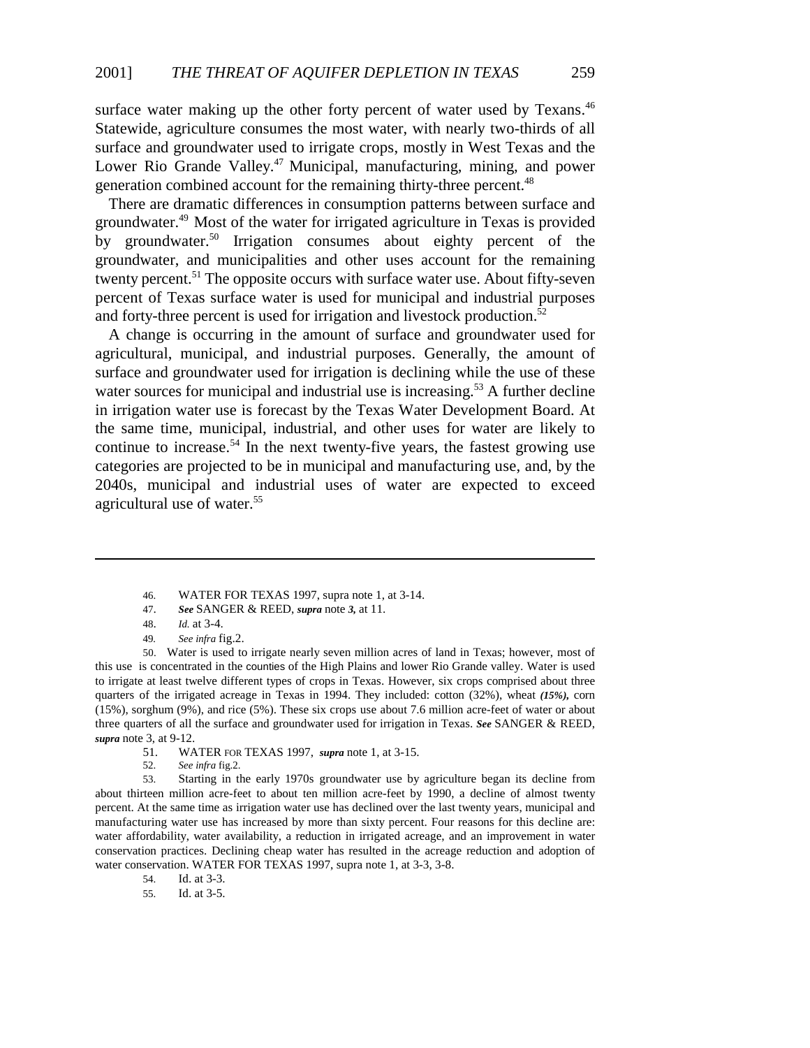surface water making up the other forty percent of water used by Texans.[46] Statewide, agriculture consumes the most water, with nearly two-thirds of all surface and groundwater used to irrigate crops, mostly in West Texas and the Lower Rio Grande Valley.[47] Municipal, manufacturing, mining, and power generation combined account for the remaining thirty-three percent.[48]

There are dramatic differences in consumption patterns between surface and groundwater.[49] Most of the water for irrigated agriculture in Texas is provided by groundwater.[50] Irrigation consumes about eighty percent of the groundwater, and municipalities and other uses account for the remaining twenty percent.[51] The opposite occurs with surface water use. About fifty-seven percent of Texas surface water is used for municipal and industrial purposes and forty-three percent is used for irrigation and livestock production.[52]

A change is occurring in the amount of surface and groundwater used for agricultural, municipal, and industrial purposes. Generally, the amount of surface and groundwater used for irrigation is declining while the use of these water sources for municipal and industrial use is increasing.[53] A further decline in irrigation water use is forecast by the Texas Water Development Board. At the same time, municipal, industrial, and other uses for water are likely to continue to increase.[54] In the next twenty-five years, the fastest growing use categories are projected to be in municipal and manufacturing use, and, by the 2040s, municipal and industrial uses of water are expected to exceed agricultural use of water.[55]

---

46. WATER FOR TEXAS 1997, supra note 1, at 3-14.

47. ***See*** SANGER & REED, ***supra*** note ***3,*** at 11.

48. *Id.* at 3-4.

49. *See infra* fig.2.

50. Water is used to irrigate nearly seven million acres of land in Texas; however, most of this use is concentrated in the counties of the High Plains and lower Rio Grande valley. Water is used to irrigate at least twelve different types of crops in Texas. However, six crops comprised about three quarters of the irrigated acreage in Texas in 1994. They included: cotton (32%), wheat ***(15%),*** corn (15%), sorghum (9%), and rice (5%). These six crops use about 7.6 million acre-feet of water or about three quarters of all the surface and groundwater used for irrigation in Texas. ***See*** SANGER & REED, ***supra*** note 3, at 9-12.

51. WATER FOR TEXAS 1997, ***supra*** note 1, at 3-15.

52. *See infra* fig.2.

53. Starting in the early 1970s groundwater use by agriculture began its decline from about thirteen million acre-feet to about ten million acre-feet by 1990, a decline of almost twenty percent. At the same time as irrigation water use has declined over the last twenty years, municipal and manufacturing water use has increased by more than sixty percent. Four reasons for this decline are: water affordability, water availability, a reduction in irrigated acreage, and an improvement in water conservation practices. Declining cheap water has resulted in the acreage reduction and adoption of water conservation. WATER FOR TEXAS 1997, supra note 1, at 3-3, 3-8.

54. Id. at 3-3.

55. Id. at 3-5.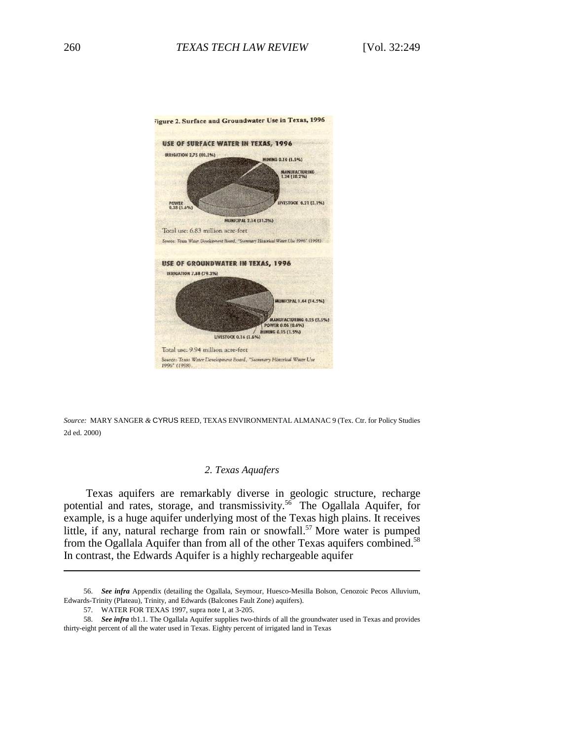Figure 2. Surface and Groundwater Use in Texas, 1996

**USE OF SURFACE WATER IN TEXAS, 1996**

IRRIGATION 2.75 (40.3%)
MINING 0.10 (1.5%)
MANUFACTURING 1.24 (18.2%)
LIVESTOCK 0.21 (3.1%)
MUNICIPAL 2.14 (31.3%)
POWER 0.38 (5.6%)

Total use: 6.83 million acre-feet

*Source: Texas Water Development Board, "Summary Historical Water Use 1996" (1998).*

**USE OF GROUNDWATER IN TEXAS, 1996**

IRRIGATION 7.88 (79.3%)
MUNICIPAL 1.44 (14.5%)
MANUFACTURING 0.25 (2.5%)
POWER 0.06 (0.6%)
MINING 0.15 (1.5%)
LIVESTOCK 0.16 (1.6%)

Total use: 9.94 million acre-feet

*Source: Texas Water Development Board, "Summary Historical Water Use 1996" (1998).*

*Source:* MARY SANGER & CYRUS REED, TEXAS ENVIRONMENTAL ALMANAC 9 (Tex. Ctr. for Policy Studies 2d ed. 2000)

### *2. Texas Aquafers*

Texas aquifers are remarkably diverse in geologic structure, recharge potential and rates, storage, and transmissivity.[56] The Ogallala Aquifer, for example, is a huge aquifer underlying most of the Texas high plains. It receives little, if any, natural recharge from rain or snowfall.[57] More water is pumped from the Ogallala Aquifer than from all of the other Texas aquifers combined.[58] In contrast, the Edwards Aquifer is a highly rechargeable aquifer

---

56. ***See infra*** Appendix (detailing the Ogallala, Seymour, Huesco-Mesilla Bolson, Cenozoic Pecos Alluvium, Edwards-Trinity (Plateau), Trinity, and Edwards (Balcones Fault Zone) aquifers).

57. WATER FOR TEXAS 1997, supra note I, at 3-205.

58. ***See infra*** tb1.1. The Ogallala Aquifer supplies two-thirds of all the groundwater used in Texas and provides thirty-eight percent of all the water used in Texas. Eighty percent of irrigated land in Texas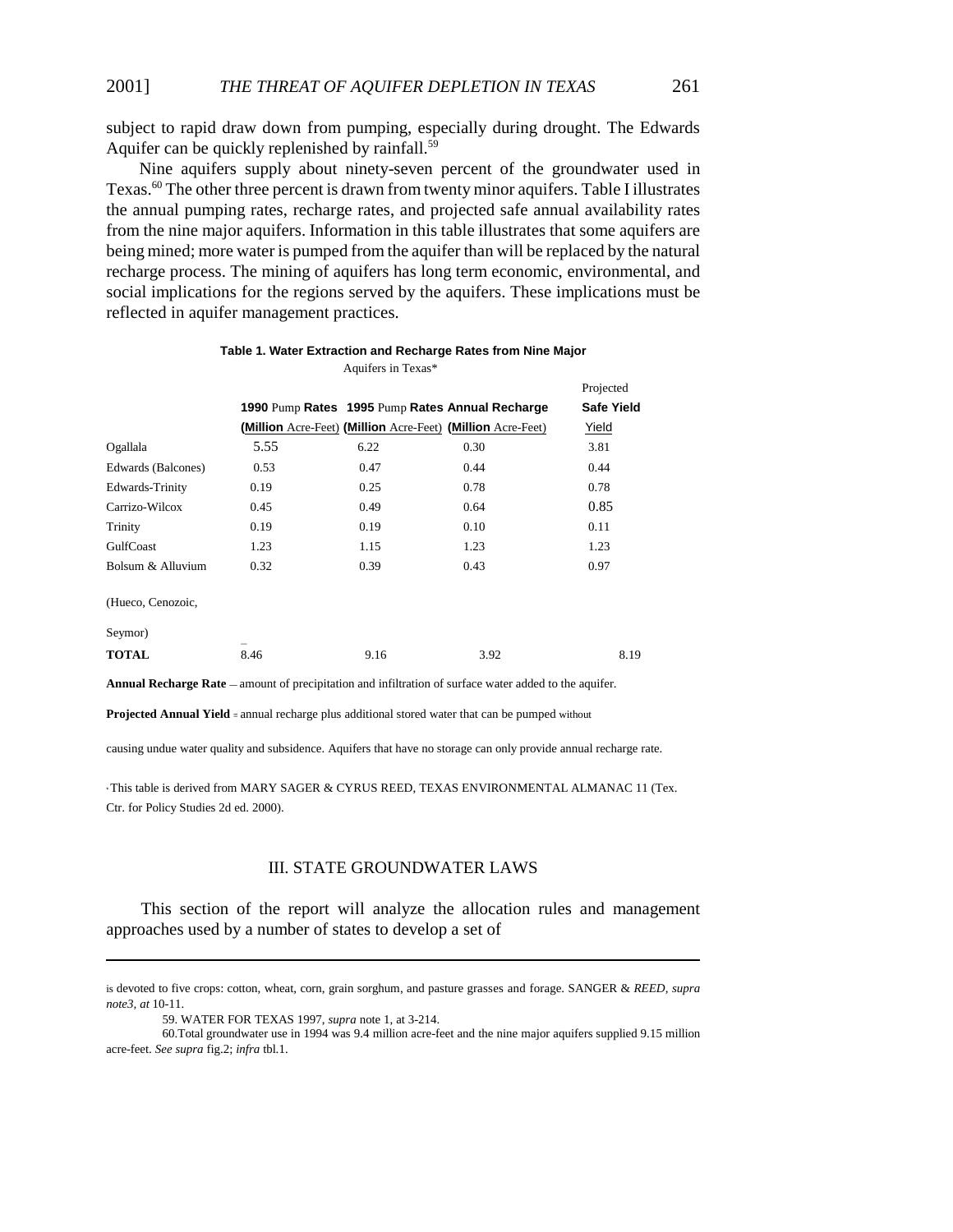subject to rapid draw down from pumping, especially during drought. The Edwards Aquifer can be quickly replenished by rainfall.[59]

Nine aquifers supply about ninety-seven percent of the groundwater used in Texas.[60] The other three percent is drawn from twenty minor aquifers. Table I illustrates the annual pumping rates, recharge rates, and projected safe annual availability rates from the nine major aquifers. Information in this table illustrates that some aquifers are being mined; more water is pumped from the aquifer than will be replaced by the natural recharge process. The mining of aquifers has long term economic, environmental, and social implications for the regions served by the aquifers. These implications must be reflected in aquifer management practices.

**Table 1. Water Extraction and Recharge Rates from Nine Major Aquifers in Texas***

| | 1990 Pump Rates (Million Acre-Feet) | 1995 Pump Rates (Million Acre-Feet) | Annual Recharge (Million Acre-Feet) | Projected Safe Yield Yield |
|---|---|---|---|---|
| Ogallala | 5.55 | 6.22 | 0.30 | 3.81 |
| Edwards (Balcones) | 0.53 | 0.47 | 0.44 | 0.44 |
| Edwards-Trinity | 0.19 | 0.25 | 0.78 | 0.78 |
| Carrizo-Wilcox | 0.45 | 0.49 | 0.64 | 0.85 |
| Trinity | 0.19 | 0.19 | 0.10 | 0.11 |
| GulfCoast | 1.23 | 1.15 | 1.23 | 1.23 |
| Bolsum & Alluvium | 0.32 | 0.39 | 0.43 | 0.97 |
| (Hueco, Cenozoic, Seymor) | | | | |
| **TOTAL** | 8.46 | 9.16 | 3.92 | 8.19 |

**Annual Recharge Rate** — amount of precipitation and infiltration of surface water added to the aquifer.

**Projected Annual Yield** = annual recharge plus additional stored water that can be pumped without causing undue water quality and subsidence. Aquifers that have no storage can only provide annual recharge rate.

*This table is derived from MARY SAGER & CYRUS REED, TEXAS ENVIRONMENTAL ALMANAC 11 (Tex. Ctr. for Policy Studies 2d ed. 2000).

## III. STATE GROUNDWATER LAWS

This section of the report will analyze the allocation rules and management approaches used by a number of states to develop a set of

---

is devoted to five crops: cotton, wheat, corn, grain sorghum, and pasture grasses and forage. SANGER & *REED*, *supra note3*, *at* 10-11.

59. WATER FOR TEXAS 1997, *supra* note 1, at 3-214.

60. Total groundwater use in 1994 was 9.4 million acre-feet and the nine major aquifers supplied 9.15 million acre-feet. *See supra* fig.2; *infra* tbl.1.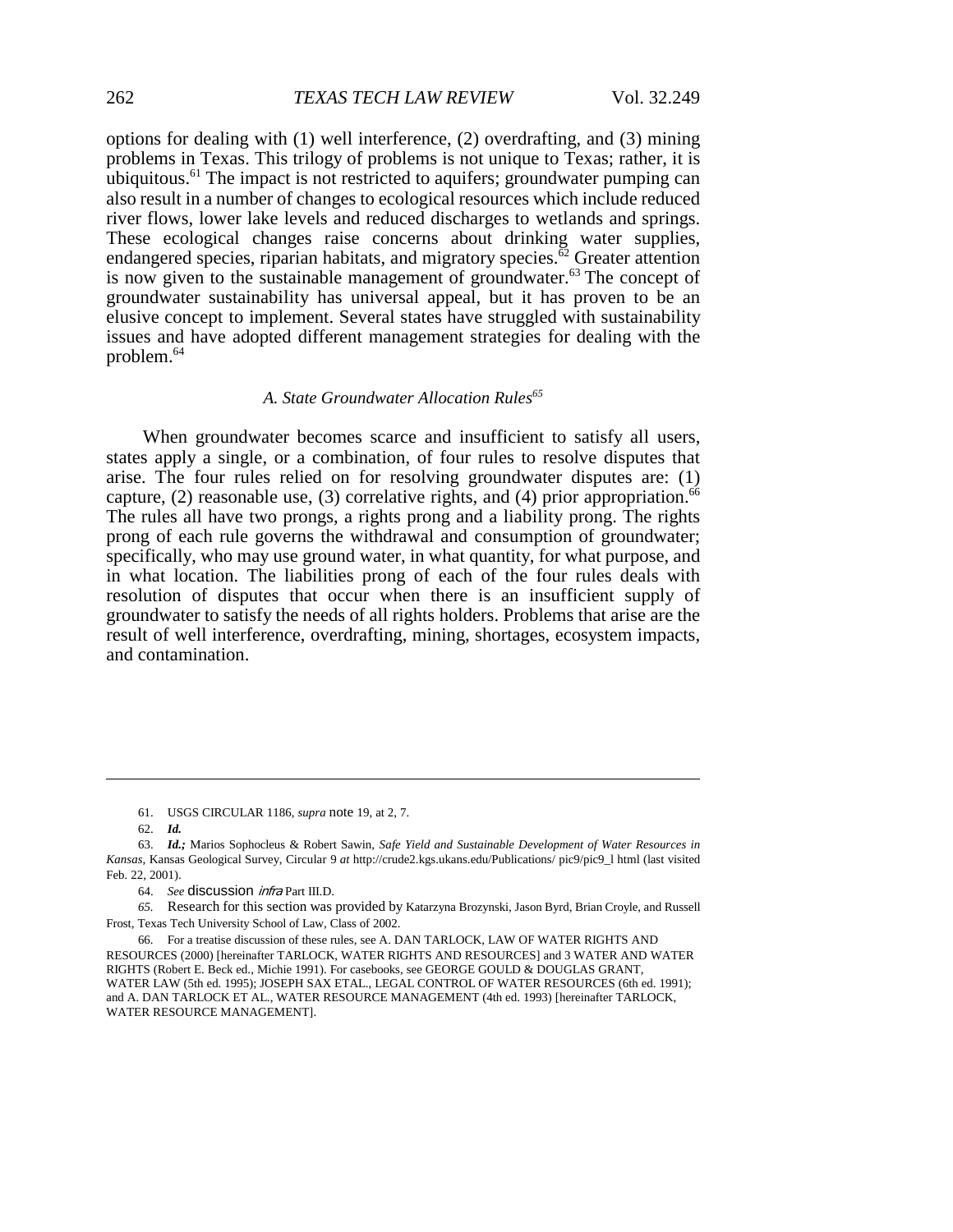options for dealing with (1) well interference, (2) overdrafting, and (3) mining problems in Texas. This trilogy of problems is not unique to Texas; rather, it is ubiquitous.[61] The impact is not restricted to aquifers; groundwater pumping can also result in a number of changes to ecological resources which include reduced river flows, lower lake levels and reduced discharges to wetlands and springs. These ecological changes raise concerns about drinking water supplies, endangered species, riparian habitats, and migratory species.[62] Greater attention is now given to the sustainable management of groundwater.[63] The concept of groundwater sustainability has universal appeal, but it has proven to be an elusive concept to implement. Several states have struggled with sustainability issues and have adopted different management strategies for dealing with the problem.[64]

### *A. State Groundwater Allocation Rules*[65]

When groundwater becomes scarce and insufficient to satisfy all users, states apply a single, or a combination, of four rules to resolve disputes that arise. The four rules relied on for resolving groundwater disputes are: (1) capture, (2) reasonable use, (3) correlative rights, and (4) prior appropriation.[66] The rules all have two prongs, a rights prong and a liability prong. The rights prong of each rule governs the withdrawal and consumption of groundwater; specifically, who may use ground water, in what quantity, for what purpose, and in what location. The liabilities prong of each of the four rules deals with resolution of disputes that occur when there is an insufficient supply of groundwater to satisfy the needs of all rights holders. Problems that arise are the result of well interference, overdrafting, mining, shortages, ecosystem impacts, and contamination.

---

61. USGS CIRCULAR 1186, *supra* note 19, at 2, 7.

62. ***Id.***

63. ***Id.;*** Marios Sophocleus & Robert Sawin, *Safe Yield and Sustainable Development of Water Resources in Kansas,* Kansas Geological Survey, Circular 9 *at* http://crude2.kgs.ukans.edu/Publications/ pic9/pic9_l html (last visited Feb. 22, 2001).

64. *See* discussion *infra* Part III.D.

*65.* Research for this section was provided by Katarzyna Brozynski, Jason Byrd, Brian Croyle, and Russell Frost, Texas Tech University School of Law, Class of 2002.

66. For a treatise discussion of these rules, see A. DAN TARLOCK, LAW OF WATER RIGHTS AND RESOURCES (2000) [hereinafter TARLOCK, WATER RIGHTS AND RESOURCES] and 3 WATER AND WATER RIGHTS (Robert E. Beck ed., Michie 1991). For casebooks, see GEORGE GOULD & DOUGLAS GRANT, WATER LAW (5th ed. 1995); JOSEPH SAX ETAL., LEGAL CONTROL OF WATER RESOURCES (6th ed. 1991); and A. DAN TARLOCK ET AL., WATER RESOURCE MANAGEMENT (4th ed. 1993) [hereinafter TARLOCK, WATER RESOURCE MANAGEMENT].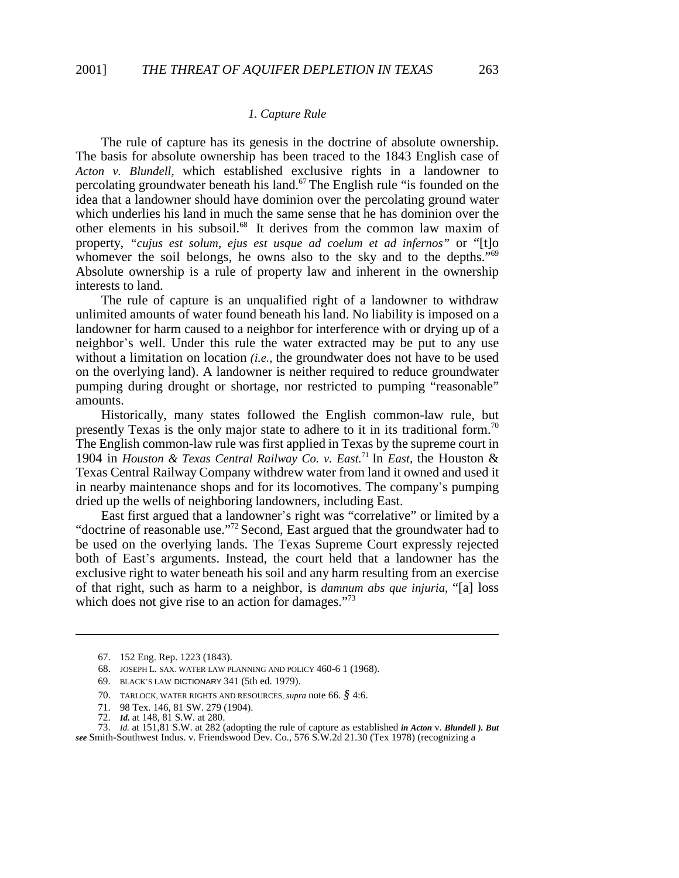### *1. Capture Rule*

The rule of capture has its genesis in the doctrine of absolute ownership. The basis for absolute ownership has been traced to the 1843 English case of *Acton v. Blundell,* which established exclusive rights in a landowner to percolating groundwater beneath his land.[67] The English rule "is founded on the idea that a landowner should have dominion over the percolating ground water which underlies his land in much the same sense that he has dominion over the other elements in his subsoil.[68] It derives from the common law maxim of property, *"cujus est solum, ejus est usque ad coelum et ad infernos"* or "[t]o whomever the soil belongs, he owns also to the sky and to the depths."[69] Absolute ownership is a rule of property law and inherent in the ownership interests to land.

The rule of capture is an unqualified right of a landowner to withdraw unlimited amounts of water found beneath his land. No liability is imposed on a landowner for harm caused to a neighbor for interference with or drying up of a neighbor's well. Under this rule the water extracted may be put to any use without a limitation on location *(i.e.,* the groundwater does not have to be used on the overlying land). A landowner is neither required to reduce groundwater pumping during drought or shortage, nor restricted to pumping "reasonable" amounts.

Historically, many states followed the English common-law rule, but presently Texas is the only major state to adhere to it in its traditional form.[70] The English common-law rule was first applied in Texas by the supreme court in 1904 in *Houston & Texas Central Railway Co. v. East.*[71] In *East,* the Houston & Texas Central Railway Company withdrew water from land it owned and used it in nearby maintenance shops and for its locomotives. The company's pumping dried up the wells of neighboring landowners, including East.

East first argued that a landowner's right was "correlative" or limited by a "doctrine of reasonable use."[72] Second, East argued that the groundwater had to be used on the overlying lands. The Texas Supreme Court expressly rejected both of East's arguments. Instead, the court held that a landowner has the exclusive right to water beneath his soil and any harm resulting from an exercise of that right, such as harm to a neighbor, is *damnum abs que injuria,* "[a] loss which does not give rise to an action for damages."[73]

---

67. 152 Eng. Rep. 1223 (1843).

68. JOSEPH L. SAX. WATER LAW PLANNING AND POLICY 460-6 1 (1968).

69. BLACK'S LAW DICTIONARY 341 (5th ed. 1979).

70. TARLOCK, WATER RIGHTS AND RESOURCES, *supra* note 66. § 4:6.

71. 98 Tex. 146, 81 SW. 279 (1904).

72. ***Id.*** at 148, 81 S.W. at 280.

73. *Id.* at 151,81 S.W. at 282 (adopting the rule of capture as established ***in Acton*** v. ***Blundell ). But see*** Smith-Southwest Indus. v. Friendswood Dev. Co., 576 S.W.2d 21.30 (Tex 1978) (recognizing a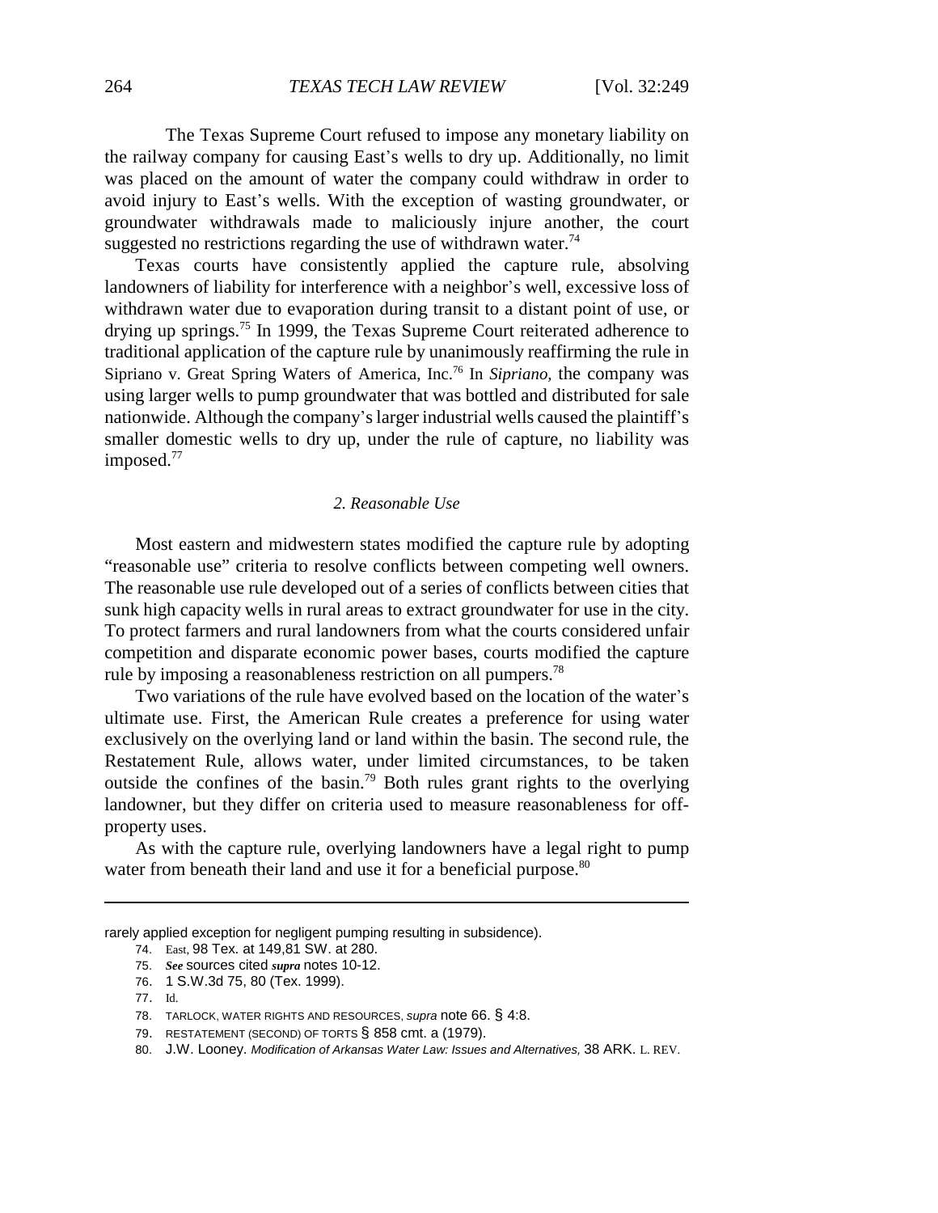The Texas Supreme Court refused to impose any monetary liability on the railway company for causing East's wells to dry up. Additionally, no limit was placed on the amount of water the company could withdraw in order to avoid injury to East's wells. With the exception of wasting groundwater, or groundwater withdrawals made to maliciously injure another, the court suggested no restrictions regarding the use of withdrawn water.[74]

Texas courts have consistently applied the capture rule, absolving landowners of liability for interference with a neighbor's well, excessive loss of withdrawn water due to evaporation during transit to a distant point of use, or drying up springs.[75] In 1999, the Texas Supreme Court reiterated adherence to traditional application of the capture rule by unanimously reaffirming the rule in Sipriano v. Great Spring Waters of America, Inc.[76] In *Sipriano*, the company was using larger wells to pump groundwater that was bottled and distributed for sale nationwide. Although the company's larger industrial wells caused the plaintiff's smaller domestic wells to dry up, under the rule of capture, no liability was imposed.[77]

### *2. Reasonable Use*

Most eastern and midwestern states modified the capture rule by adopting "reasonable use" criteria to resolve conflicts between competing well owners. The reasonable use rule developed out of a series of conflicts between cities that sunk high capacity wells in rural areas to extract groundwater for use in the city. To protect farmers and rural landowners from what the courts considered unfair competition and disparate economic power bases, courts modified the capture rule by imposing a reasonableness restriction on all pumpers.[78]

Two variations of the rule have evolved based on the location of the water's ultimate use. First, the American Rule creates a preference for using water exclusively on the overlying land or land within the basin. The second rule, the Restatement Rule, allows water, under limited circumstances, to be taken outside the confines of the basin.[79] Both rules grant rights to the overlying landowner, but they differ on criteria used to measure reasonableness for off-property uses.

As with the capture rule, overlying landowners have a legal right to pump water from beneath their land and use it for a beneficial purpose.[80]

---

rarely applied exception for negligent pumping resulting in subsidence).

74. East, 98 Tex. at 149,81 SW. at 280.

75. *See* sources cited *supra* notes 10-12.

76. 1 S.W.3d 75, 80 (Tex. 1999).

77. Id.

78. TARLOCK, WATER RIGHTS AND RESOURCES, *supra* note 66. § 4:8.

79. RESTATEMENT (SECOND) OF TORTS § 858 cmt. a (1979).

80. J.W. Looney. *Modification of Arkansas Water Law: Issues and Alternatives,* 38 ARK. L. REV.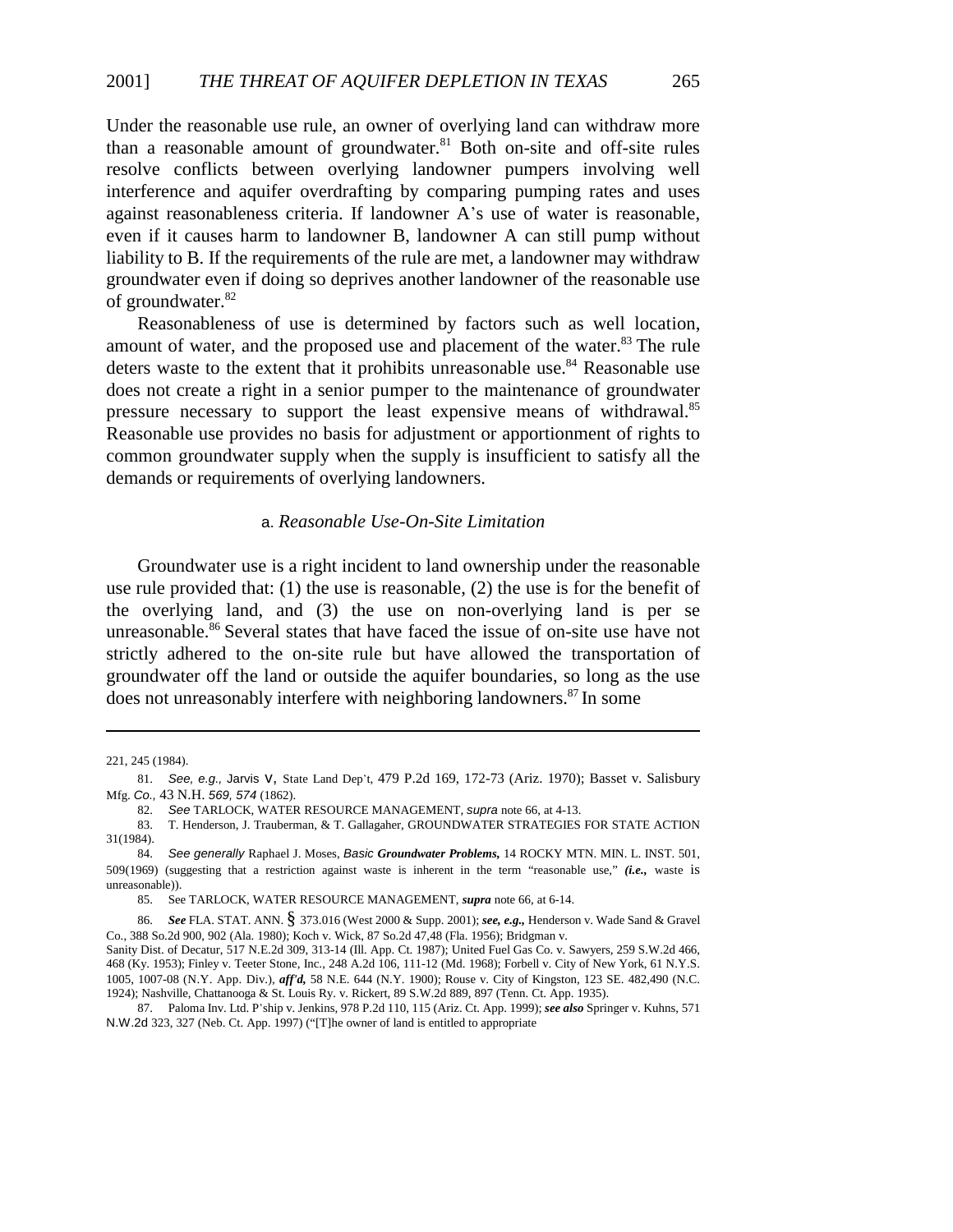Under the reasonable use rule, an owner of overlying land can withdraw more than a reasonable amount of groundwater.[81] Both on-site and off-site rules resolve conflicts between overlying landowner pumpers involving well interference and aquifer overdrafting by comparing pumping rates and uses against reasonableness criteria. If landowner A's use of water is reasonable, even if it causes harm to landowner B, landowner A can still pump without liability to B. If the requirements of the rule are met, a landowner may withdraw groundwater even if doing so deprives another landowner of the reasonable use of groundwater.[82]

Reasonableness of use is determined by factors such as well location, amount of water, and the proposed use and placement of the water.[83] The rule deters waste to the extent that it prohibits unreasonable use.[84] Reasonable use does not create a right in a senior pumper to the maintenance of groundwater pressure necessary to support the least expensive means of withdrawal.[85] Reasonable use provides no basis for adjustment or apportionment of rights to common groundwater supply when the supply is insufficient to satisfy all the demands or requirements of overlying landowners.

### a. *Reasonable Use-On-Site Limitation*

Groundwater use is a right incident to land ownership under the reasonable use rule provided that: (1) the use is reasonable, (2) the use is for the benefit of the overlying land, and (3) the use on non-overlying land is per se unreasonable.[86] Several states that have faced the issue of on-site use have not strictly adhered to the on-site rule but have allowed the transportation of groundwater off the land or outside the aquifer boundaries, so long as the use does not unreasonably interfere with neighboring landowners.[87] In some

---

221, 245 (1984).

81. *See, e.g.,* Jarvis v. State Land Dep't, 479 P.2d 169, 172-73 (Ariz. 1970); Basset v. Salisbury Mfg. *Co.,* 43 N.H. *569, 574* (1862).

82. *See* TARLOCK, WATER RESOURCE MANAGEMENT, *supra* note 66, at 4-13.

83. T. Henderson, J. Trauberman, & T. Gallagaher, GROUNDWATER STRATEGIES FOR STATE ACTION 31(1984).

84. *See generally* Raphael J. Moses, ***Basic Groundwater Problems,*** 14 ROCKY MTN. MIN. L. INST. 501, 509(1969) (suggesting that a restriction against waste is inherent in the term "reasonable use," ***(i.e.,*** waste is unreasonable)).

85. See TARLOCK, WATER RESOURCE MANAGEMENT, ***supra*** note 66, at 6-14.

86. ***See*** FLA. STAT. ANN. § 373.016 (West 2000 & Supp. 2001); ***see, e.g.,*** Henderson v. Wade Sand & Gravel Co., 388 So.2d 900, 902 (Ala. 1980); Koch v. Wick, 87 So.2d 47,48 (Fla. 1956); Bridgman v. Sanity Dist. of Decatur, 517 N.E.2d 309, 313-14 (Ill. App. Ct. 1987); United Fuel Gas Co. v. Sawyers, 259 S.W.2d 466, 468 (Ky. 1953); Finley v. Teeter Stone, Inc., 248 A.2d 106, 111-12 (Md. 1968); Forbell v. City of New York, 61 N.Y.S. 1005, 1007-08 (N.Y. App. Div.), ***aff'd,*** 58 N.E. 644 (N.Y. 1900); Rouse v. City of Kingston, 123 SE. 482,490 (N.C. 1924); Nashville, Chattanooga & St. Louis Ry. v. Rickert, 89 S.W.2d 889, 897 (Tenn. Ct. App. 1935).

87. Paloma Inv. Ltd. P'ship v. Jenkins, 978 P.2d 110, 115 (Ariz. Ct. App. 1999); ***see also*** Springer v. Kuhns, 571 N.W.2d 323, 327 (Neb. Ct. App. 1997) ("[T]he owner of land is entitled to appropriate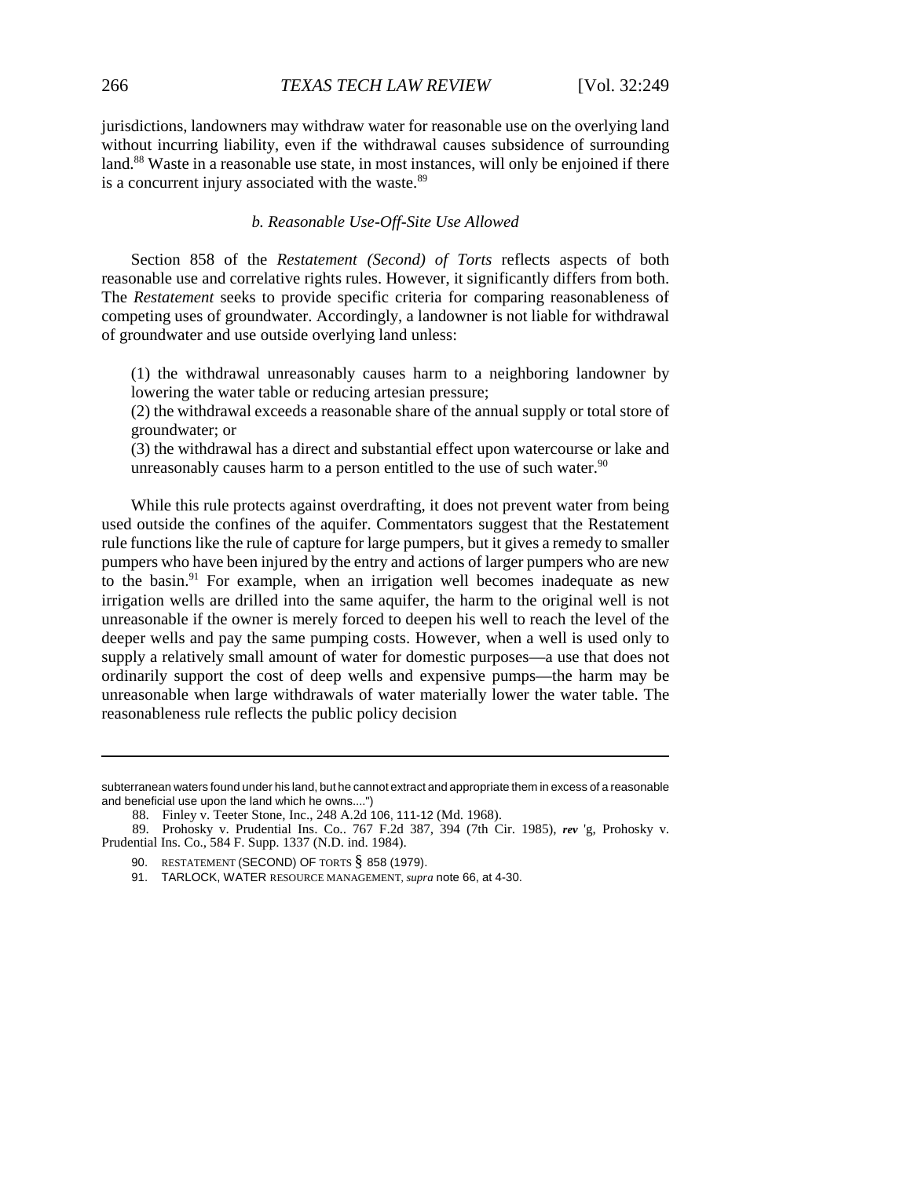jurisdictions, landowners may withdraw water for reasonable use on the overlying land without incurring liability, even if the withdrawal causes subsidence of surrounding land.[88] Waste in a reasonable use state, in most instances, will only be enjoined if there is a concurrent injury associated with the waste.[89]

#### *b. Reasonable Use-Off-Site Use Allowed*

Section 858 of the *Restatement (Second) of Torts* reflects aspects of both reasonable use and correlative rights rules. However, it significantly differs from both. The *Restatement* seeks to provide specific criteria for comparing reasonableness of competing uses of groundwater. Accordingly, a landowner is not liable for withdrawal of groundwater and use outside overlying land unless:

> (1) the withdrawal unreasonably causes harm to a neighboring landowner by lowering the water table or reducing artesian pressure;
> (2) the withdrawal exceeds a reasonable share of the annual supply or total store of groundwater; or
> (3) the withdrawal has a direct and substantial effect upon watercourse or lake and unreasonably causes harm to a person entitled to the use of such water.[90]

While this rule protects against overdrafting, it does not prevent water from being used outside the confines of the aquifer. Commentators suggest that the Restatement rule functions like the rule of capture for large pumpers, but it gives a remedy to smaller pumpers who have been injured by the entry and actions of larger pumpers who are new to the basin.[91] For example, when an irrigation well becomes inadequate as new irrigation wells are drilled into the same aquifer, the harm to the original well is not unreasonable if the owner is merely forced to deepen his well to reach the level of the deeper wells and pay the same pumping costs. However, when a well is used only to supply a relatively small amount of water for domestic purposes—a use that does not ordinarily support the cost of deep wells and expensive pumps—the harm may be unreasonable when large withdrawals of water materially lower the water table. The reasonableness rule reflects the public policy decision

---

subterranean waters found under his land, but he cannot extract and appropriate them in excess of a reasonable and beneficial use upon the land which he owns....")

88. Finley v. Teeter Stone, Inc., 248 A.2d 106, 111-12 (Md. 1968).

89. Prohosky v. Prudential Ins. Co.. 767 F.2d 387, 394 (7th Cir. 1985), *rev* 'g, Prohosky v. Prudential Ins. Co., 584 F. Supp. 1337 (N.D. ind. 1984).

90. RESTATEMENT (SECOND) OF TORTS § 858 (1979).

91. TARLOCK, WATER RESOURCE MANAGEMENT, *supra* note 66, at 4-30.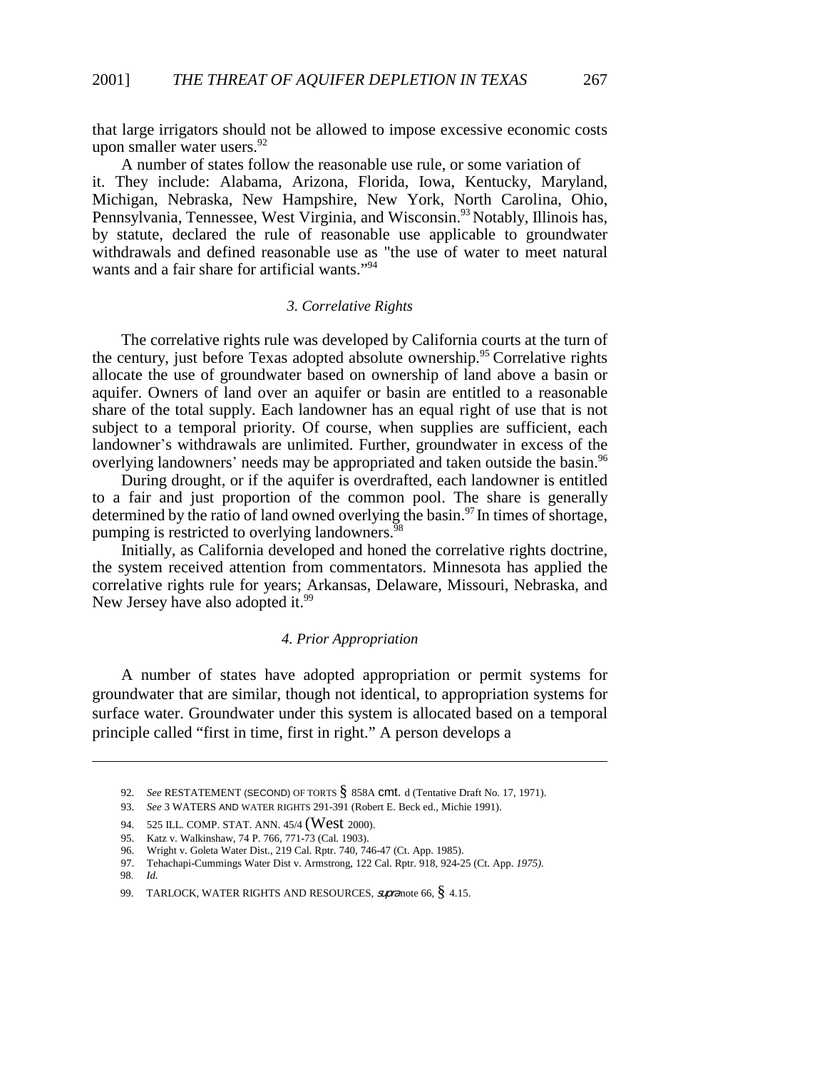that large irrigators should not be allowed to impose excessive economic costs upon smaller water users.[92]

A number of states follow the reasonable use rule, or some variation of it. They include: Alabama, Arizona, Florida, Iowa, Kentucky, Maryland, Michigan, Nebraska, New Hampshire, New York, North Carolina, Ohio, Pennsylvania, Tennessee, West Virginia, and Wisconsin.[93] Notably, Illinois has, by statute, declared the rule of reasonable use applicable to groundwater withdrawals and defined reasonable use as "the use of water to meet natural wants and a fair share for artificial wants."[94]

### *3. Correlative Rights*

The correlative rights rule was developed by California courts at the turn of the century, just before Texas adopted absolute ownership.[95] Correlative rights allocate the use of groundwater based on ownership of land above a basin or aquifer. Owners of land over an aquifer or basin are entitled to a reasonable share of the total supply. Each landowner has an equal right of use that is not subject to a temporal priority. Of course, when supplies are sufficient, each landowner's withdrawals are unlimited. Further, groundwater in excess of the overlying landowners' needs may be appropriated and taken outside the basin.[96]

During drought, or if the aquifer is overdrafted, each landowner is entitled to a fair and just proportion of the common pool. The share is generally determined by the ratio of land owned overlying the basin.[97] In times of shortage, pumping is restricted to overlying landowners.[98]

Initially, as California developed and honed the correlative rights doctrine, the system received attention from commentators. Minnesota has applied the correlative rights rule for years; Arkansas, Delaware, Missouri, Nebraska, and New Jersey have also adopted it.[99]

### *4. Prior Appropriation*

A number of states have adopted appropriation or permit systems for groundwater that are similar, though not identical, to appropriation systems for surface water. Groundwater under this system is allocated based on a temporal principle called "first in time, first in right." A person develops a

---

92. *See* RESTATEMENT (SECOND) OF TORTS § 858A cmt. d (Tentative Draft No. 17, 1971).

93. *See* 3 WATERS AND WATER RIGHTS 291-391 (Robert E. Beck ed., Michie 1991).

94. 525 ILL. COMP. STAT. ANN. 45/4 (West 2000).

95. Katz v. Walkinshaw, 74 P. 766, 771-73 (Cal. 1903).

96. Wright v. Goleta Water Dist., 219 Cal. Rptr. 740, 746-47 (Ct. App. 1985).

97. Tehachapi-Cummings Water Dist v. Armstrong, 122 Cal. Rptr. 918, 924-25 (Ct. App. 1975).

98. *Id.*

99. TARLOCK, WATER RIGHTS AND RESOURCES, *supra* note 66, § 4.15.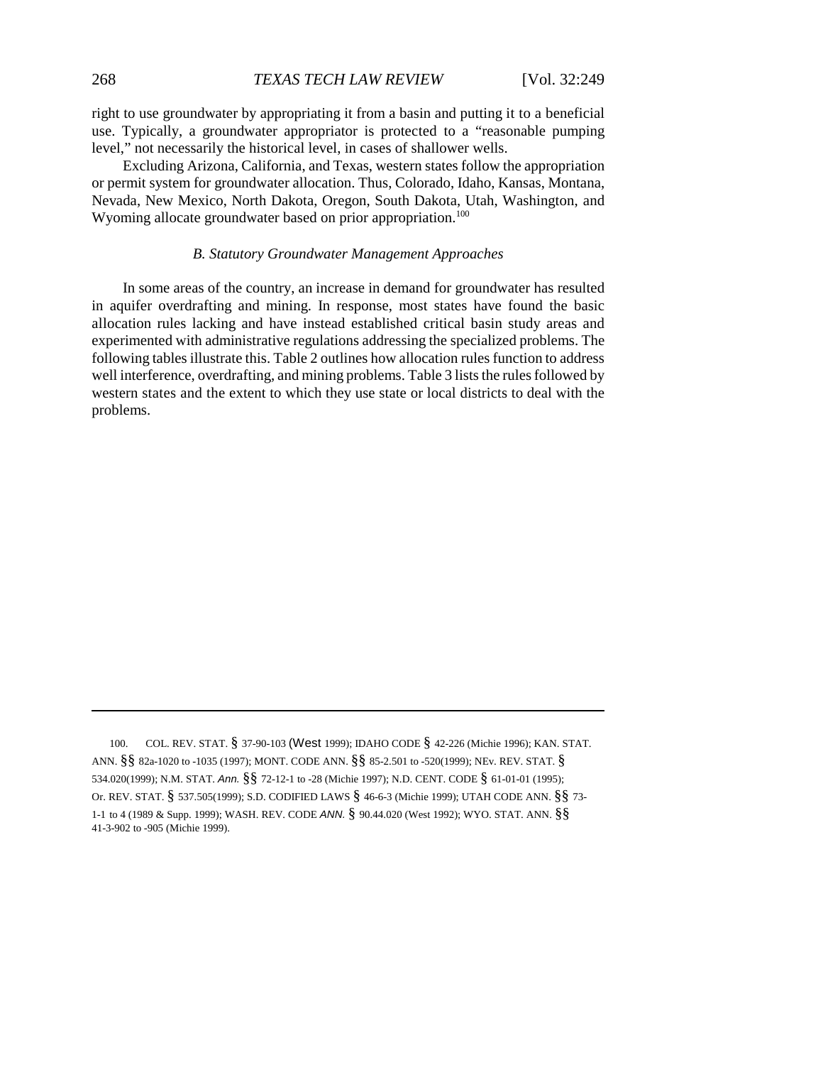right to use groundwater by appropriating it from a basin and putting it to a beneficial use. Typically, a groundwater appropriator is protected to a "reasonable pumping level," not necessarily the historical level, in cases of shallower wells.

Excluding Arizona, California, and Texas, western states follow the appropriation or permit system for groundwater allocation. Thus, Colorado, Idaho, Kansas, Montana, Nevada, New Mexico, North Dakota, Oregon, South Dakota, Utah, Washington, and Wyoming allocate groundwater based on prior appropriation.[100]

### *B. Statutory Groundwater Management Approaches*

In some areas of the country, an increase in demand for groundwater has resulted in aquifer overdrafting and mining. In response, most states have found the basic allocation rules lacking and have instead established critical basin study areas and experimented with administrative regulations addressing the specialized problems. The following tables illustrate this. Table 2 outlines how allocation rules function to address well interference, overdrafting, and mining problems. Table 3 lists the rules followed by western states and the extent to which they use state or local districts to deal with the problems.

---

100. COL. REV. STAT. § 37-90-103 (West 1999); IDAHO CODE § 42-226 (Michie 1996); KAN. STAT. ANN. §§ 82a-1020 to -1035 (1997); MONT. CODE ANN. §§ 85-2.501 to -520(1999); NEv. REV. STAT. § 534.020(1999); N.M. STAT. *Ann.* §§ 72-12-1 to -28 (Michie 1997); N.D. CENT. CODE § 61-01-01 (1995); Or. REV. STAT. § 537.505(1999); S.D. CODIFIED LAWS § 46-6-3 (Michie 1999); UTAH CODE ANN. §§ 73-1-1 to 4 (1989 & Supp. 1999); WASH. REV. CODE *ANN.* § 90.44.020 (West 1992); WYO. STAT. ANN. §§ 41-3-902 to -905 (Michie 1999).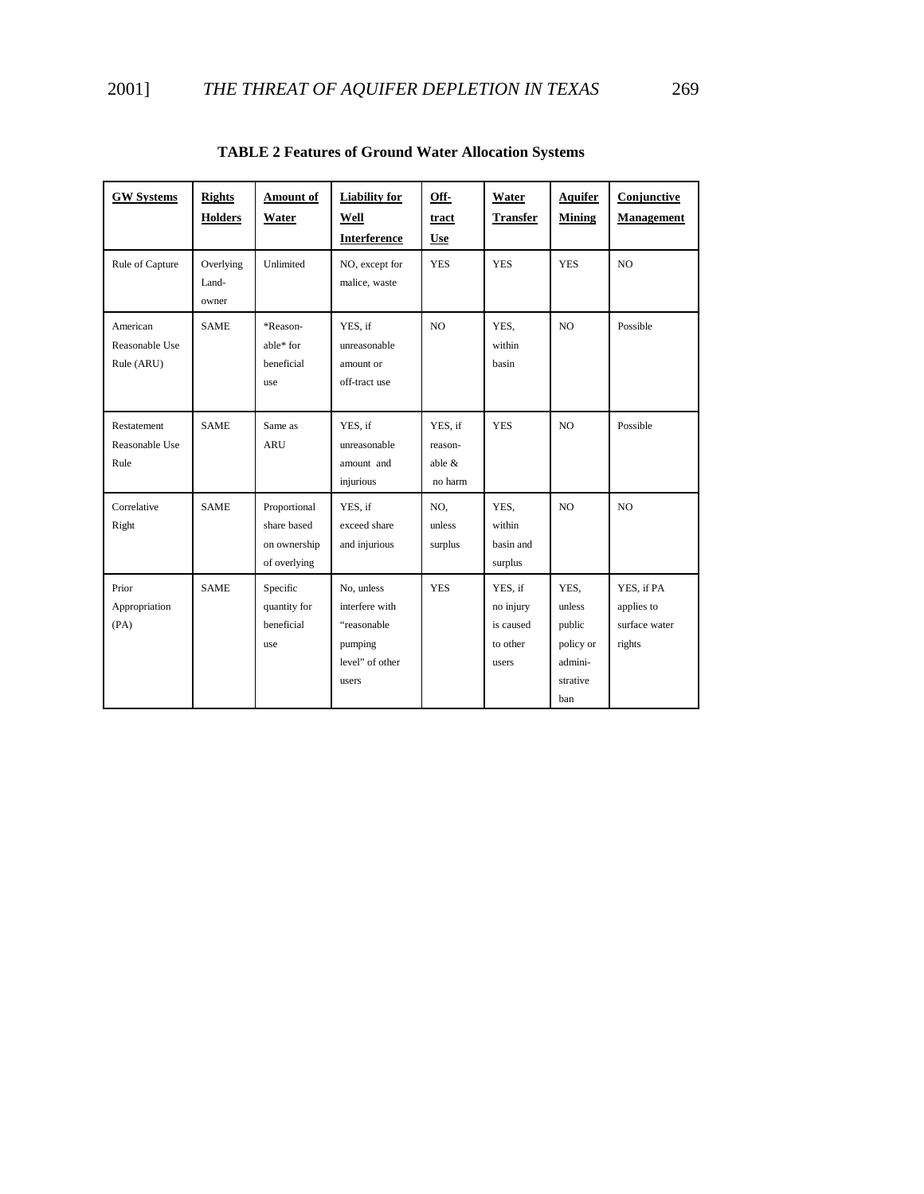**TABLE 2 Features of Ground Water Allocation Systems**

| GW Systems | Rights Holders | Amount of Water | Liability for Well Interference | Off-tract Use | Water Transfer | Aquifer Mining | Conjunctive Management |
|---|---|---|---|---|---|---|---|
| Rule of Capture | Overlying Land-owner | Unlimited | NO, except for malice, waste | YES | YES | YES | NO |
| American Reasonable Use Rule (ARU) | SAME | *Reason-able* for beneficial use | YES, if unreasonable amount or off-tract use | NO | YES, within basin | NO | Possible |
| Restatement Reasonable Use Rule | SAME | Same as ARU | YES, if unreasonable amount and injurious | YES, if reason-able & no harm | YES | NO | Possible |
| Correlative Right | SAME | Proportional share based on ownership of overlying | YES, if exceed share and injurious | NO, unless surplus | YES, within basin and surplus | NO | NO |
| Prior Appropriation (PA) | SAME | Specific quantity for beneficial use | No, unless interfere with "reasonable pumping level" of other users | YES | YES, if no injury is caused to other users | YES, unless public policy or admini-strative ban | YES, if PA applies to surface water rights |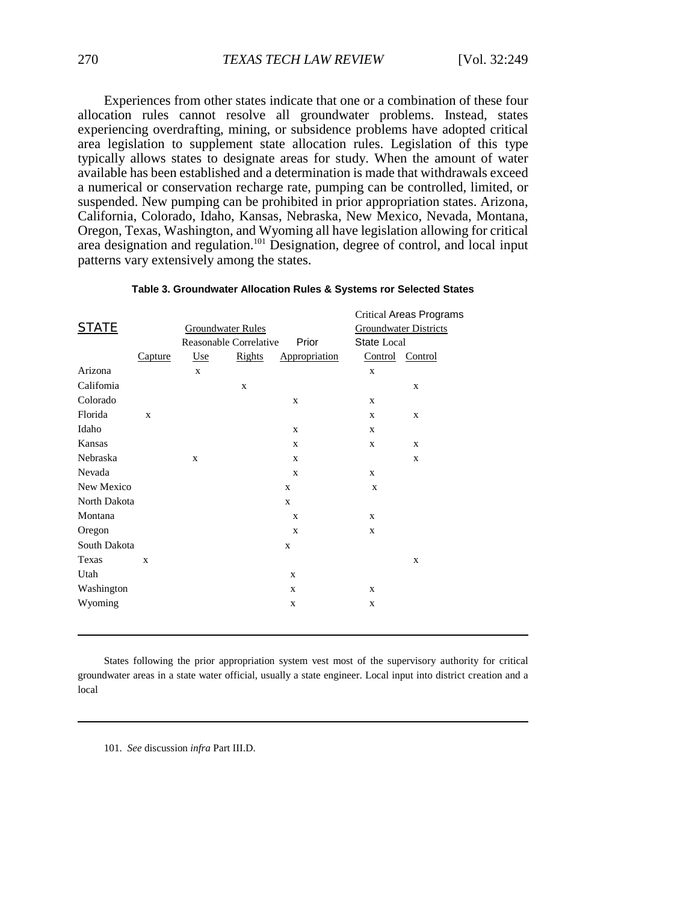Experiences from other states indicate that one or a combination of these four allocation rules cannot resolve all groundwater problems. Instead, states experiencing overdrafting, mining, or subsidence problems have adopted critical area legislation to supplement state allocation rules. Legislation of this type typically allows states to designate areas for study. When the amount of water available has been established and a determination is made that withdrawals exceed a numerical or conservation recharge rate, pumping can be controlled, limited, or suspended. New pumping can be prohibited in prior appropriation states. Arizona, California, Colorado, Idaho, Kansas, Nebraska, New Mexico, Nevada, Montana, Oregon, Texas, Washington, and Wyoming all have legislation allowing for critical area designation and regulation.[101] Designation, degree of control, and local input patterns vary extensively among the states.

**Table 3. Groundwater Allocation Rules & Systems ror Selected States**

| STATE | Groundwater Rules | | | | Critical Areas Programs Groundwater Districts | |
|---|---|---|---|---|---|---|
| | Capture | Reasonable Use | Correlative Rights | Prior Appropriation | State Control | Local Control |
| Arizona | | x | | | x | |
| Califomia | | | x | | | x |
| Colorado | | | | x | x | |
| Florida | x | | | | x | x |
| Idaho | | | | x | x | |
| Kansas | | | | x | x | x |
| Nebraska | | x | | x | | x |
| Nevada | | | | x | x | |
| New Mexico | | | | x | x | |
| North Dakota | | | | x | | |
| Montana | | | | x | x | |
| Oregon | | | | x | x | |
| South Dakota | | | | x | | |
| Texas | x | | | | | x |
| Utah | | | | x | | |
| Washington | | | | x | x | |
| Wyoming | | | | x | x | |

States following the prior appropriation system vest most of the supervisory authority for critical groundwater areas in a state water official, usually a state engineer. Local input into district creation and a local

101. *See* discussion *infra* Part III.D.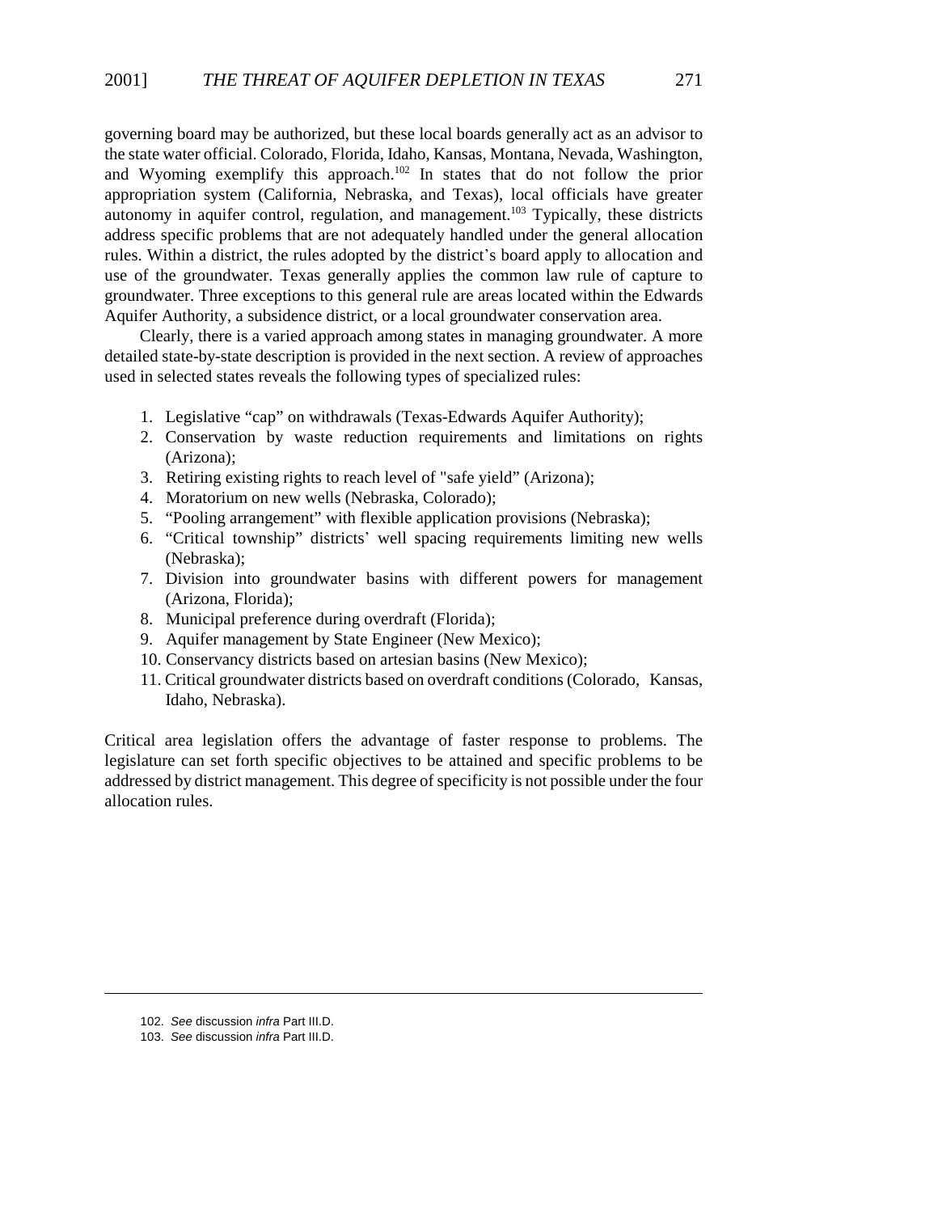governing board may be authorized, but these local boards generally act as an advisor to the state water official. Colorado, Florida, Idaho, Kansas, Montana, Nevada, Washington, and Wyoming exemplify this approach.[102] In states that do not follow the prior appropriation system (California, Nebraska, and Texas), local officials have greater autonomy in aquifer control, regulation, and management.[103] Typically, these districts address specific problems that are not adequately handled under the general allocation rules. Within a district, the rules adopted by the district's board apply to allocation and use of the groundwater. Texas generally applies the common law rule of capture to groundwater. Three exceptions to this general rule are areas located within the Edwards Aquifer Authority, a subsidence district, or a local groundwater conservation area.

Clearly, there is a varied approach among states in managing groundwater. A more detailed state-by-state description is provided in the next section. A review of approaches used in selected states reveals the following types of specialized rules:

1. Legislative "cap" on withdrawals (Texas-Edwards Aquifer Authority);
2. Conservation by waste reduction requirements and limitations on rights (Arizona);
3. Retiring existing rights to reach level of "safe yield" (Arizona);
4. Moratorium on new wells (Nebraska, Colorado);
5. "Pooling arrangement" with flexible application provisions (Nebraska);
6. "Critical township" districts' well spacing requirements limiting new wells (Nebraska);
7. Division into groundwater basins with different powers for management (Arizona, Florida);
8. Municipal preference during overdraft (Florida);
9. Aquifer management by State Engineer (New Mexico);
10. Conservancy districts based on artesian basins (New Mexico);
11. Critical groundwater districts based on overdraft conditions (Colorado, Kansas, Idaho, Nebraska).

Critical area legislation offers the advantage of faster response to problems. The legislature can set forth specific objectives to be attained and specific problems to be addressed by district management. This degree of specificity is not possible under the four allocation rules.

---

102. *See* discussion *infra* Part III.D.

103. *See* discussion *infra* Part III.D.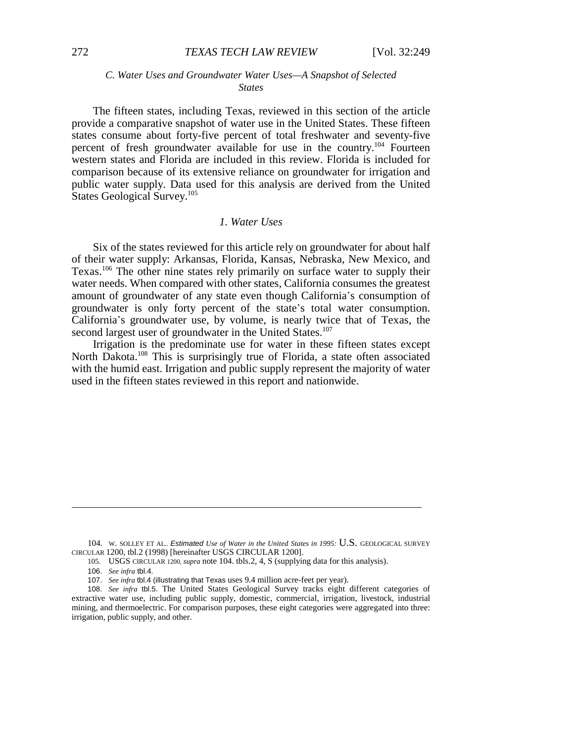### *C. Water Uses and Groundwater Water Uses—A Snapshot of Selected States*

The fifteen states, including Texas, reviewed in this section of the article provide a comparative snapshot of water use in the United States. These fifteen states consume about forty-five percent of total freshwater and seventy-five percent of fresh groundwater available for use in the country.[104] Fourteen western states and Florida are included in this review. Florida is included for comparison because of its extensive reliance on groundwater for irrigation and public water supply. Data used for this analysis are derived from the United States Geological Survey.[105]

#### *1. Water Uses*

Six of the states reviewed for this article rely on groundwater for about half of their water supply: Arkansas, Florida, Kansas, Nebraska, New Mexico, and Texas.[106] The other nine states rely primarily on surface water to supply their water needs. When compared with other states, California consumes the greatest amount of groundwater of any state even though California's consumption of groundwater is only forty percent of the state's total water consumption. California's groundwater use, by volume, is nearly twice that of Texas, the second largest user of groundwater in the United States.[107]

Irrigation is the predominate use for water in these fifteen states except North Dakota.[108] This is surprisingly true of Florida, a state often associated with the humid east. Irrigation and public supply represent the majority of water used in the fifteen states reviewed in this report and nationwide.

---

104. W. SOLLEY ET AL., *Estimated Use of Water in the United States in 1995:* U.S. GEOLOGICAL SURVEY CIRCULAR 1200, tbl.2 (1998) [hereinafter USGS CIRCULAR 1200].

105. USGS CIRCULAR 1200, *supra* note 104. tbls.2, 4, S (supplying data for this analysis).

106. *See infra* tbl.4.

107. *See infra* tbl.4 (illustrating that Texas uses 9.4 million acre-feet per year).

108. *See infra* tbl.5. The United States Geological Survey tracks eight different categories of extractive water use, including public supply, domestic, commercial, irrigation, livestock, industrial mining, and thermoelectric. For comparison purposes, these eight categories were aggregated into three: irrigation, public supply, and other.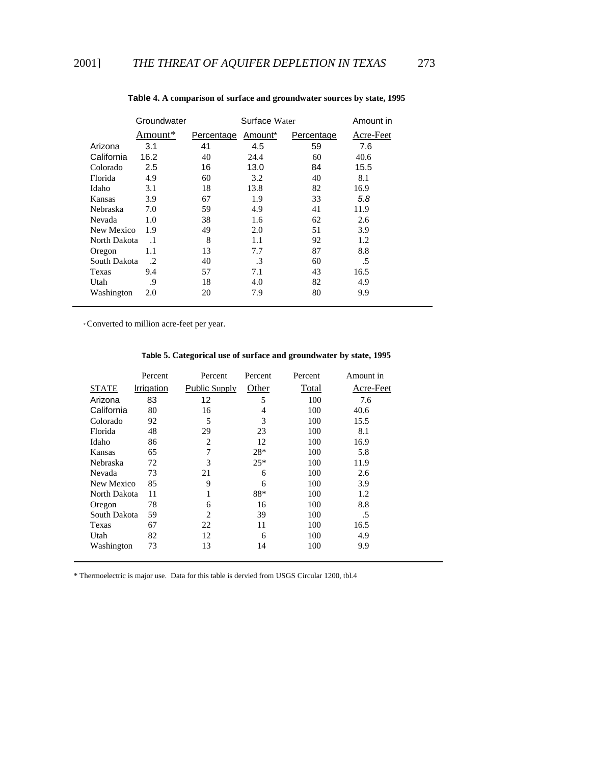**Table 4. A comparison of surface and groundwater sources by state, 1995**

| | Groundwater | | Surface Water | | Amount in |
|---|---|---|---|---|---|
| | Amount* | Percentage | Amount* | Percentage | Acre-Feet |
| Arizona | 3.1 | 41 | 4.5 | 59 | 7.6 |
| California | 16.2 | 40 | 24.4 | 60 | 40.6 |
| Colorado | 2.5 | 16 | 13.0 | 84 | 15.5 |
| Florida | 4.9 | 60 | 3.2 | 40 | 8.1 |
| Idaho | 3.1 | 18 | 13.8 | 82 | 16.9 |
| Kansas | 3.9 | 67 | 1.9 | 33 | 5.8 |
| Nebraska | 7.0 | 59 | 4.9 | 41 | 11.9 |
| Nevada | 1.0 | 38 | 1.6 | 62 | 2.6 |
| New Mexico | 1.9 | 49 | 2.0 | 51 | 3.9 |
| North Dakota | .1 | 8 | 1.1 | 92 | 1.2 |
| Oregon | 1.1 | 13 | 7.7 | 87 | 8.8 |
| South Dakota | .2 | 40 | .3 | 60 | .5 |
| Texas | 9.4 | 57 | 7.1 | 43 | 16.5 |
| Utah | .9 | 18 | 4.0 | 82 | 4.9 |
| Washington | 2.0 | 20 | 7.9 | 80 | 9.9 |

* Converted to million acre-feet per year.

**Table 5. Categorical use of surface and groundwater by state, 1995**

| STATE | Percent Irrigation | Percent Public Supply | Percent Other | Percent Total | Amount in Acre-Feet |
|---|---|---|---|---|---|
| Arizona | 83 | 12 | 5 | 100 | 7.6 |
| California | 80 | 16 | 4 | 100 | 40.6 |
| Colorado | 92 | 5 | 3 | 100 | 15.5 |
| Florida | 48 | 29 | 23 | 100 | 8.1 |
| Idaho | 86 | 2 | 12 | 100 | 16.9 |
| Kansas | 65 | 7 | 28* | 100 | 5.8 |
| Nebraska | 72 | 3 | 25* | 100 | 11.9 |
| Nevada | 73 | 21 | 6 | 100 | 2.6 |
| New Mexico | 85 | 9 | 6 | 100 | 3.9 |
| North Dakota | 11 | 1 | 88* | 100 | 1.2 |
| Oregon | 78 | 6 | 16 | 100 | 8.8 |
| South Dakota | 59 | 2 | 39 | 100 | .5 |
| Texas | 67 | 22 | 11 | 100 | 16.5 |
| Utah | 82 | 12 | 6 | 100 | 4.9 |
| Washington | 73 | 13 | 14 | 100 | 9.9 |

* Thermoelectric is major use. Data for this table is dervied from USGS Circular 1200, tbl.4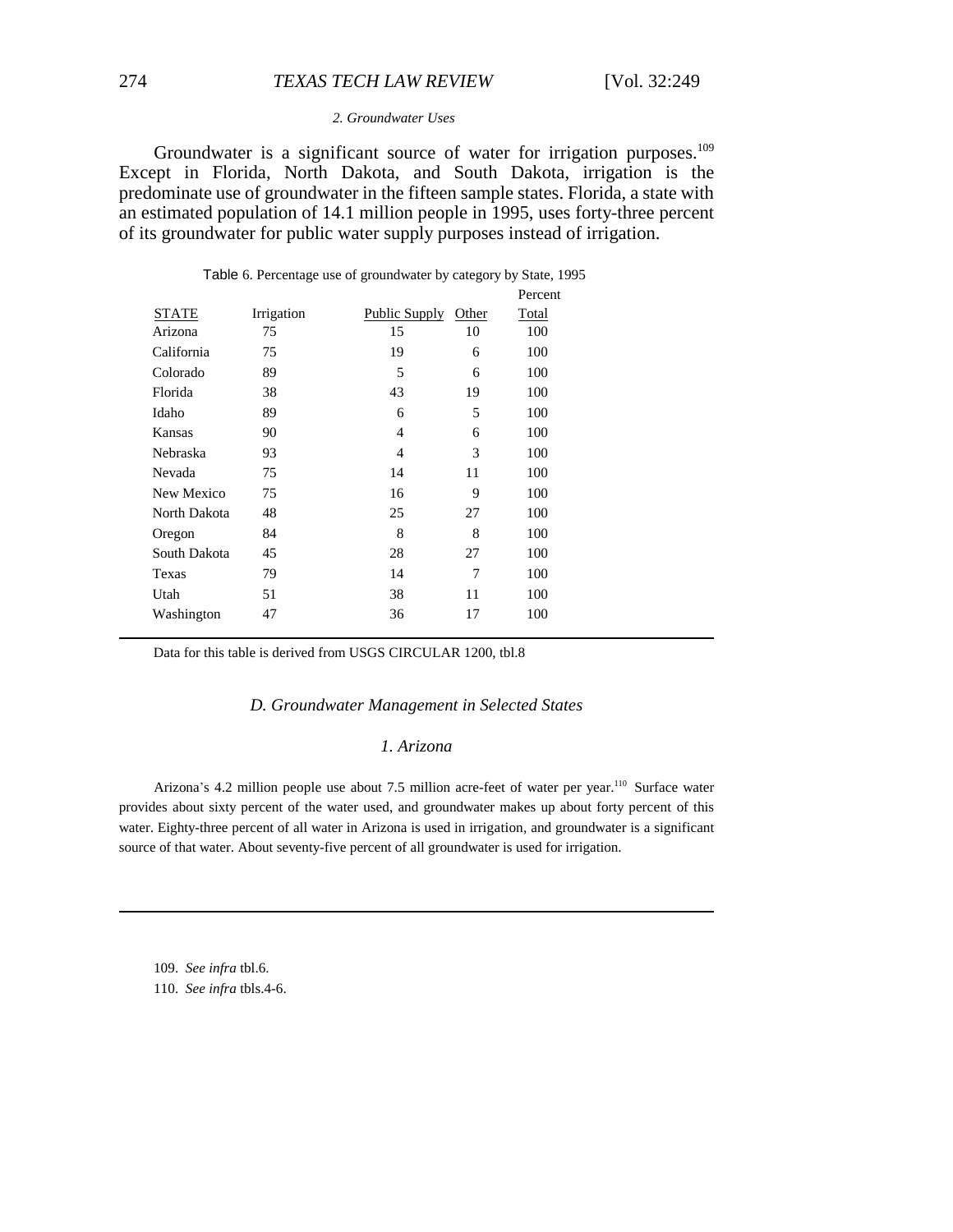### 2. Groundwater Uses

Groundwater is a significant source of water for irrigation purposes.[109] Except in Florida, North Dakota, and South Dakota, irrigation is the predominate use of groundwater in the fifteen sample states. Florida, a state with an estimated population of 14.1 million people in 1995, uses forty-three percent of its groundwater for public water supply purposes instead of irrigation.

Table 6. Percentage use of groundwater by category by State, 1995

| STATE | Irrigation | Public Supply | Other | Percent Total |
|---|---|---|---|---|
| Arizona | 75 | 15 | 10 | 100 |
| California | 75 | 19 | 6 | 100 |
| Colorado | 89 | 5 | 6 | 100 |
| Florida | 38 | 43 | 19 | 100 |
| Idaho | 89 | 6 | 5 | 100 |
| Kansas | 90 | 4 | 6 | 100 |
| Nebraska | 93 | 4 | 3 | 100 |
| Nevada | 75 | 14 | 11 | 100 |
| New Mexico | 75 | 16 | 9 | 100 |
| North Dakota | 48 | 25 | 27 | 100 |
| Oregon | 84 | 8 | 8 | 100 |
| South Dakota | 45 | 28 | 27 | 100 |
| Texas | 79 | 14 | 7 | 100 |
| Utah | 51 | 38 | 11 | 100 |
| Washington | 47 | 36 | 17 | 100 |

Data for this table is derived from USGS CIRCULAR 1200, tbl.8

## D. Groundwater Management in Selected States

### 1. Arizona

Arizona's 4.2 million people use about 7.5 million acre-feet of water per year.[110] Surface water provides about sixty percent of the water used, and groundwater makes up about forty percent of this water. Eighty-three percent of all water in Arizona is used in irrigation, and groundwater is a significant source of that water. About seventy-five percent of all groundwater is used for irrigation.

---

109. *See infra* tbl.6.

110. *See infra* tbls.4-6.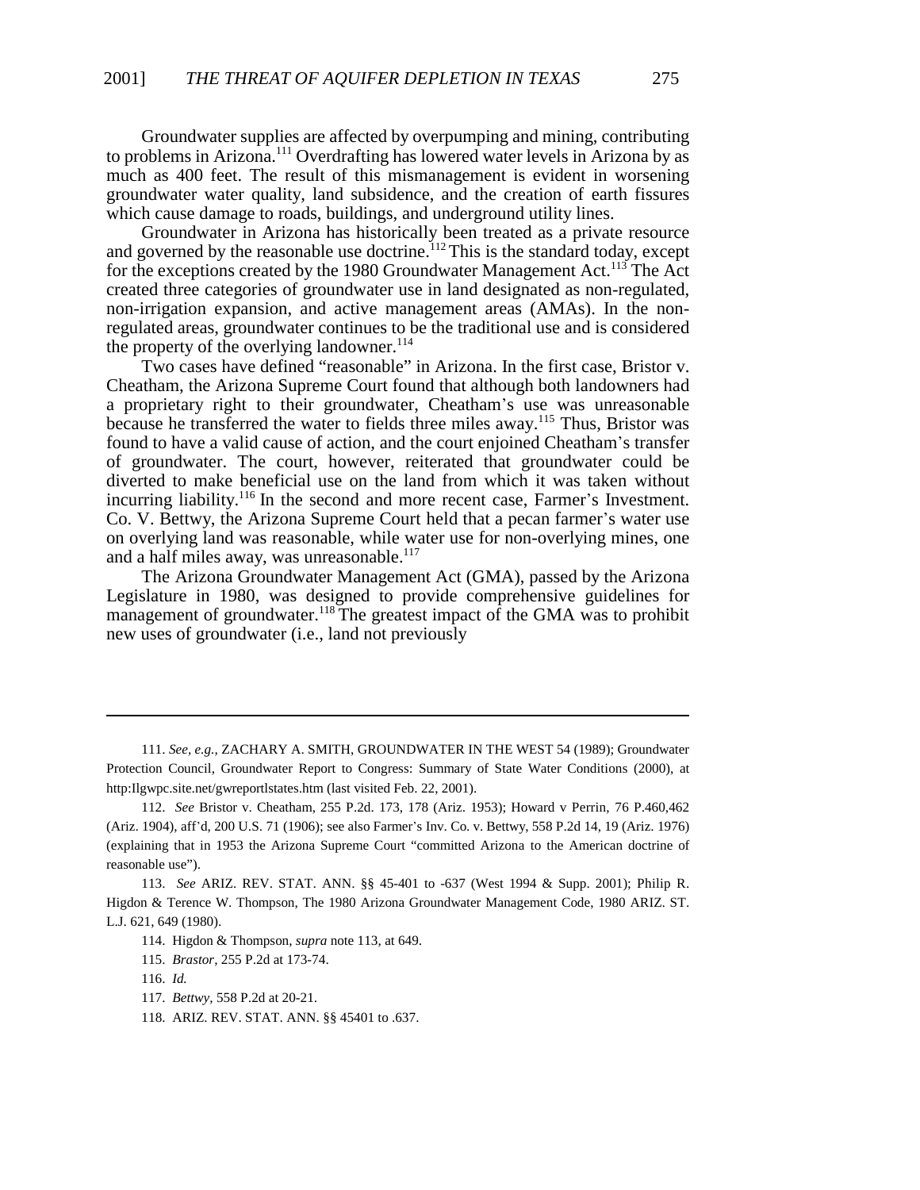Groundwater supplies are affected by overpumping and mining, contributing to problems in Arizona.[111] Overdrafting has lowered water levels in Arizona by as much as 400 feet. The result of this mismanagement is evident in worsening groundwater water quality, land subsidence, and the creation of earth fissures which cause damage to roads, buildings, and underground utility lines.

Groundwater in Arizona has historically been treated as a private resource and governed by the reasonable use doctrine.[112] This is the standard today, except for the exceptions created by the 1980 Groundwater Management Act.[113] The Act created three categories of groundwater use in land designated as non-regulated, non-irrigation expansion, and active management areas (AMAs). In the non-regulated areas, groundwater continues to be the traditional use and is considered the property of the overlying landowner.[114]

Two cases have defined "reasonable" in Arizona. In the first case, Bristor v. Cheatham, the Arizona Supreme Court found that although both landowners had a proprietary right to their groundwater, Cheatham's use was unreasonable because he transferred the water to fields three miles away.[115] Thus, Bristor was found to have a valid cause of action, and the court enjoined Cheatham's transfer of groundwater. The court, however, reiterated that groundwater could be diverted to make beneficial use on the land from which it was taken without incurring liability.[116] In the second and more recent case, Farmer's Investment. Co. V. Bettwy, the Arizona Supreme Court held that a pecan farmer's water use on overlying land was reasonable, while water use for non-overlying mines, one and a half miles away, was unreasonable.[117]

The Arizona Groundwater Management Act (GMA), passed by the Arizona Legislature in 1980, was designed to provide comprehensive guidelines for management of groundwater.[118] The greatest impact of the GMA was to prohibit new uses of groundwater (i.e., land not previously

---

111. *See, e.g.,* ZACHARY A. SMITH, GROUNDWATER IN THE WEST 54 (1989); Groundwater Protection Council, Groundwater Report to Congress: Summary of State Water Conditions (2000), at http:Ilgwpc.site.net/gwreportlstates.htm (last visited Feb. 22, 2001).

112. *See* Bristor v. Cheatham, 255 P.2d. 173, 178 (Ariz. 1953); Howard v Perrin, 76 P.460,462 (Ariz. 1904), aff'd, 200 U.S. 71 (1906); see also Farmer's Inv. Co. v. Bettwy, 558 P.2d 14, 19 (Ariz. 1976) (explaining that in 1953 the Arizona Supreme Court "committed Arizona to the American doctrine of reasonable use").

113. *See* ARIZ. REV. STAT. ANN. §§ 45-401 to -637 (West 1994 & Supp. 2001); Philip R. Higdon & Terence W. Thompson, The 1980 Arizona Groundwater Management Code, 1980 ARIZ. ST. L.J. 621, 649 (1980).

114. Higdon & Thompson, *supra* note 113, at 649.

115. *Brastor,* 255 P.2d at 173-74.

116. *Id.*

117. *Bettwy,* 558 P.2d at 20-21.

118. ARIZ. REV. STAT. ANN. §§ 45401 to .637.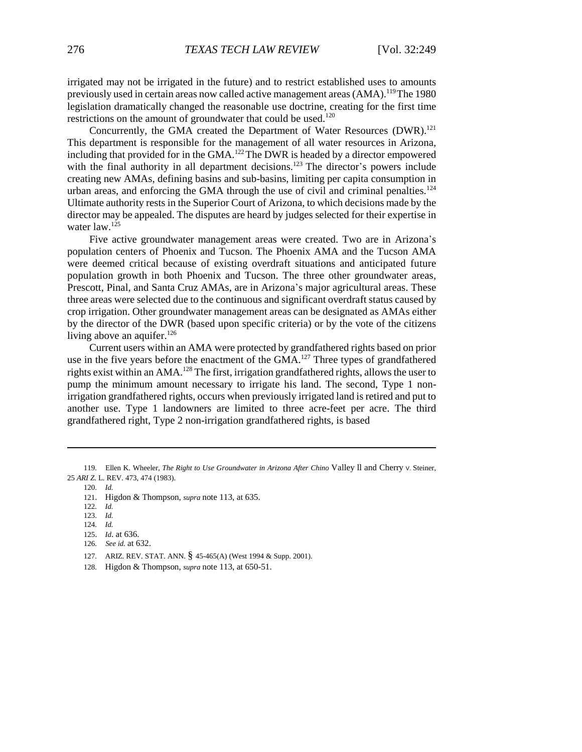irrigated may not be irrigated in the future) and to restrict established uses to amounts previously used in certain areas now called active management areas (AMA).[119] The 1980 legislation dramatically changed the reasonable use doctrine, creating for the first time restrictions on the amount of groundwater that could be used.[120]

Concurrently, the GMA created the Department of Water Resources (DWR).[121] This department is responsible for the management of all water resources in Arizona, including that provided for in the GMA.[122] The DWR is headed by a director empowered with the final authority in all department decisions.[123] The director's powers include creating new AMAs, defining basins and sub-basins, limiting per capita consumption in urban areas, and enforcing the GMA through the use of civil and criminal penalties.[124] Ultimate authority rests in the Superior Court of Arizona, to which decisions made by the director may be appealed. The disputes are heard by judges selected for their expertise in water law.[125]

Five active groundwater management areas were created. Two are in Arizona's population centers of Phoenix and Tucson. The Phoenix AMA and the Tucson AMA were deemed critical because of existing overdraft situations and anticipated future population growth in both Phoenix and Tucson. The three other groundwater areas, Prescott, Pinal, and Santa Cruz AMAs, are in Arizona's major agricultural areas. These three areas were selected due to the continuous and significant overdraft status caused by crop irrigation. Other groundwater management areas can be designated as AMAs either by the director of the DWR (based upon specific criteria) or by the vote of the citizens living above an aquifer.[126]

Current users within an AMA were protected by grandfathered rights based on prior use in the five years before the enactment of the GMA.[127] Three types of grandfathered rights exist within an AMA.[128] The first, irrigation grandfathered rights, allows the user to pump the minimum amount necessary to irrigate his land. The second, Type 1 non-irrigation grandfathered rights, occurs when previously irrigated land is retired and put to another use. Type 1 landowners are limited to three acre-feet per acre. The third grandfathered right, Type 2 non-irrigation grandfathered rights, is based

---

119. Ellen K. Wheeler, *The Right to Use Groundwater in Arizona After Chino* Valley ll and Cherry v. Steiner, 25 *ARI Z.* L. REV. 473, 474 (1983).

120. *Id.*

121. Higdon & Thompson, *supra* note 113, at 635.

122. *Id.*

123. *Id.*

124. *Id.*

125. *Id*. at 636.

126. *See id.* at 632.

127. ARIZ. REV. STAT. ANN. § 45-465(A) (West 1994 & Supp. 2001).

128. Higdon & Thompson, *supra* note 113, at 650-51.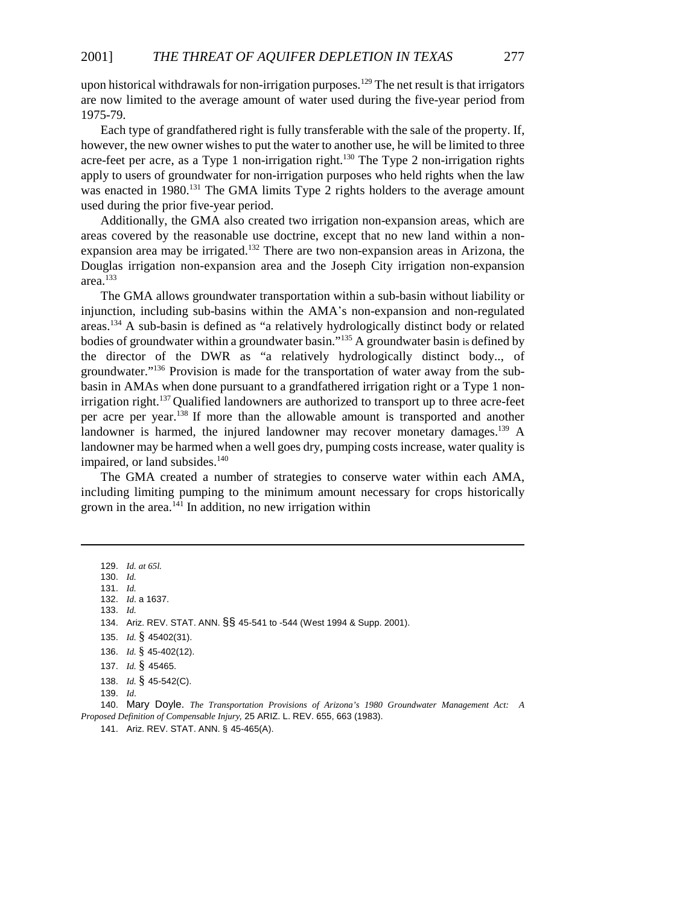upon historical withdrawals for non-irrigation purposes.[129] The net result is that irrigators are now limited to the average amount of water used during the five-year period from 1975-79.

Each type of grandfathered right is fully transferable with the sale of the property. If, however, the new owner wishes to put the water to another use, he will be limited to three acre-feet per acre, as a Type 1 non-irrigation right.[130] The Type 2 non-irrigation rights apply to users of groundwater for non-irrigation purposes who held rights when the law was enacted in 1980.[131] The GMA limits Type 2 rights holders to the average amount used during the prior five-year period.

Additionally, the GMA also created two irrigation non-expansion areas, which are areas covered by the reasonable use doctrine, except that no new land within a non-expansion area may be irrigated.[132] There are two non-expansion areas in Arizona, the Douglas irrigation non-expansion area and the Joseph City irrigation non-expansion area.[133]

The GMA allows groundwater transportation within a sub-basin without liability or injunction, including sub-basins within the AMA's non-expansion and non-regulated areas.[134] A sub-basin is defined as "a relatively hydrologically distinct body or related bodies of groundwater within a groundwater basin."[135] A groundwater basin is defined by the director of the DWR as "a relatively hydrologically distinct body.., of groundwater."[136] Provision is made for the transportation of water away from the sub-basin in AMAs when done pursuant to a grandfathered irrigation right or a Type 1 non-irrigation right.[137] Qualified landowners are authorized to transport up to three acre-feet per acre per year.[138] If more than the allowable amount is transported and another landowner is harmed, the injured landowner may recover monetary damages.[139] A landowner may be harmed when a well goes dry, pumping costs increase, water quality is impaired, or land subsides.[140]

The GMA created a number of strategies to conserve water within each AMA, including limiting pumping to the minimum amount necessary for crops historically grown in the area.[141] In addition, no new irrigation within

---

129. *Id. at 65l.*
130. *Id.*
131. *Id.*
132. *Id.* a 1637.
133. *Id.*
134. Ariz. REV. STAT. ANN. §§ 45-541 to -544 (West 1994 & Supp. 2001).
135. *Id.* § 45402(31).
136. *Id.* § 45-402(12).
137. *Id.* § 45465.
138. *Id.* § 45-542(C).
139. *Id*.
140. Mary Doyle. *The Transportation Provisions of Arizona's 1980 Groundwater Management Act: A Proposed Definition of Compensable Injury,* 25 ARIZ. L. REV. 655, 663 (1983).
141. Ariz. REV. STAT. ANN. § 45-465(A).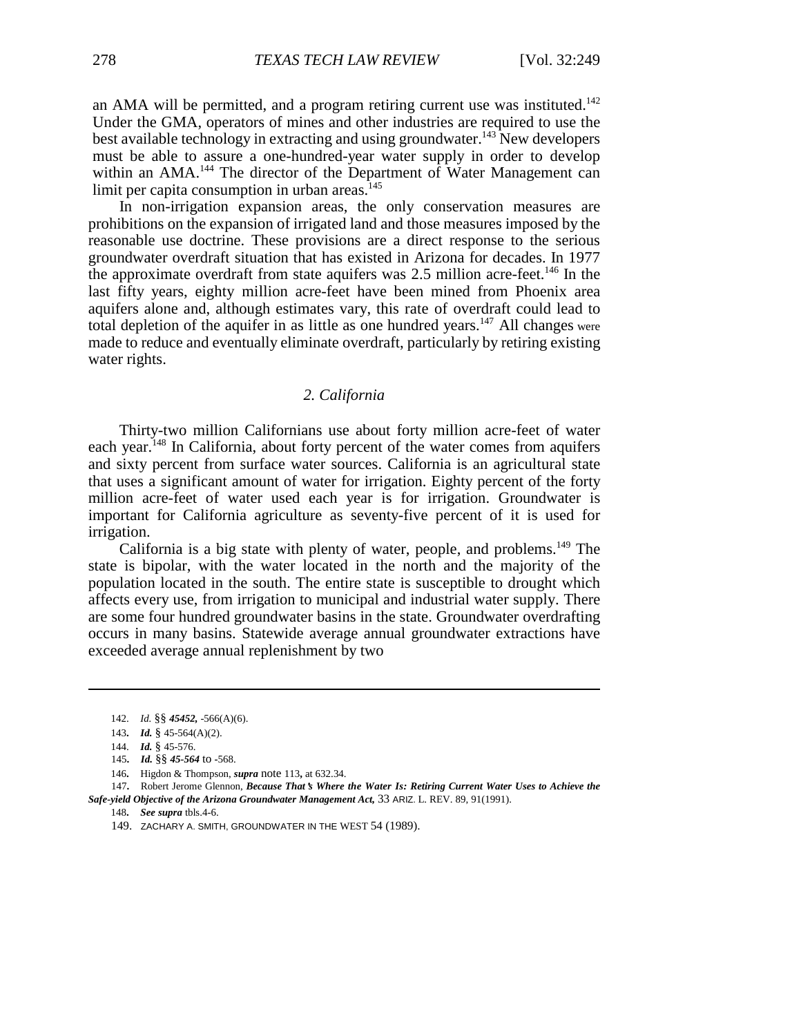an AMA will be permitted, and a program retiring current use was instituted.[142] Under the GMA, operators of mines and other industries are required to use the best available technology in extracting and using groundwater.[143] New developers must be able to assure a one-hundred-year water supply in order to develop within an AMA.[144] The director of the Department of Water Management can limit per capita consumption in urban areas.[145]

In non-irrigation expansion areas, the only conservation measures are prohibitions on the expansion of irrigated land and those measures imposed by the reasonable use doctrine. These provisions are a direct response to the serious groundwater overdraft situation that has existed in Arizona for decades. In 1977 the approximate overdraft from state aquifers was 2.5 million acre-feet.[146] In the last fifty years, eighty million acre-feet have been mined from Phoenix area aquifers alone and, although estimates vary, this rate of overdraft could lead to total depletion of the aquifer in as little as one hundred years.[147] All changes were made to reduce and eventually eliminate overdraft, particularly by retiring existing water rights.

### 2. California

Thirty-two million Californians use about forty million acre-feet of water each year.[148] In California, about forty percent of the water comes from aquifers and sixty percent from surface water sources. California is an agricultural state that uses a significant amount of water for irrigation. Eighty percent of the forty million acre-feet of water used each year is for irrigation. Groundwater is important for California agriculture as seventy-five percent of it is used for irrigation.

California is a big state with plenty of water, people, and problems.[149] The state is bipolar, with the water located in the north and the majority of the population located in the south. The entire state is susceptible to drought which affects every use, from irrigation to municipal and industrial water supply. There are some four hundred groundwater basins in the state. Groundwater overdrafting occurs in many basins. Statewide average annual groundwater extractions have exceeded average annual replenishment by two

---

142. *Id.* §§ ***45452,*** -566(A)(6).

143. ***Id.*** § 45-564(A)(2).

144. ***Id.*** § 45-576.

145. ***Id.*** §§ ***45-564*** to -568.

146. Higdon & Thompson, ***supra*** note 113, at 632.34.

147. Robert Jerome Glennon, ***Because That's Where the Water Is: Retiring Current Water Uses to Achieve the Safe-yield Objective of the Arizona Groundwater Management Act,*** 33 ARIZ. L. REV. 89, 91(1991).

148. ***See supra*** tbls.4-6.

149. ZACHARY A. SMITH, GROUNDWATER IN THE WEST 54 (1989).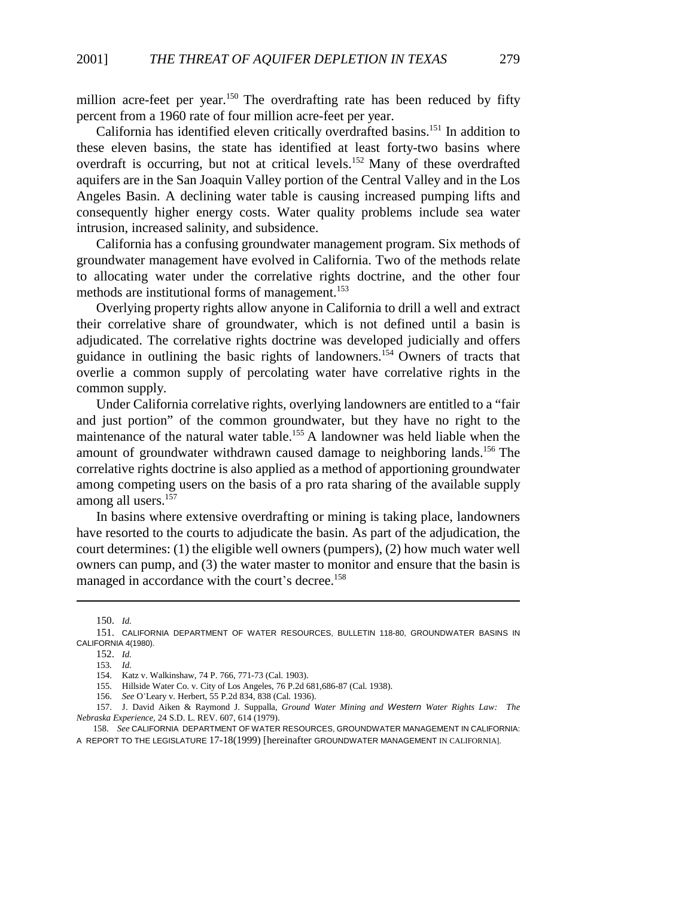million acre-feet per year.[150] The overdrafting rate has been reduced by fifty percent from a 1960 rate of four million acre-feet per year.

California has identified eleven critically overdrafted basins.[151] In addition to these eleven basins, the state has identified at least forty-two basins where overdraft is occurring, but not at critical levels.[152] Many of these overdrafted aquifers are in the San Joaquin Valley portion of the Central Valley and in the Los Angeles Basin. A declining water table is causing increased pumping lifts and consequently higher energy costs. Water quality problems include sea water intrusion, increased salinity, and subsidence.

California has a confusing groundwater management program. Six methods of groundwater management have evolved in California. Two of the methods relate to allocating water under the correlative rights doctrine, and the other four methods are institutional forms of management.[153]

Overlying property rights allow anyone in California to drill a well and extract their correlative share of groundwater, which is not defined until a basin is adjudicated. The correlative rights doctrine was developed judicially and offers guidance in outlining the basic rights of landowners.[154] Owners of tracts that overlie a common supply of percolating water have correlative rights in the common supply.

Under California correlative rights, overlying landowners are entitled to a "fair and just portion" of the common groundwater, but they have no right to the maintenance of the natural water table.[155] A landowner was held liable when the amount of groundwater withdrawn caused damage to neighboring lands.[156] The correlative rights doctrine is also applied as a method of apportioning groundwater among competing users on the basis of a pro rata sharing of the available supply among all users.[157]

In basins where extensive overdrafting or mining is taking place, landowners have resorted to the courts to adjudicate the basin. As part of the adjudication, the court determines: (1) the eligible well owners (pumpers), (2) how much water well owners can pump, and (3) the water master to monitor and ensure that the basin is managed in accordance with the court's decree.[158]

---

150. *Id.*

151. CALIFORNIA DEPARTMENT OF WATER RESOURCES, BULLETIN 118-80, GROUNDWATER BASINS IN CALIFORNIA 4(1980).

152. *Id.*

153. *Id.*

154. Katz v. Walkinshaw, 74 P. 766, 771-73 (Cal. 1903).

155. Hillside Water Co. v. City of Los Angeles, 76 P.2d 681,686-87 (Cal. 1938).

156. *See* O'Leary v. Herbert, 55 P.2d 834, 838 (Cal. 1936).

157. J. David Aiken & Raymond J. Suppalla, *Ground Water Mining and Western Water Rights Law: The Nebraska Experience*, 24 S.D. L. REV. 607, 614 (1979).

158. *See* CALIFORNIA DEPARTMENT OF WATER RESOURCES, GROUNDWATER MANAGEMENT IN CALIFORNIA: A REPORT TO THE LEGISLATURE 17-18(1999) [hereinafter GROUNDWATER MANAGEMENT IN CALIFORNIA].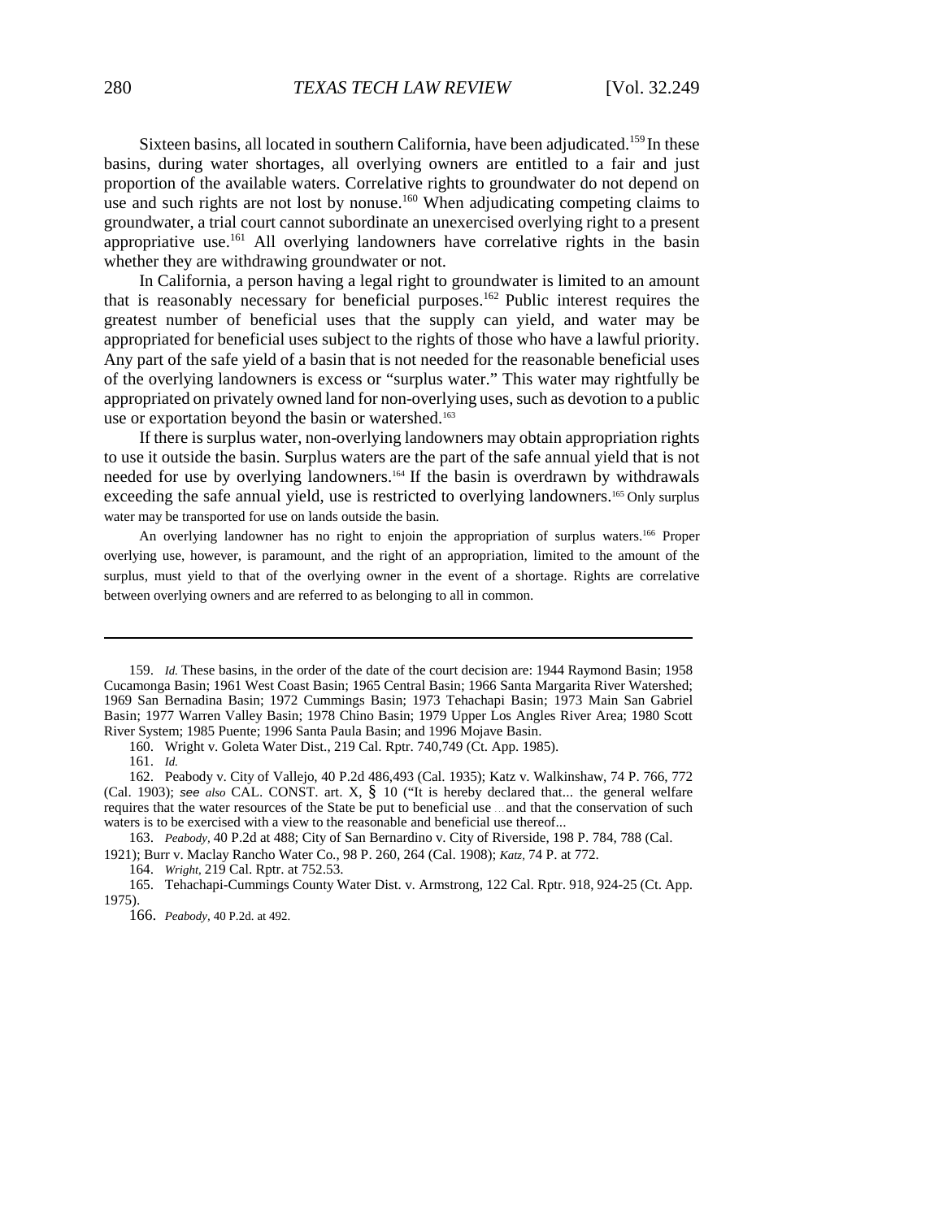Sixteen basins, all located in southern California, have been adjudicated.[159] In these basins, during water shortages, all overlying owners are entitled to a fair and just proportion of the available waters. Correlative rights to groundwater do not depend on use and such rights are not lost by nonuse.[160] When adjudicating competing claims to groundwater, a trial court cannot subordinate an unexercised overlying right to a present appropriative use.[161] All overlying landowners have correlative rights in the basin whether they are withdrawing groundwater or not.

In California, a person having a legal right to groundwater is limited to an amount that is reasonably necessary for beneficial purposes.[162] Public interest requires the greatest number of beneficial uses that the supply can yield, and water may be appropriated for beneficial uses subject to the rights of those who have a lawful priority. Any part of the safe yield of a basin that is not needed for the reasonable beneficial uses of the overlying landowners is excess or "surplus water." This water may rightfully be appropriated on privately owned land for non-overlying uses, such as devotion to a public use or exportation beyond the basin or watershed.[163]

If there is surplus water, non-overlying landowners may obtain appropriation rights to use it outside the basin. Surplus waters are the part of the safe annual yield that is not needed for use by overlying landowners.[164] If the basin is overdrawn by withdrawals exceeding the safe annual yield, use is restricted to overlying landowners.[165] Only surplus water may be transported for use on lands outside the basin.

An overlying landowner has no right to enjoin the appropriation of surplus waters.[166] Proper overlying use, however, is paramount, and the right of an appropriation, limited to the amount of the surplus, must yield to that of the overlying owner in the event of a shortage. Rights are correlative between overlying owners and are referred to as belonging to all in common.

---

159. *Id.* These basins, in the order of the date of the court decision are: 1944 Raymond Basin; 1958 Cucamonga Basin; 1961 West Coast Basin; 1965 Central Basin; 1966 Santa Margarita River Watershed; 1969 San Bernadina Basin; 1972 Cummings Basin; 1973 Tehachapi Basin; 1973 Main San Gabriel Basin; 1977 Warren Valley Basin; 1978 Chino Basin; 1979 Upper Los Angles River Area; 1980 Scott River System; 1985 Puente; 1996 Santa Paula Basin; and 1996 Mojave Basin.

160. Wright v. Goleta Water Dist., 219 Cal. Rptr. 740,749 (Ct. App. 1985).

161. *Id.*

162. Peabody v. City of Vallejo, 40 P.2d 486,493 (Cal. 1935); Katz v. Walkinshaw, 74 P. 766, 772 (Cal. 1903); *see also* CAL. CONST. art. X, § 10 ("It is hereby declared that... the general welfare requires that the water resources of the State be put to beneficial use ... and that the conservation of such waters is to be exercised with a view to the reasonable and beneficial use thereof...

163. *Peabody*, 40 P.2d at 488; City of San Bernardino v. City of Riverside, 198 P. 784, 788 (Cal. 1921); Burr v. Maclay Rancho Water Co., 98 P. 260, 264 (Cal. 1908); *Katz*, 74 P. at 772.

164. *Wright*, 219 Cal. Rptr. at 752.53.

165. Tehachapi-Cummings County Water Dist. v. Armstrong, 122 Cal. Rptr. 918, 924-25 (Ct. App. 1975).

166. *Peabody*, 40 P.2d. at 492.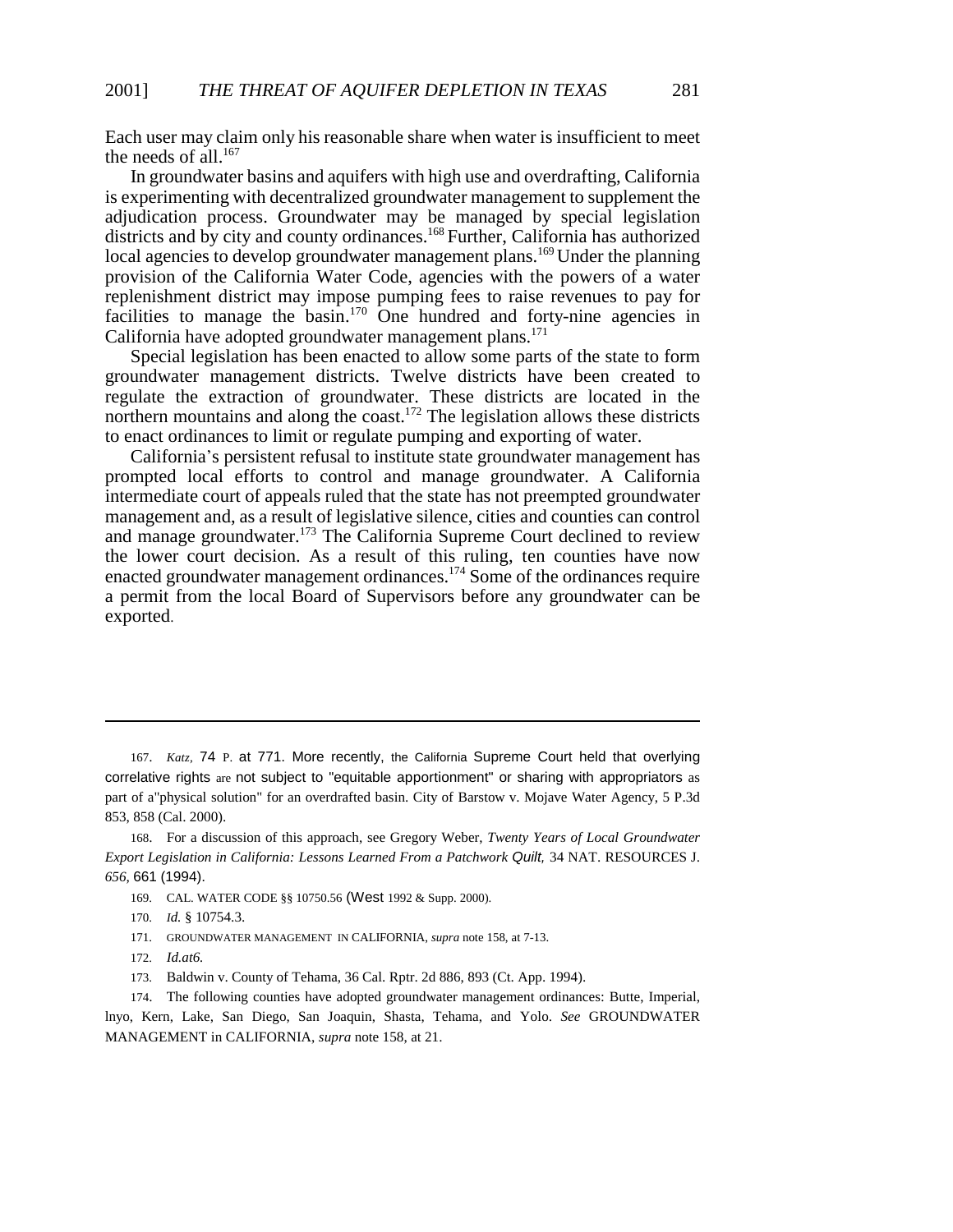Each user may claim only his reasonable share when water is insufficient to meet the needs of all.[167]

In groundwater basins and aquifers with high use and overdrafting, California is experimenting with decentralized groundwater management to supplement the adjudication process. Groundwater may be managed by special legislation districts and by city and county ordinances.[168] Further, California has authorized local agencies to develop groundwater management plans.[169] Under the planning provision of the California Water Code, agencies with the powers of a water replenishment district may impose pumping fees to raise revenues to pay for facilities to manage the basin.[170] One hundred and forty-nine agencies in California have adopted groundwater management plans.[171]

Special legislation has been enacted to allow some parts of the state to form groundwater management districts. Twelve districts have been created to regulate the extraction of groundwater. These districts are located in the northern mountains and along the coast.[172] The legislation allows these districts to enact ordinances to limit or regulate pumping and exporting of water.

California's persistent refusal to institute state groundwater management has prompted local efforts to control and manage groundwater. A California intermediate court of appeals ruled that the state has not preempted groundwater management and, as a result of legislative silence, cities and counties can control and manage groundwater.[173] The California Supreme Court declined to review the lower court decision. As a result of this ruling, ten counties have now enacted groundwater management ordinances.[174] Some of the ordinances require a permit from the local Board of Supervisors before any groundwater can be exported.

---

167. *Katz,* 74 P. at 771. More recently, the California Supreme Court held that overlying correlative rights are not subject to "equitable apportionment" or sharing with appropriators as part of a"physical solution" for an overdrafted basin. City of Barstow v. Mojave Water Agency, 5 P.3d 853, 858 (Cal. 2000).

168. For a discussion of this approach, see Gregory Weber, *Twenty Years of Local Groundwater Export Legislation in California: Lessons Learned From a Patchwork Quilt,* 34 NAT. RESOURCES J. *656,* 661 (1994).

169. CAL. WATER CODE §§ 10750.56 (West 1992 & Supp. 2000).

170. *Id.* § 10754.3.

171. GROUNDWATER MANAGEMENT IN CALIFORNIA, *supra* note 158, at 7-13.

172. *Id.at6.*

173. Baldwin v. County of Tehama, 36 Cal. Rptr. 2d 886, 893 (Ct. App. 1994).

174. The following counties have adopted groundwater management ordinances: Butte, Imperial, lnyo, Kern, Lake, San Diego, San Joaquin, Shasta, Tehama, and Yolo. *See* GROUNDWATER MANAGEMENT in CALIFORNIA, *supra* note 158, at 21.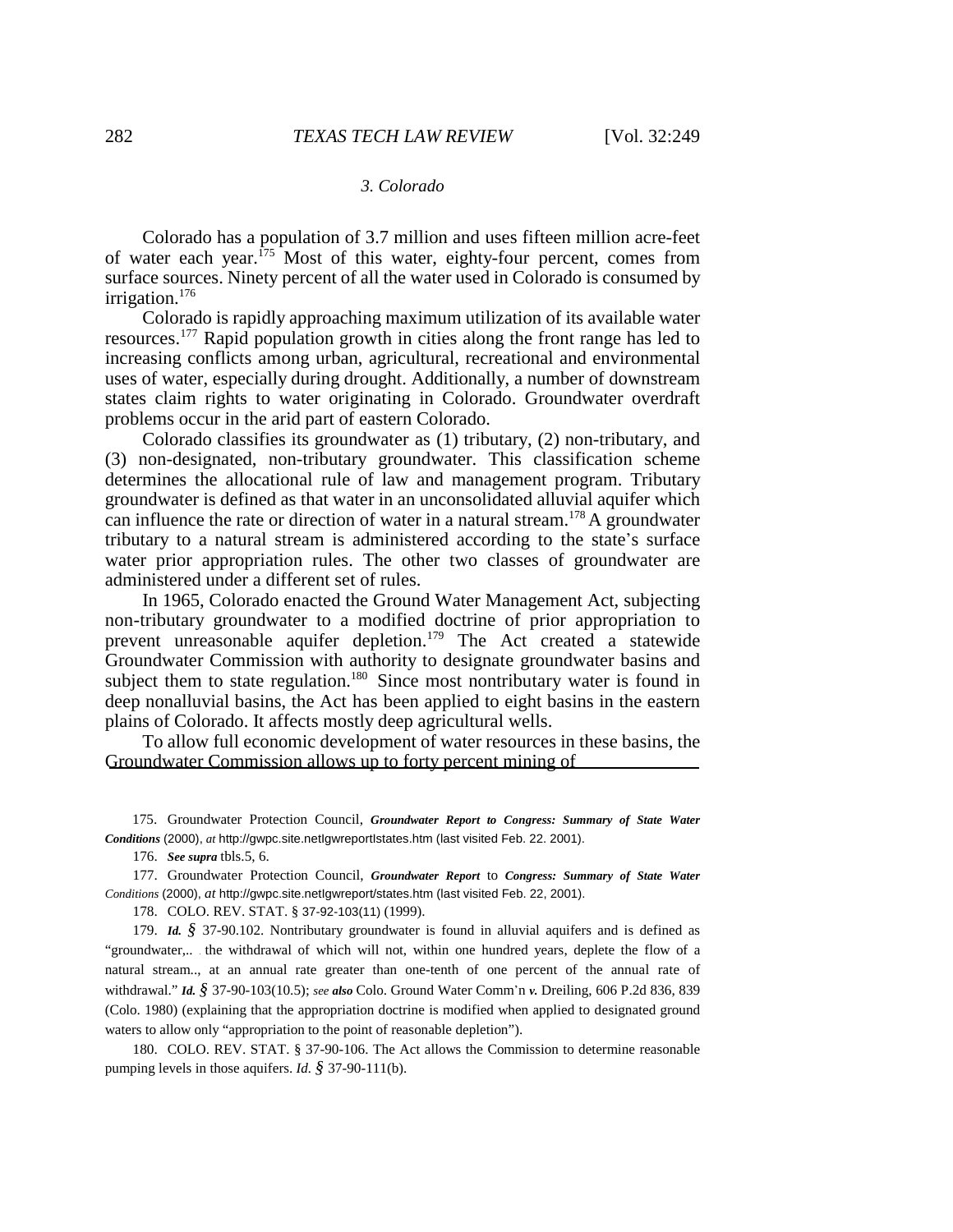### *3. Colorado*

Colorado has a population of 3.7 million and uses fifteen million acre-feet of water each year.[175] Most of this water, eighty-four percent, comes from surface sources. Ninety percent of all the water used in Colorado is consumed by irrigation.[176]

Colorado is rapidly approaching maximum utilization of its available water resources.[177] Rapid population growth in cities along the front range has led to increasing conflicts among urban, agricultural, recreational and environmental uses of water, especially during drought. Additionally, a number of downstream states claim rights to water originating in Colorado. Groundwater overdraft problems occur in the arid part of eastern Colorado.

Colorado classifies its groundwater as (1) tributary, (2) non-tributary, and (3) non-designated, non-tributary groundwater. This classification scheme determines the allocational rule of law and management program. Tributary groundwater is defined as that water in an unconsolidated alluvial aquifer which can influence the rate or direction of water in a natural stream.[178] A groundwater tributary to a natural stream is administered according to the state's surface water prior appropriation rules. The other two classes of groundwater are administered under a different set of rules.

In 1965, Colorado enacted the Ground Water Management Act, subjecting non-tributary groundwater to a modified doctrine of prior appropriation to prevent unreasonable aquifer depletion.[179] The Act created a statewide Groundwater Commission with authority to designate groundwater basins and subject them to state regulation.[180] Since most nontributary water is found in deep nonalluvial basins, the Act has been applied to eight basins in the eastern plains of Colorado. It affects mostly deep agricultural wells.

To allow full economic development of water resources in these basins, the Groundwater Commission allows up to forty percent mining of

---

175. Groundwater Protection Council, ***Groundwater Report to Congress: Summary of State Water Conditions*** (2000), *at* http://gwpc.site.netlgwreportlstates.htm (last visited Feb. 22. 2001).

176. ***See supra*** tbls.5, 6.

177. Groundwater Protection Council, ***Groundwater Report*** to ***Congress: Summary of State Water*** *Conditions* (2000), *at* http://gwpc.site.netlgwreport/states.htm (last visited Feb. 22, 2001).

178. COLO. REV. STAT. § 37-92-103(11) (1999).

179. ***Id.*** *§* 37-90.102. Nontributary groundwater is found in alluvial aquifers and is defined as "groundwater,.. . the withdrawal of which will not, within one hundred years, deplete the flow of a natural stream.., at an annual rate greater than one-tenth of one percent of the annual rate of withdrawal." ***Id.*** *§* 37-90-103(10.5); *see **also*** Colo. Ground Water Comm'n ***v.*** Dreiling, 606 P.2d 836, 839 (Colo. 1980) (explaining that the appropriation doctrine is modified when applied to designated ground waters to allow only "appropriation to the point of reasonable depletion").

180. COLO. REV. STAT. § 37-90-106. The Act allows the Commission to determine reasonable pumping levels in those aquifers. *Id. §* 37-90-111(b).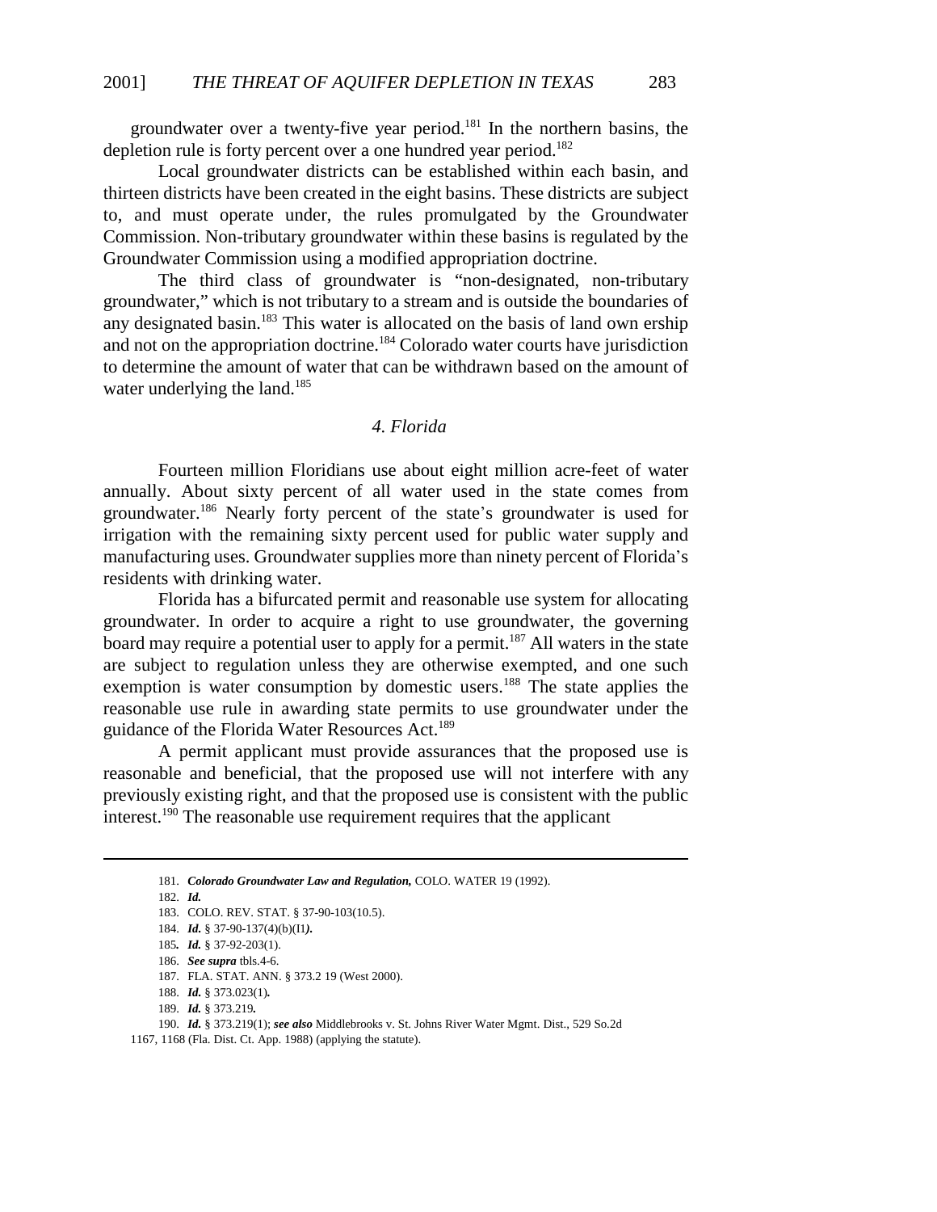groundwater over a twenty-five year period.[181] In the northern basins, the depletion rule is forty percent over a one hundred year period.[182]

Local groundwater districts can be established within each basin, and thirteen districts have been created in the eight basins. These districts are subject to, and must operate under, the rules promulgated by the Groundwater Commission. Non-tributary groundwater within these basins is regulated by the Groundwater Commission using a modified appropriation doctrine.

The third class of groundwater is "non-designated, non-tributary groundwater," which is not tributary to a stream and is outside the boundaries of any designated basin.[183] This water is allocated on the basis of land own ership and not on the appropriation doctrine.[184] Colorado water courts have jurisdiction to determine the amount of water that can be withdrawn based on the amount of water underlying the land.[185]

### *4. Florida*

Fourteen million Floridians use about eight million acre-feet of water annually. About sixty percent of all water used in the state comes from groundwater.[186] Nearly forty percent of the state's groundwater is used for irrigation with the remaining sixty percent used for public water supply and manufacturing uses. Groundwater supplies more than ninety percent of Florida's residents with drinking water.

Florida has a bifurcated permit and reasonable use system for allocating groundwater. In order to acquire a right to use groundwater, the governing board may require a potential user to apply for a permit.[187] All waters in the state are subject to regulation unless they are otherwise exempted, and one such exemption is water consumption by domestic users.[188] The state applies the reasonable use rule in awarding state permits to use groundwater under the guidance of the Florida Water Resources Act.[189]

A permit applicant must provide assurances that the proposed use is reasonable and beneficial, that the proposed use will not interfere with any previously existing right, and that the proposed use is consistent with the public interest.[190] The reasonable use requirement requires that the applicant

---

181. ***Colorado Groundwater Law and Regulation,*** COLO. WATER 19 (1992).

182. ***Id.***

183. COLO. REV. STAT. § 37-90-103(10.5).

184. ***Id.*** § 37-90-137(4)(b)(I1*)*.

185. ***Id.*** § 37-92-203(1).

186. ***See supra*** tbls.4-6.

187. FLA. STAT. ANN. § 373.2 19 (West 2000).

188. ***Id.*** § 373.023(1)*.*

189. ***Id.*** § 373.219*.*

190. ***Id.*** § 373.219(1); ***see also*** Middlebrooks v. St. Johns River Water Mgmt. Dist., 529 So.2d 1167, 1168 (Fla. Dist. Ct. App. 1988) (applying the statute).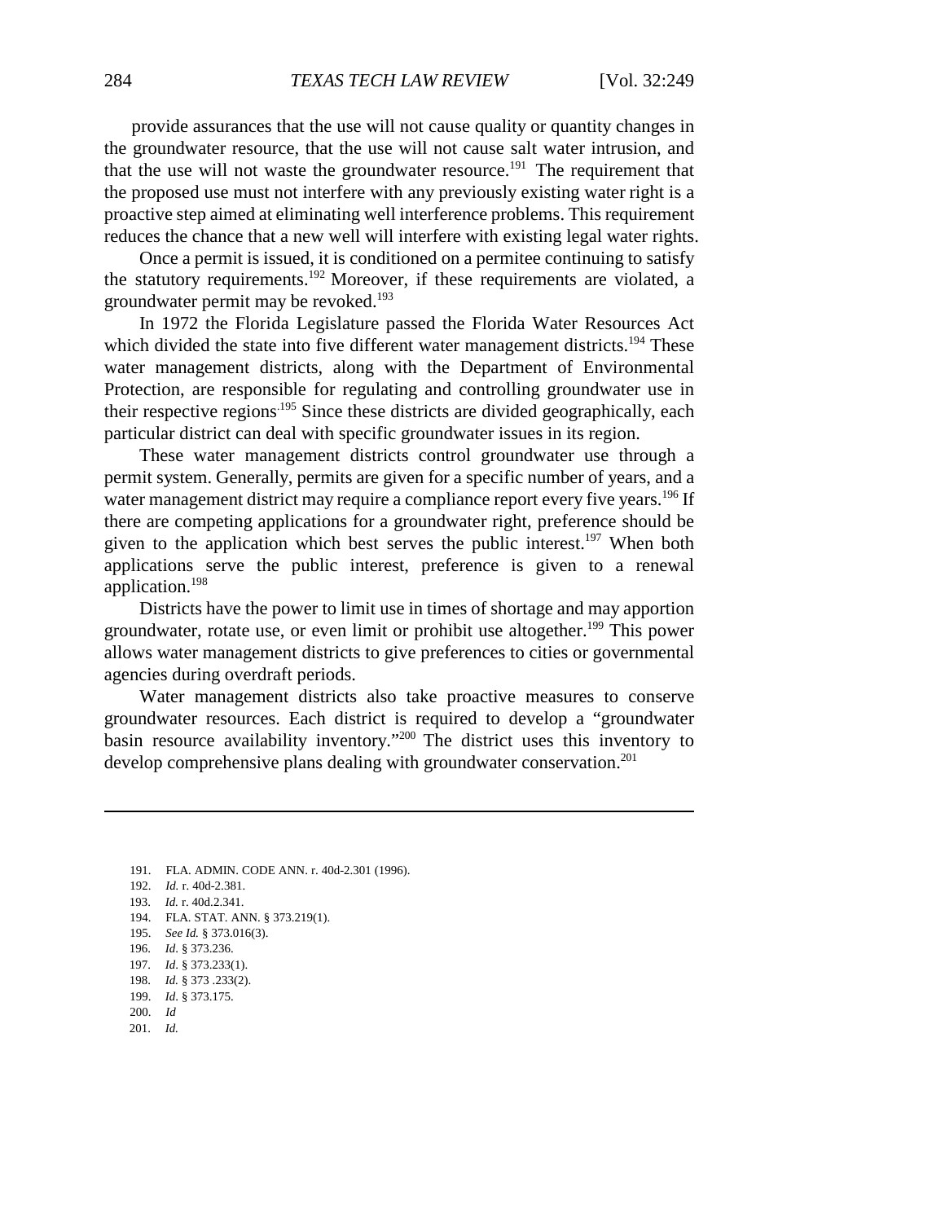provide assurances that the use will not cause quality or quantity changes in the groundwater resource, that the use will not cause salt water intrusion, and that the use will not waste the groundwater resource.[191] The requirement that the proposed use must not interfere with any previously existing water right is a proactive step aimed at eliminating well interference problems. This requirement reduces the chance that a new well will interfere with existing legal water rights.

Once a permit is issued, it is conditioned on a permitee continuing to satisfy the statutory requirements.[192] Moreover, if these requirements are violated, a groundwater permit may be revoked.[193]

In 1972 the Florida Legislature passed the Florida Water Resources Act which divided the state into five different water management districts.[194] These water management districts, along with the Department of Environmental Protection, are responsible for regulating and controlling groundwater use in their respective regions.[195] Since these districts are divided geographically, each particular district can deal with specific groundwater issues in its region.

These water management districts control groundwater use through a permit system. Generally, permits are given for a specific number of years, and a water management district may require a compliance report every five years.[196] If there are competing applications for a groundwater right, preference should be given to the application which best serves the public interest.[197] When both applications serve the public interest, preference is given to a renewal application.[198]

Districts have the power to limit use in times of shortage and may apportion groundwater, rotate use, or even limit or prohibit use altogether.[199] This power allows water management districts to give preferences to cities or governmental agencies during overdraft periods.

Water management districts also take proactive measures to conserve groundwater resources. Each district is required to develop a "groundwater basin resource availability inventory."[200] The district uses this inventory to develop comprehensive plans dealing with groundwater conservation.[201]

---

191. FLA. ADMIN. CODE ANN. r. 40d-2.301 (1996).
192. *Id.* r. 40d-2.381.
193. *Id.* r. 40d.2.341.
194. FLA. STAT. ANN. § 373.219(1).
195. *See Id.* § 373.016(3).
196. *Id*. § 373.236.
197. *Id*. § 373.233(1).
198. *Id.* § 373 .233(2).
199. *Id*. § 373.175.
200. *Id*
201. *Id.*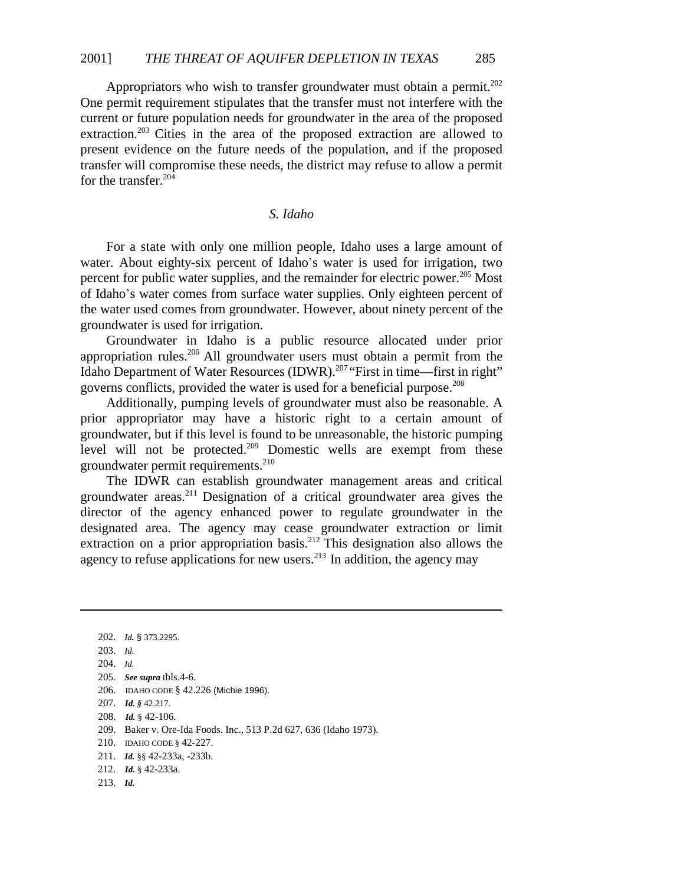Appropriators who wish to transfer groundwater must obtain a permit.[202] One permit requirement stipulates that the transfer must not interfere with the current or future population needs for groundwater in the area of the proposed extraction.[203] Cities in the area of the proposed extraction are allowed to present evidence on the future needs of the population, and if the proposed transfer will compromise these needs, the district may refuse to allow a permit for the transfer.[204]

### *S. Idaho*

For a state with only one million people, Idaho uses a large amount of water. About eighty-six percent of Idaho's water is used for irrigation, two percent for public water supplies, and the remainder for electric power.[205] Most of Idaho's water comes from surface water supplies. Only eighteen percent of the water used comes from groundwater. However, about ninety percent of the groundwater is used for irrigation.

Groundwater in Idaho is a public resource allocated under prior appropriation rules.[206] All groundwater users must obtain a permit from the Idaho Department of Water Resources (IDWR).[207] "First in time—first in right" governs conflicts, provided the water is used for a beneficial purpose.[208]

Additionally, pumping levels of groundwater must also be reasonable. A prior appropriator may have a historic right to a certain amount of groundwater, but if this level is found to be unreasonable, the historic pumping level will not be protected.[209] Domestic wells are exempt from these groundwater permit requirements.[210]

The IDWR can establish groundwater management areas and critical groundwater areas.[211] Designation of a critical groundwater area gives the director of the agency enhanced power to regulate groundwater in the designated area. The agency may cease groundwater extraction or limit extraction on a prior appropriation basis.[212] This designation also allows the agency to refuse applications for new users.[213] In addition, the agency may

---

202. *Id.* § 373.2295.

203. *Id.*

204. *Id.*

205. ***See supra*** tbls.4-6.

206. IDAHO CODE § 42.226 (Michie 1996).

207. ***Id. §*** 42.217.

208. ***Id.*** § 42-106.

209. Baker v. Ore-Ida Foods. Inc., 513 P.2d 627, 636 (Idaho 1973).

210. IDAHO CODE § 42-227.

211. ***Id.*** §§ 42-233a, -233b.

212. ***Id.*** § 42-233a.

213. ***Id.***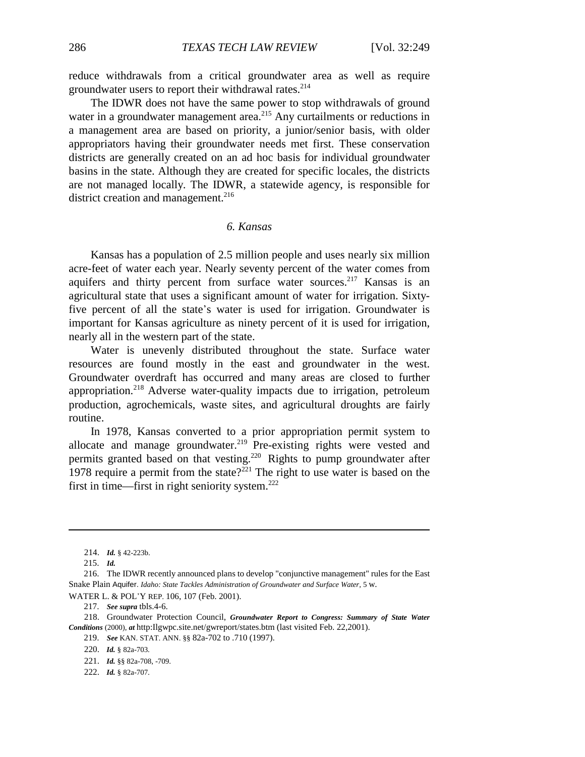reduce withdrawals from a critical groundwater area as well as require groundwater users to report their withdrawal rates.[214]

The IDWR does not have the same power to stop withdrawals of ground water in a groundwater management area.[215] Any curtailments or reductions in a management area are based on priority, a junior/senior basis, with older appropriators having their groundwater needs met first. These conservation districts are generally created on an ad hoc basis for individual groundwater basins in the state. Although they are created for specific locales, the districts are not managed locally. The IDWR, a statewide agency, is responsible for district creation and management.[216]

### *6. Kansas*

Kansas has a population of 2.5 million people and uses nearly six million acre-feet of water each year. Nearly seventy percent of the water comes from aquifers and thirty percent from surface water sources.[217] Kansas is an agricultural state that uses a significant amount of water for irrigation. Sixty-five percent of all the state's water is used for irrigation. Groundwater is important for Kansas agriculture as ninety percent of it is used for irrigation, nearly all in the western part of the state.

Water is unevenly distributed throughout the state. Surface water resources are found mostly in the east and groundwater in the west. Groundwater overdraft has occurred and many areas are closed to further appropriation.[218] Adverse water-quality impacts due to irrigation, petroleum production, agrochemicals, waste sites, and agricultural droughts are fairly routine.

In 1978, Kansas converted to a prior appropriation permit system to allocate and manage groundwater.[219] Pre-existing rights were vested and permits granted based on that vesting.[220] Rights to pump groundwater after 1978 require a permit from the state?[221] The right to use water is based on the first in time—first in right seniority system.[222]

---

214. ***Id.*** § 42-223b.

215. ***Id.***

216. The IDWR recently announced plans to develop "conjunctive management" rules for the East Snake Plain Aquifer. *Idaho: State Tackles Administration of Groundwater and Surface Water*, 5 W. WATER L. & POL'Y REP. 106, 107 (Feb. 2001).

217. ***See supra*** tbls.4-6.

218. Groundwater Protection Council, ***Groundwater Report to Congress: Summary of State Water Conditions*** (2000), ***at*** http:Ilgwpc.site.net/gwreport/states.btm (last visited Feb. 22,2001).

219. ***See*** KAN. STAT. ANN. §§ 82a-702 to .710 (1997).

220. ***Id.*** § 82a-703.

221. ***Id.*** §§ 82a-708, -709.

222. ***Id.*** § 82a-707.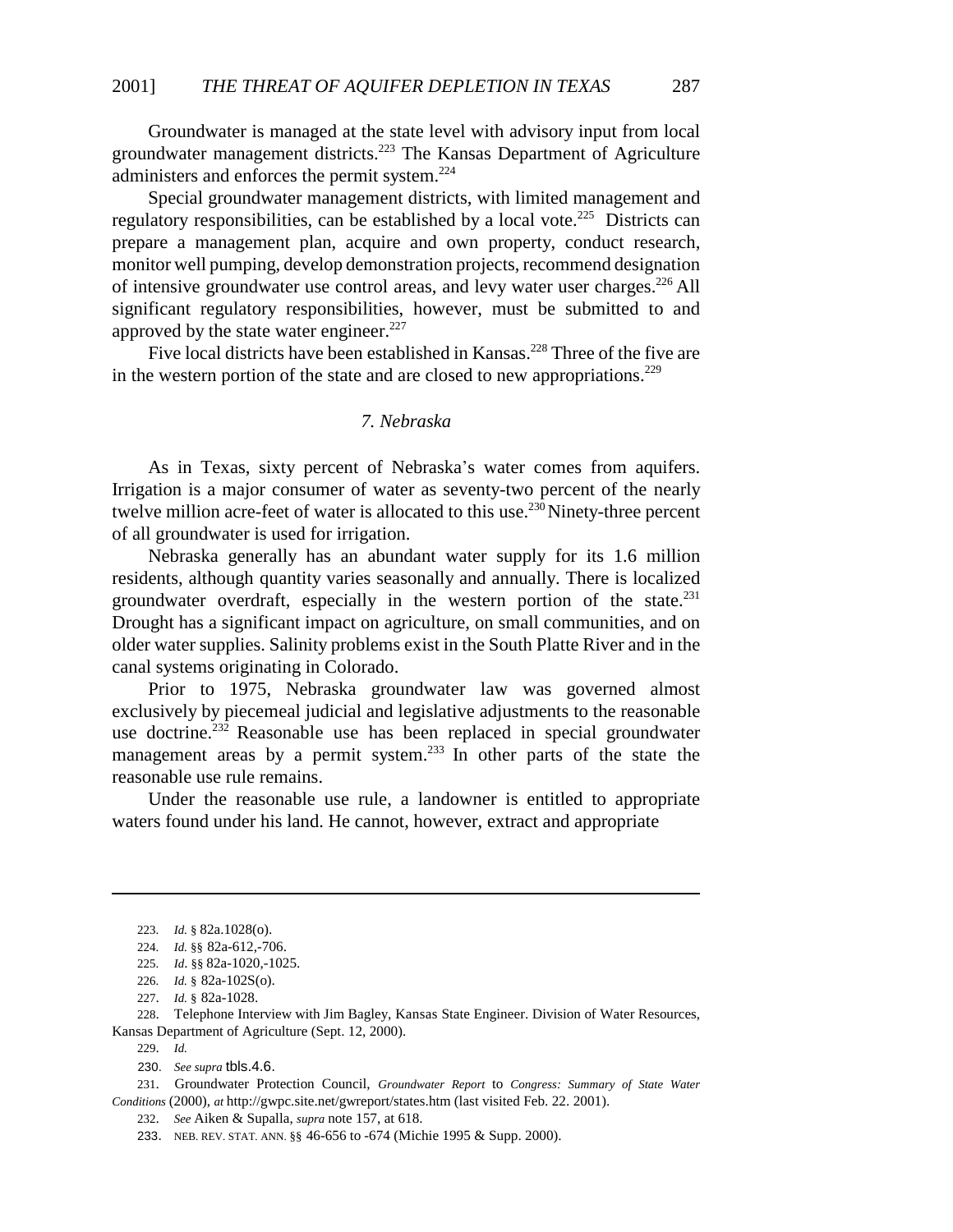Groundwater is managed at the state level with advisory input from local groundwater management districts.[223] The Kansas Department of Agriculture administers and enforces the permit system.[224]

Special groundwater management districts, with limited management and regulatory responsibilities, can be established by a local vote.[225] Districts can prepare a management plan, acquire and own property, conduct research, monitor well pumping, develop demonstration projects, recommend designation of intensive groundwater use control areas, and levy water user charges.[226] All significant regulatory responsibilities, however, must be submitted to and approved by the state water engineer.[227]

Five local districts have been established in Kansas.[228] Three of the five are in the western portion of the state and are closed to new appropriations.[229]

### *7. Nebraska*

As in Texas, sixty percent of Nebraska's water comes from aquifers. Irrigation is a major consumer of water as seventy-two percent of the nearly twelve million acre-feet of water is allocated to this use.[230] Ninety-three percent of all groundwater is used for irrigation.

Nebraska generally has an abundant water supply for its 1.6 million residents, although quantity varies seasonally and annually. There is localized groundwater overdraft, especially in the western portion of the state.[231] Drought has a significant impact on agriculture, on small communities, and on older water supplies. Salinity problems exist in the South Platte River and in the canal systems originating in Colorado.

Prior to 1975, Nebraska groundwater law was governed almost exclusively by piecemeal judicial and legislative adjustments to the reasonable use doctrine.[232] Reasonable use has been replaced in special groundwater management areas by a permit system.[233] In other parts of the state the reasonable use rule remains.

Under the reasonable use rule, a landowner is entitled to appropriate waters found under his land. He cannot, however, extract and appropriate

---

223. *Id.* § 82a.1028(o).

224. *Id.* §§ 82a-612,-706.

225. *Id*. §§ 82a-1020,-1025.

226. *Id.* § 82a-102S(o).

227. *Id.* § 82a-1028.

228. Telephone Interview with Jim Bagley, Kansas State Engineer. Division of Water Resources, Kansas Department of Agriculture (Sept. 12, 2000).

229. *Id.*

230. *See supra* tbls.4.6.

231. Groundwater Protection Council, *Groundwater Report* to *Congress: Summary of State Water Conditions* (2000), *at* http://gwpc.site.net/gwreport/states.htm (last visited Feb. 22. 2001).

232. *See* Aiken & Supalla, *supra* note 157, at 618.

233. NEB. REV. STAT. ANN. §§ 46-656 to -674 (Michie 1995 & Supp. 2000).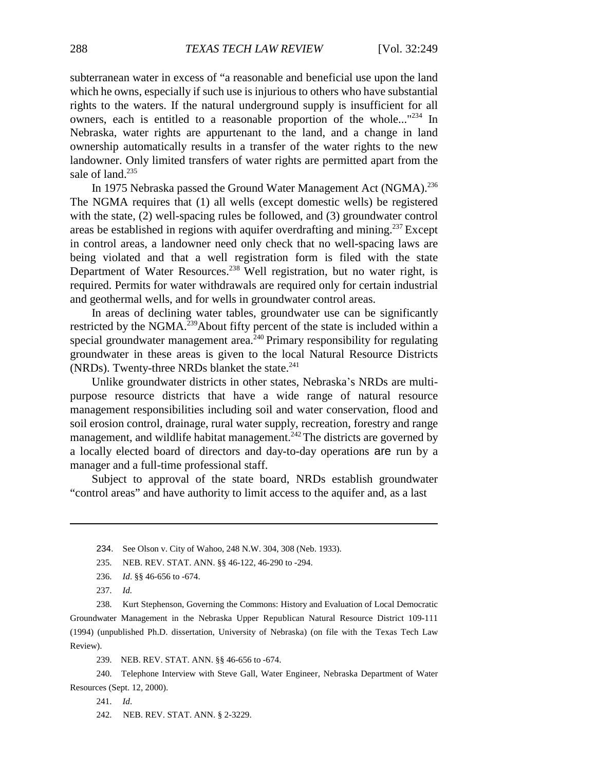subterranean water in excess of "a reasonable and beneficial use upon the land which he owns, especially if such use is injurious to others who have substantial rights to the waters. If the natural underground supply is insufficient for all owners, each is entitled to a reasonable proportion of the whole..."[234] In Nebraska, water rights are appurtenant to the land, and a change in land ownership automatically results in a transfer of the water rights to the new landowner. Only limited transfers of water rights are permitted apart from the sale of land.[235]

In 1975 Nebraska passed the Ground Water Management Act (NGMA).[236] The NGMA requires that (1) all wells (except domestic wells) be registered with the state, (2) well-spacing rules be followed, and (3) groundwater control areas be established in regions with aquifer overdrafting and mining.[237] Except in control areas, a landowner need only check that no well-spacing laws are being violated and that a well registration form is filed with the state Department of Water Resources.[238] Well registration, but no water right, is required. Permits for water withdrawals are required only for certain industrial and geothermal wells, and for wells in groundwater control areas.

In areas of declining water tables, groundwater use can be significantly restricted by the NGMA.[239] About fifty percent of the state is included within a special groundwater management area.[240] Primary responsibility for regulating groundwater in these areas is given to the local Natural Resource Districts (NRDs). Twenty-three NRDs blanket the state.[241]

Unlike groundwater districts in other states, Nebraska's NRDs are multi-purpose resource districts that have a wide range of natural resource management responsibilities including soil and water conservation, flood and soil erosion control, drainage, rural water supply, recreation, forestry and range management, and wildlife habitat management.[242] The districts are governed by a locally elected board of directors and day-to-day operations are run by a manager and a full-time professional staff.

Subject to approval of the state board, NRDs establish groundwater "control areas" and have authority to limit access to the aquifer and, as a last

---

234. See Olson v. City of Wahoo, 248 N.W. 304, 308 (Neb. 1933).

235. NEB. REV. STAT. ANN. §§ 46-122, 46-290 to -294.

236. *Id*. §§ 46-656 to -674.

237. *Id.*

238. Kurt Stephenson, Governing the Commons: History and Evaluation of Local Democratic Groundwater Management in the Nebraska Upper Republican Natural Resource District 109-111 (1994) (unpublished Ph.D. dissertation, University of Nebraska) (on file with the Texas Tech Law Review).

239. NEB. REV. STAT. ANN. §§ 46-656 to -674.

240. Telephone Interview with Steve Gall, Water Engineer, Nebraska Department of Water Resources (Sept. 12, 2000).

241. *Id*.

242. NEB. REV. STAT. ANN. § 2-3229.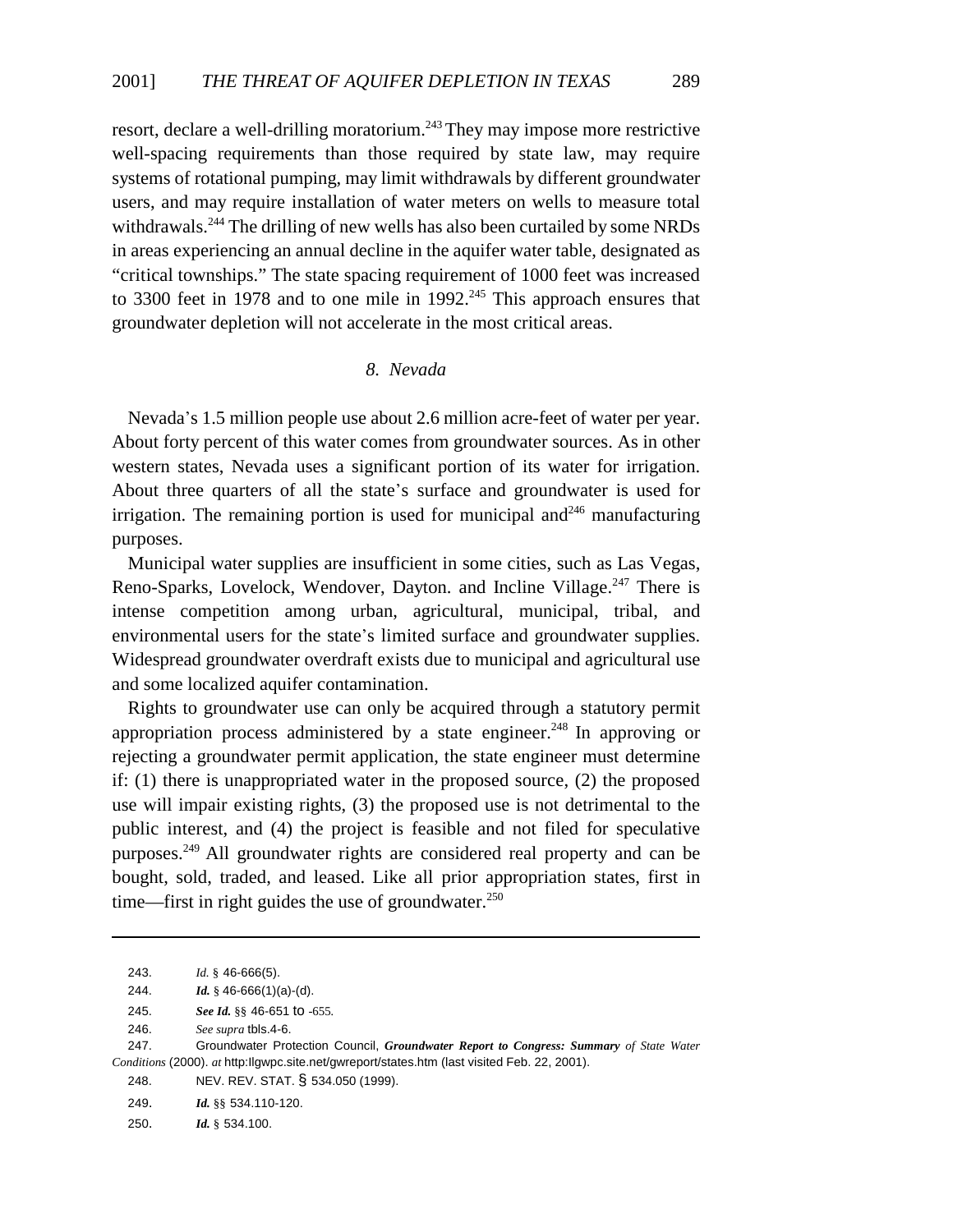resort, declare a well-drilling moratorium.[243] They may impose more restrictive well-spacing requirements than those required by state law, may require systems of rotational pumping, may limit withdrawals by different groundwater users, and may require installation of water meters on wells to measure total withdrawals.[244] The drilling of new wells has also been curtailed by some NRDs in areas experiencing an annual decline in the aquifer water table, designated as "critical townships." The state spacing requirement of 1000 feet was increased to 3300 feet in 1978 and to one mile in 1992.[245] This approach ensures that groundwater depletion will not accelerate in the most critical areas.

### *8. Nevada*

Nevada's 1.5 million people use about 2.6 million acre-feet of water per year. About forty percent of this water comes from groundwater sources. As in other western states, Nevada uses a significant portion of its water for irrigation. About three quarters of all the state's surface and groundwater is used for irrigation. The remaining portion is used for municipal and[246] manufacturing purposes.

Municipal water supplies are insufficient in some cities, such as Las Vegas, Reno-Sparks, Lovelock, Wendover, Dayton. and Incline Village.[247] There is intense competition among urban, agricultural, municipal, tribal, and environmental users for the state's limited surface and groundwater supplies. Widespread groundwater overdraft exists due to municipal and agricultural use and some localized aquifer contamination.

Rights to groundwater use can only be acquired through a statutory permit appropriation process administered by a state engineer.[248] In approving or rejecting a groundwater permit application, the state engineer must determine if: (1) there is unappropriated water in the proposed source, (2) the proposed use will impair existing rights, (3) the proposed use is not detrimental to the public interest, and (4) the project is feasible and not filed for speculative purposes.[249] All groundwater rights are considered real property and can be bought, sold, traded, and leased. Like all prior appropriation states, first in time—first in right guides the use of groundwater.[250]

---

243. *Id.* § 46-666(5).

244. ***Id.*** § 46-666(1)(a)-(d).

245. ***See Id.*** §§ 46-651 to -655.

246. *See supra* tbls.4-6.

247. Groundwater Protection Council, ***Groundwater Report to Congress: Summary*** *of State Water Conditions* (2000). *at* http:llgwpc.site.net/gwreport/states.htm (last visited Feb. 22, 2001).

248. NEV. REV. STAT. § 534.050 (1999).

249. ***Id.*** §§ 534.110-120.

250. ***Id.*** § 534.100.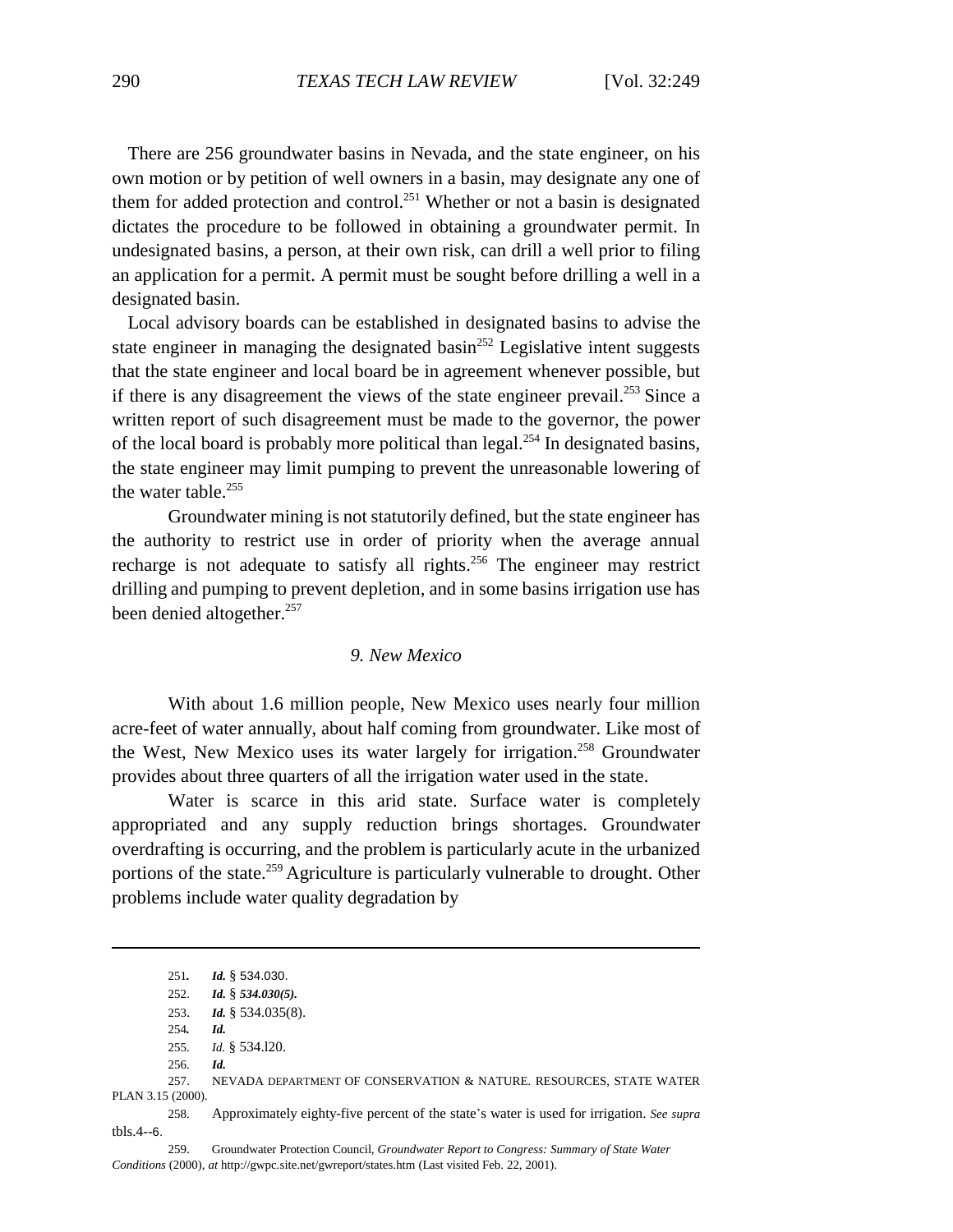There are 256 groundwater basins in Nevada, and the state engineer, on his own motion or by petition of well owners in a basin, may designate any one of them for added protection and control.[251] Whether or not a basin is designated dictates the procedure to be followed in obtaining a groundwater permit. In undesignated basins, a person, at their own risk, can drill a well prior to filing an application for a permit. A permit must be sought before drilling a well in a designated basin.

Local advisory boards can be established in designated basins to advise the state engineer in managing the designated basin[252] Legislative intent suggests that the state engineer and local board be in agreement whenever possible, but if there is any disagreement the views of the state engineer prevail.[253] Since a written report of such disagreement must be made to the governor, the power of the local board is probably more political than legal.[254] In designated basins, the state engineer may limit pumping to prevent the unreasonable lowering of the water table.[255]

Groundwater mining is not statutorily defined, but the state engineer has the authority to restrict use in order of priority when the average annual recharge is not adequate to satisfy all rights.[256] The engineer may restrict drilling and pumping to prevent depletion, and in some basins irrigation use has been denied altogether.[257]

### *9. New Mexico*

With about 1.6 million people, New Mexico uses nearly four million acre-feet of water annually, about half coming from groundwater. Like most of the West, New Mexico uses its water largely for irrigation.[258] Groundwater provides about three quarters of all the irrigation water used in the state.

Water is scarce in this arid state. Surface water is completely appropriated and any supply reduction brings shortages. Groundwater overdrafting is occurring, and the problem is particularly acute in the urbanized portions of the state.[259] Agriculture is particularly vulnerable to drought. Other problems include water quality degradation by

---

251. ***Id.*** § 534.030.

252. ***Id.*** § ***534.030(5).***

253. ***Id.*** § 534.035(8).

254. ***Id.***

255. *Id.* § 534.l20.

256. ***Id.***

257. NEVADA DEPARTMENT OF CONSERVATION & NATURE. RESOURCES, STATE WATER PLAN 3.15 (2000).

258. Approximately eighty-five percent of the state's water is used for irrigation. *See supra* tbls.4--6.

259. Groundwater Protection Council, *Groundwater Report to Congress: Summary of State Water Conditions* (2000), *at* http://gwpc.site.net/gwreport/states.htm (Last visited Feb. 22, 2001).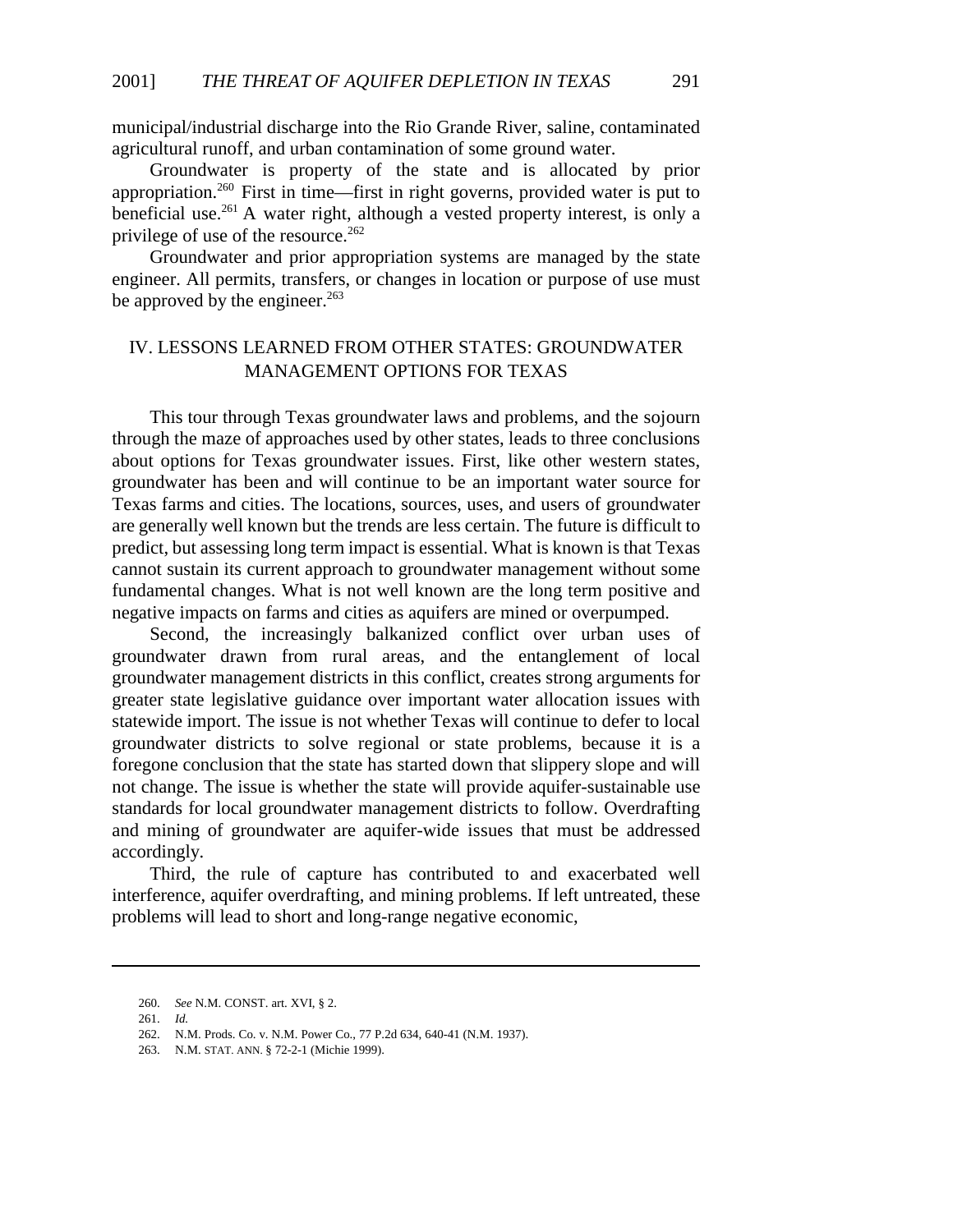municipal/industrial discharge into the Rio Grande River, saline, contaminated agricultural runoff, and urban contamination of some ground water.

Groundwater is property of the state and is allocated by prior appropriation.[260] First in time—first in right governs, provided water is put to beneficial use.[261] A water right, although a vested property interest, is only a privilege of use of the resource.[262]

Groundwater and prior appropriation systems are managed by the state engineer. All permits, transfers, or changes in location or purpose of use must be approved by the engineer.[263]

## IV. LESSONS LEARNED FROM OTHER STATES: GROUNDWATER MANAGEMENT OPTIONS FOR TEXAS

This tour through Texas groundwater laws and problems, and the sojourn through the maze of approaches used by other states, leads to three conclusions about options for Texas groundwater issues. First, like other western states, groundwater has been and will continue to be an important water source for Texas farms and cities. The locations, sources, uses, and users of groundwater are generally well known but the trends are less certain. The future is difficult to predict, but assessing long term impact is essential. What is known is that Texas cannot sustain its current approach to groundwater management without some fundamental changes. What is not well known are the long term positive and negative impacts on farms and cities as aquifers are mined or overpumped.

Second, the increasingly balkanized conflict over urban uses of groundwater drawn from rural areas, and the entanglement of local groundwater management districts in this conflict, creates strong arguments for greater state legislative guidance over important water allocation issues with statewide import. The issue is not whether Texas will continue to defer to local groundwater districts to solve regional or state problems, because it is a foregone conclusion that the state has started down that slippery slope and will not change. The issue is whether the state will provide aquifer-sustainable use standards for local groundwater management districts to follow. Overdrafting and mining of groundwater are aquifer-wide issues that must be addressed accordingly.

Third, the rule of capture has contributed to and exacerbated well interference, aquifer overdrafting, and mining problems. If left untreated, these problems will lead to short and long-range negative economic,

---

260. *See* N.M. CONST. art. XVI, § 2.

261. *Id.*

262. N.M. Prods. Co. v. N.M. Power Co., 77 P.2d 634, 640-41 (N.M. 1937).

263. N.M. STAT. ANN. § 72-2-1 (Michie 1999).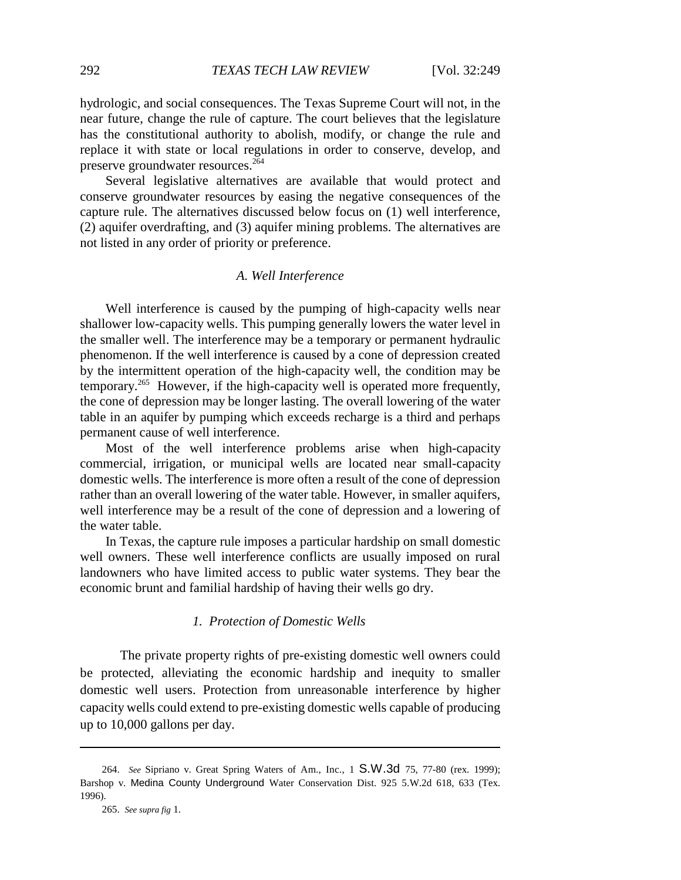hydrologic, and social consequences. The Texas Supreme Court will not, in the near future, change the rule of capture. The court believes that the legislature has the constitutional authority to abolish, modify, or change the rule and replace it with state or local regulations in order to conserve, develop, and preserve groundwater resources.[264]

Several legislative alternatives are available that would protect and conserve groundwater resources by easing the negative consequences of the capture rule. The alternatives discussed below focus on (1) well interference, (2) aquifer overdrafting, and (3) aquifer mining problems. The alternatives are not listed in any order of priority or preference.

### *A. Well Interference*

Well interference is caused by the pumping of high-capacity wells near shallower low-capacity wells. This pumping generally lowers the water level in the smaller well. The interference may be a temporary or permanent hydraulic phenomenon. If the well interference is caused by a cone of depression created by the intermittent operation of the high-capacity well, the condition may be temporary.[265] However, if the high-capacity well is operated more frequently, the cone of depression may be longer lasting. The overall lowering of the water table in an aquifer by pumping which exceeds recharge is a third and perhaps permanent cause of well interference.

Most of the well interference problems arise when high-capacity commercial, irrigation, or municipal wells are located near small-capacity domestic wells. The interference is more often a result of the cone of depression rather than an overall lowering of the water table. However, in smaller aquifers, well interference may be a result of the cone of depression and a lowering of the water table.

In Texas, the capture rule imposes a particular hardship on small domestic well owners. These well interference conflicts are usually imposed on rural landowners who have limited access to public water systems. They bear the economic brunt and familial hardship of having their wells go dry.

#### *1. Protection of Domestic Wells*

The private property rights of pre-existing domestic well owners could be protected, alleviating the economic hardship and inequity to smaller domestic well users. Protection from unreasonable interference by higher capacity wells could extend to pre-existing domestic wells capable of producing up to 10,000 gallons per day.

---

264. *See* Sipriano v. Great Spring Waters of Am., Inc., 1 S.W.3d 75, 77-80 (rex. 1999); Barshop v. Medina County Underground Water Conservation Dist. 925 5.W.2d 618, 633 (Tex. 1996).

265. *See supra fig* 1.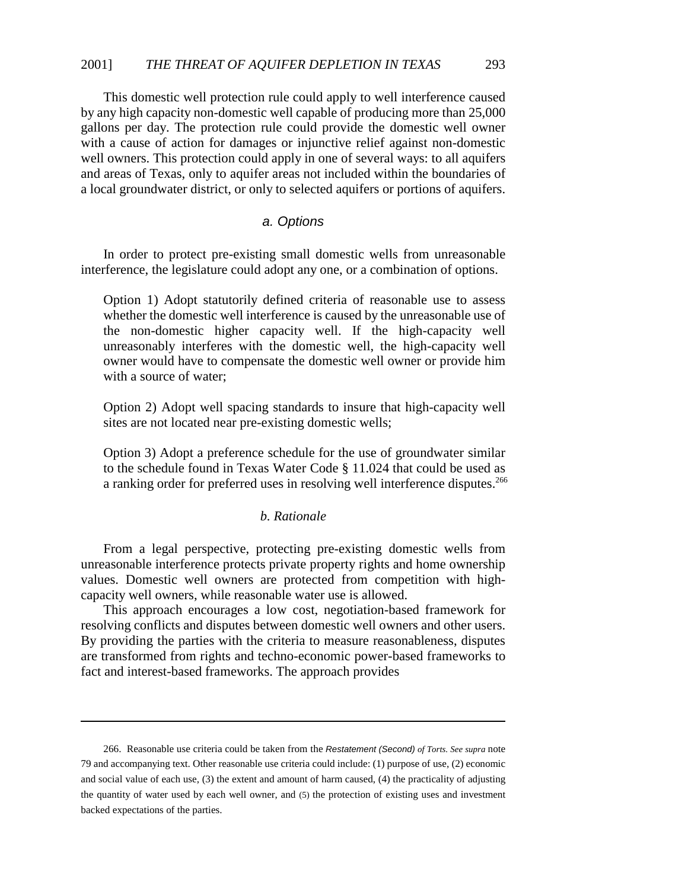This domestic well protection rule could apply to well interference caused by any high capacity non-domestic well capable of producing more than 25,000 gallons per day. The protection rule could provide the domestic well owner with a cause of action for damages or injunctive relief against non-domestic well owners. This protection could apply in one of several ways: to all aquifers and areas of Texas, only to aquifer areas not included within the boundaries of a local groundwater district, or only to selected aquifers or portions of aquifers.

#### *a. Options*

In order to protect pre-existing small domestic wells from unreasonable interference, the legislature could adopt any one, or a combination of options.

> Option 1) Adopt statutorily defined criteria of reasonable use to assess whether the domestic well interference is caused by the unreasonable use of the non-domestic higher capacity well. If the high-capacity well unreasonably interferes with the domestic well, the high-capacity well owner would have to compensate the domestic well owner or provide him with a source of water;
>
> Option 2) Adopt well spacing standards to insure that high-capacity well sites are not located near pre-existing domestic wells;
>
> Option 3) Adopt a preference schedule for the use of groundwater similar to the schedule found in Texas Water Code § 11.024 that could be used as a ranking order for preferred uses in resolving well interference disputes.[266]

#### *b. Rationale*

From a legal perspective, protecting pre-existing domestic wells from unreasonable interference protects private property rights and home ownership values. Domestic well owners are protected from competition with high-capacity well owners, while reasonable water use is allowed.

This approach encourages a low cost, negotiation-based framework for resolving conflicts and disputes between domestic well owners and other users. By providing the parties with the criteria to measure reasonableness, disputes are transformed from rights and techno-economic power-based frameworks to fact and interest-based frameworks. The approach provides

---

266. Reasonable use criteria could be taken from the *Restatement (Second) of Torts*. *See supra* note 79 and accompanying text. Other reasonable use criteria could include: (1) purpose of use, (2) economic and social value of each use, (3) the extent and amount of harm caused, (4) the practicality of adjusting the quantity of water used by each well owner, and (5) the protection of existing uses and investment backed expectations of the parties.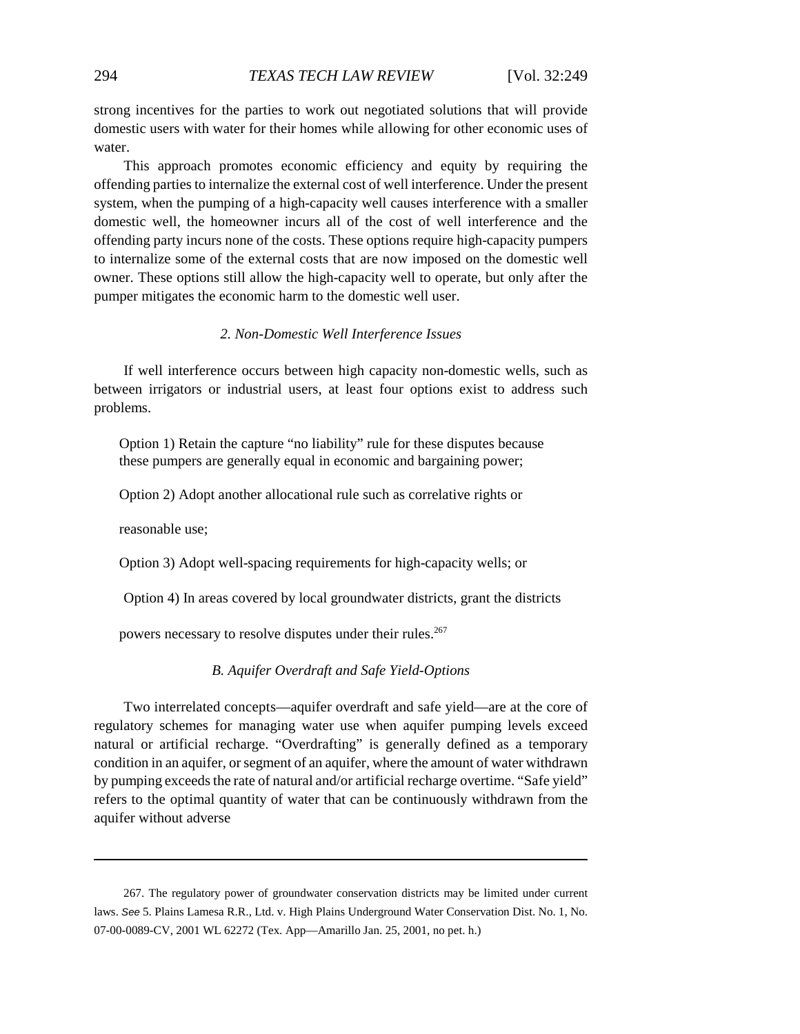strong incentives for the parties to work out negotiated solutions that will provide domestic users with water for their homes while allowing for other economic uses of water.

This approach promotes economic efficiency and equity by requiring the offending parties to internalize the external cost of well interference. Under the present system, when the pumping of a high-capacity well causes interference with a smaller domestic well, the homeowner incurs all of the cost of well interference and the offending party incurs none of the costs. These options require high-capacity pumpers to internalize some of the external costs that are now imposed on the domestic well owner. These options still allow the high-capacity well to operate, but only after the pumper mitigates the economic harm to the domestic well user.

#### *2. Non-Domestic Well Interference Issues*

If well interference occurs between high capacity non-domestic wells, such as between irrigators or industrial users, at least four options exist to address such problems.

Option 1) Retain the capture "no liability" rule for these disputes because these pumpers are generally equal in economic and bargaining power;

Option 2) Adopt another allocational rule such as correlative rights or reasonable use;

Option 3) Adopt well-spacing requirements for high-capacity wells; or

Option 4) In areas covered by local groundwater districts, grant the districts powers necessary to resolve disputes under their rules.[267]

### *B. Aquifer Overdraft and Safe Yield-Options*

Two interrelated concepts—aquifer overdraft and safe yield—are at the core of regulatory schemes for managing water use when aquifer pumping levels exceed natural or artificial recharge. "Overdrafting" is generally defined as a temporary condition in an aquifer, or segment of an aquifer, where the amount of water withdrawn by pumping exceeds the rate of natural and/or artificial recharge overtime. "Safe yield" refers to the optimal quantity of water that can be continuously withdrawn from the aquifer without adverse

---

267. The regulatory power of groundwater conservation districts may be limited under current laws. *See* 5. Plains Lamesa R.R., Ltd. v. High Plains Underground Water Conservation Dist. No. 1, No. 07-00-0089-CV, 2001 WL 62272 (Tex. App—Amarillo Jan. 25, 2001, no pet. h.)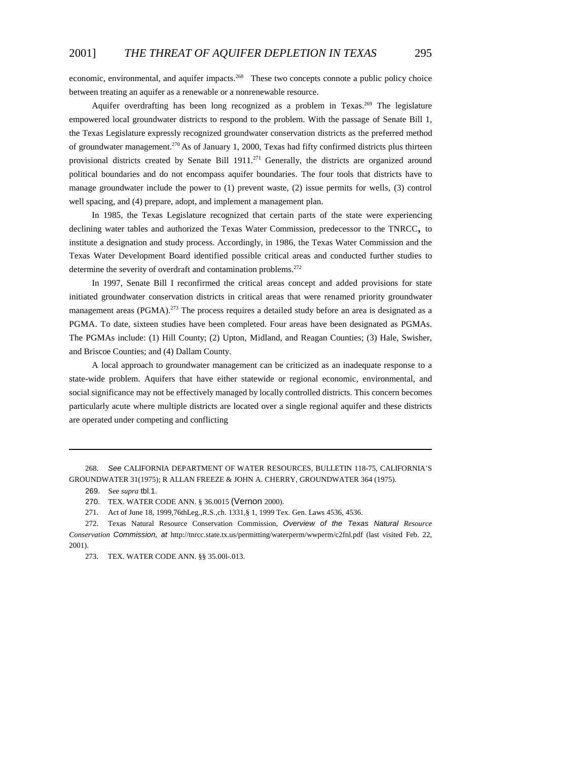economic, environmental, and aquifer impacts.[268] These two concepts connote a public policy choice between treating an aquifer as a renewable or a nonrenewable resource.

Aquifer overdrafting has been long recognized as a problem in Texas.[269] The legislature empowered local groundwater districts to respond to the problem. With the passage of Senate Bill 1, the Texas Legislature expressly recognized groundwater conservation districts as the preferred method of groundwater management.[270] As of January 1, 2000, Texas had fifty confirmed districts plus thirteen provisional districts created by Senate Bill 1911.[271] Generally, the districts are organized around political boundaries and do not encompass aquifer boundaries. The four tools that districts have to manage groundwater include the power to (1) prevent waste, (2) issue permits for wells, (3) control well spacing, and (4) prepare, adopt, and implement a management plan.

In 1985, the Texas Legislature recognized that certain parts of the state were experiencing declining water tables and authorized the Texas Water Commission, predecessor to the TNRCC, to institute a designation and study process. Accordingly, in 1986, the Texas Water Commission and the Texas Water Development Board identified possible critical areas and conducted further studies to determine the severity of overdraft and contamination problems.[272]

In 1997, Senate Bill I reconfirmed the critical areas concept and added provisions for state initiated groundwater conservation districts in critical areas that were renamed priority groundwater management areas (PGMA).[273] The process requires a detailed study before an area is designated as a PGMA. To date, sixteen studies have been completed. Four areas have been designated as PGMAs. The PGMAs include: (1) Hill County; (2) Upton, Midland, and Reagan Counties; (3) Hale, Swisher, and Briscoe Counties; and (4) Dallam County.

A local approach to groundwater management can be criticized as an inadequate response to a state-wide problem. Aquifers that have either statewide or regional economic, environmental, and social significance may not be effectively managed by locally controlled districts. This concern becomes particularly acute where multiple districts are located over a single regional aquifer and these districts are operated under competing and conflicting

---

268. *See* CALIFORNIA DEPARTMENT OF WATER RESOURCES, BULLETIN 118-75, CALIFORNIA'S GROUNDWATER 31(1975); R ALLAN FREEZE & JOHN A. CHERRY, GROUNDWATER 364 (1975).

269. See *supra* tbl.1.

270. TEX. WATER CODE ANN. § 36.0015 (Vernon 2000).

271. Act of June 18, 1999,76thLeg.,R.S.,ch. 1331,§ 1, 1999 Tex. Gen. Laws 4536, 4536.

272. Texas Natural Resource Conservation Commission, *Overview of the Texas Natural Resource Conservation Commission, at* http://tnrcc.state.tx.us/permitting/waterperm/wwperm/c2fnl.pdf (last visited Feb. 22, 2001).

273. TEX. WATER CODE ANN. §§ 35.00l-.013.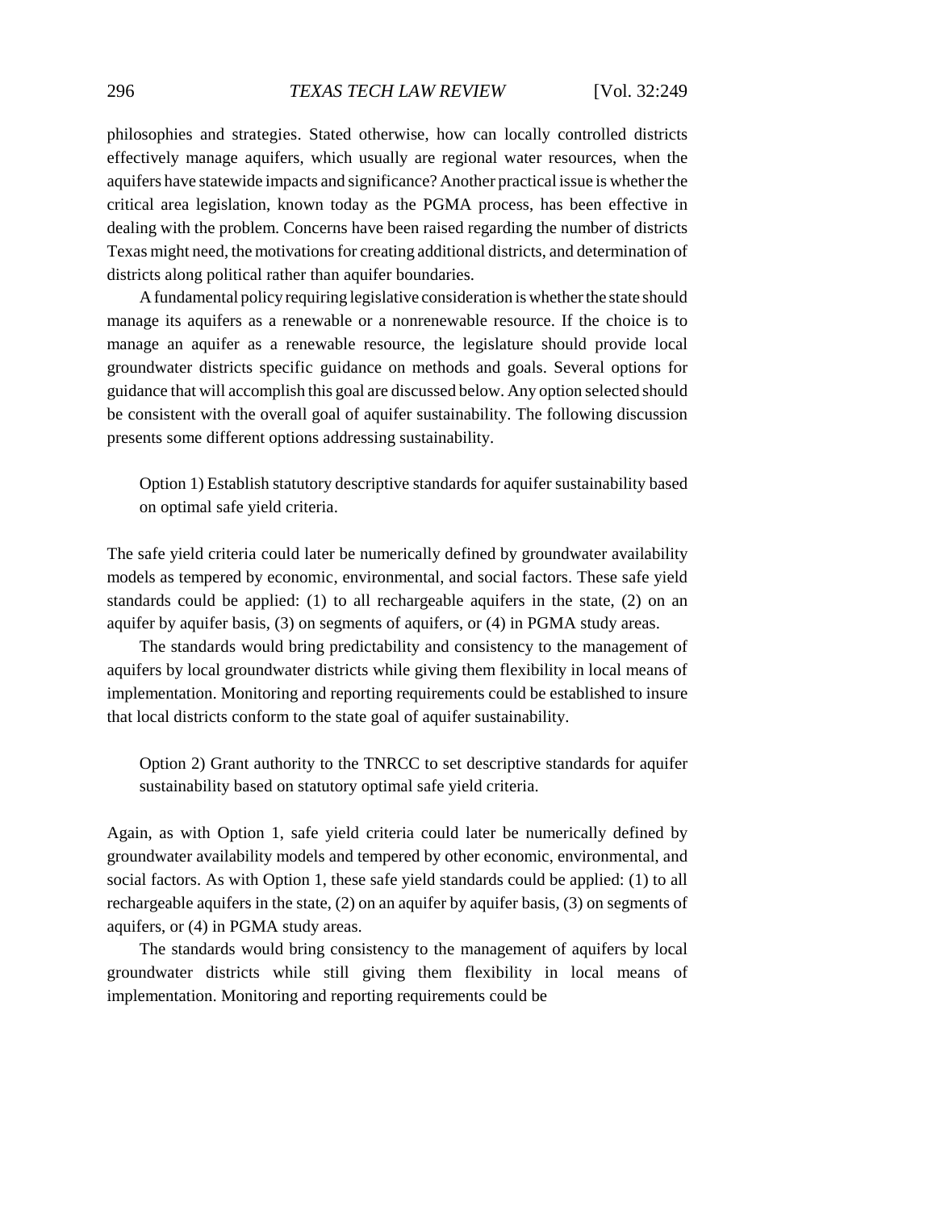philosophies and strategies. Stated otherwise, how can locally controlled districts effectively manage aquifers, which usually are regional water resources, when the aquifers have statewide impacts and significance? Another practical issue is whether the critical area legislation, known today as the PGMA process, has been effective in dealing with the problem. Concerns have been raised regarding the number of districts Texas might need, the motivations for creating additional districts, and determination of districts along political rather than aquifer boundaries.

A fundamental policy requiring legislative consideration is whether the state should manage its aquifers as a renewable or a nonrenewable resource. If the choice is to manage an aquifer as a renewable resource, the legislature should provide local groundwater districts specific guidance on methods and goals. Several options for guidance that will accomplish this goal are discussed below. Any option selected should be consistent with the overall goal of aquifer sustainability. The following discussion presents some different options addressing sustainability.

> Option 1) Establish statutory descriptive standards for aquifer sustainability based on optimal safe yield criteria.

The safe yield criteria could later be numerically defined by groundwater availability models as tempered by economic, environmental, and social factors. These safe yield standards could be applied: (1) to all rechargeable aquifers in the state, (2) on an aquifer by aquifer basis, (3) on segments of aquifers, or (4) in PGMA study areas.

The standards would bring predictability and consistency to the management of aquifers by local groundwater districts while giving them flexibility in local means of implementation. Monitoring and reporting requirements could be established to insure that local districts conform to the state goal of aquifer sustainability.

> Option 2) Grant authority to the TNRCC to set descriptive standards for aquifer sustainability based on statutory optimal safe yield criteria.

Again, as with Option 1, safe yield criteria could later be numerically defined by groundwater availability models and tempered by other economic, environmental, and social factors. As with Option 1, these safe yield standards could be applied: (1) to all rechargeable aquifers in the state, (2) on an aquifer by aquifer basis, (3) on segments of aquifers, or (4) in PGMA study areas.

The standards would bring consistency to the management of aquifers by local groundwater districts while still giving them flexibility in local means of implementation. Monitoring and reporting requirements could be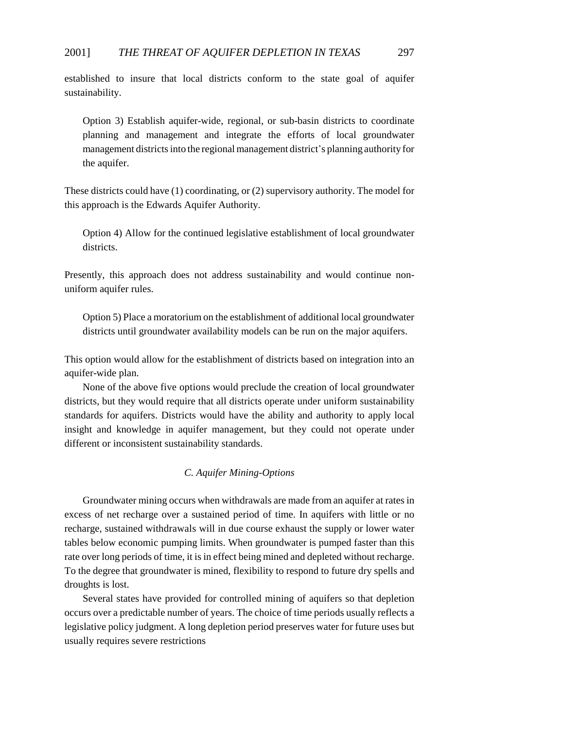established to insure that local districts conform to the state goal of aquifer sustainability.

> Option 3) Establish aquifer-wide, regional, or sub-basin districts to coordinate planning and management and integrate the efforts of local groundwater management districts into the regional management district's planning authority for the aquifer.

These districts could have (1) coordinating, or (2) supervisory authority. The model for this approach is the Edwards Aquifer Authority.

> Option 4) Allow for the continued legislative establishment of local groundwater districts.

Presently, this approach does not address sustainability and would continue non-uniform aquifer rules.

> Option 5) Place a moratorium on the establishment of additional local groundwater districts until groundwater availability models can be run on the major aquifers.

This option would allow for the establishment of districts based on integration into an aquifer-wide plan.

None of the above five options would preclude the creation of local groundwater districts, but they would require that all districts operate under uniform sustainability standards for aquifers. Districts would have the ability and authority to apply local insight and knowledge in aquifer management, but they could not operate under different or inconsistent sustainability standards.

### *C. Aquifer Mining-Options*

Groundwater mining occurs when withdrawals are made from an aquifer at rates in excess of net recharge over a sustained period of time. In aquifers with little or no recharge, sustained withdrawals will in due course exhaust the supply or lower water tables below economic pumping limits. When groundwater is pumped faster than this rate over long periods of time, it is in effect being mined and depleted without recharge. To the degree that groundwater is mined, flexibility to respond to future dry spells and droughts is lost.

Several states have provided for controlled mining of aquifers so that depletion occurs over a predictable number of years. The choice of time periods usually reflects a legislative policy judgment. A long depletion period preserves water for future uses but usually requires severe restrictions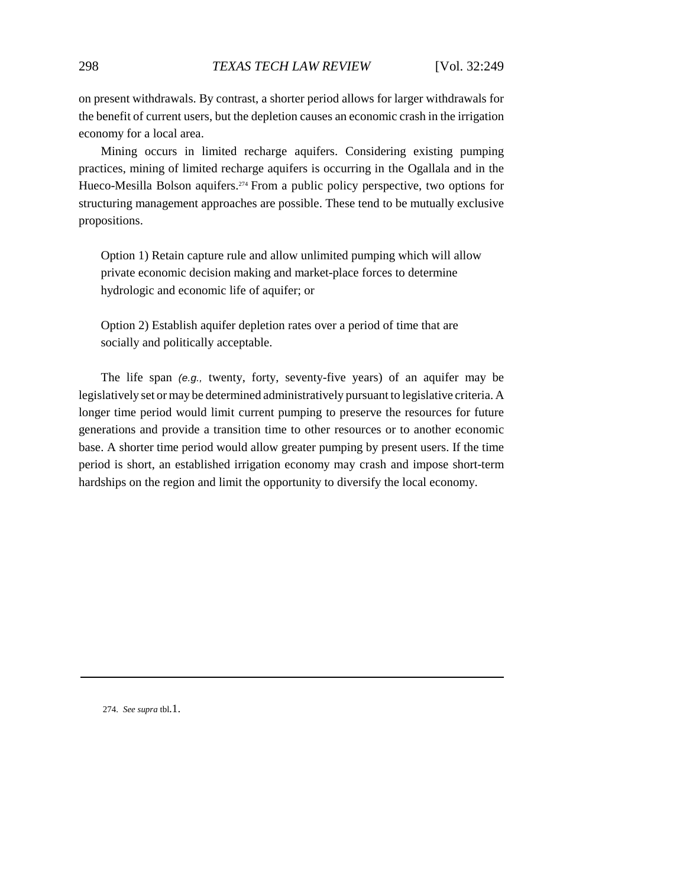on present withdrawals. By contrast, a shorter period allows for larger withdrawals for the benefit of current users, but the depletion causes an economic crash in the irrigation economy for a local area.

Mining occurs in limited recharge aquifers. Considering existing pumping practices, mining of limited recharge aquifers is occurring in the Ogallala and in the Hueco-Mesilla Bolson aquifers.[274] From a public policy perspective, two options for structuring management approaches are possible. These tend to be mutually exclusive propositions.

> Option 1) Retain capture rule and allow unlimited pumping which will allow private economic decision making and market-place forces to determine hydrologic and economic life of aquifer; or
>
> Option 2) Establish aquifer depletion rates over a period of time that are socially and politically acceptable.

The life span *(e.g.,* twenty, forty, seventy-five years) of an aquifer may be legislatively set or may be determined administratively pursuant to legislative criteria. A longer time period would limit current pumping to preserve the resources for future generations and provide a transition time to other resources or to another economic base. A shorter time period would allow greater pumping by present users. If the time period is short, an established irrigation economy may crash and impose short-term hardships on the region and limit the opportunity to diversify the local economy.

---

274. *See supra* tbl.1.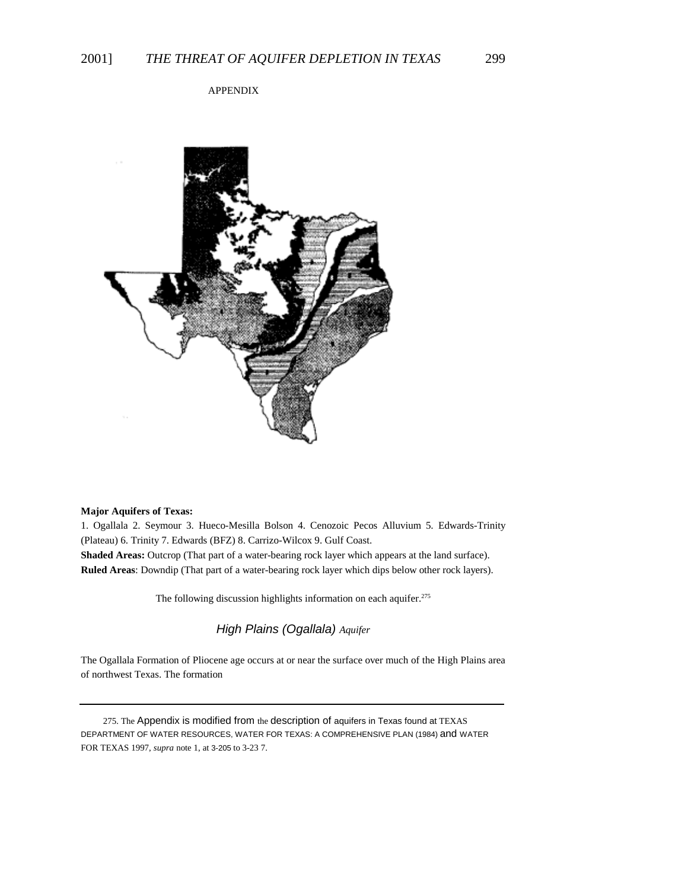APPENDIX

**Major Aquifers of Texas:**

1. Ogallala 2. Seymour 3. Hueco-Mesilla Bolson 4. Cenozoic Pecos Alluvium 5. Edwards-Trinity (Plateau) 6. Trinity 7. Edwards (BFZ) 8. Carrizo-Wilcox 9. Gulf Coast.

**Shaded Areas:** Outcrop (That part of a water-bearing rock layer which appears at the land surface).

**Ruled Areas**: Downdip (That part of a water-bearing rock layer which dips below other rock layers).

The following discussion highlights information on each aquifer.[275]

### *High Plains (Ogallala) Aquifer*

The Ogallala Formation of Pliocene age occurs at or near the surface over much of the High Plains area of northwest Texas. The formation

---

275. The Appendix is modified from the description of aquifers in Texas found at TEXAS DEPARTMENT OF WATER RESOURCES, WATER FOR TEXAS: A COMPREHENSIVE PLAN (1984) and WATER FOR TEXAS 1997, *supra* note 1, at 3-205 to 3-23 7.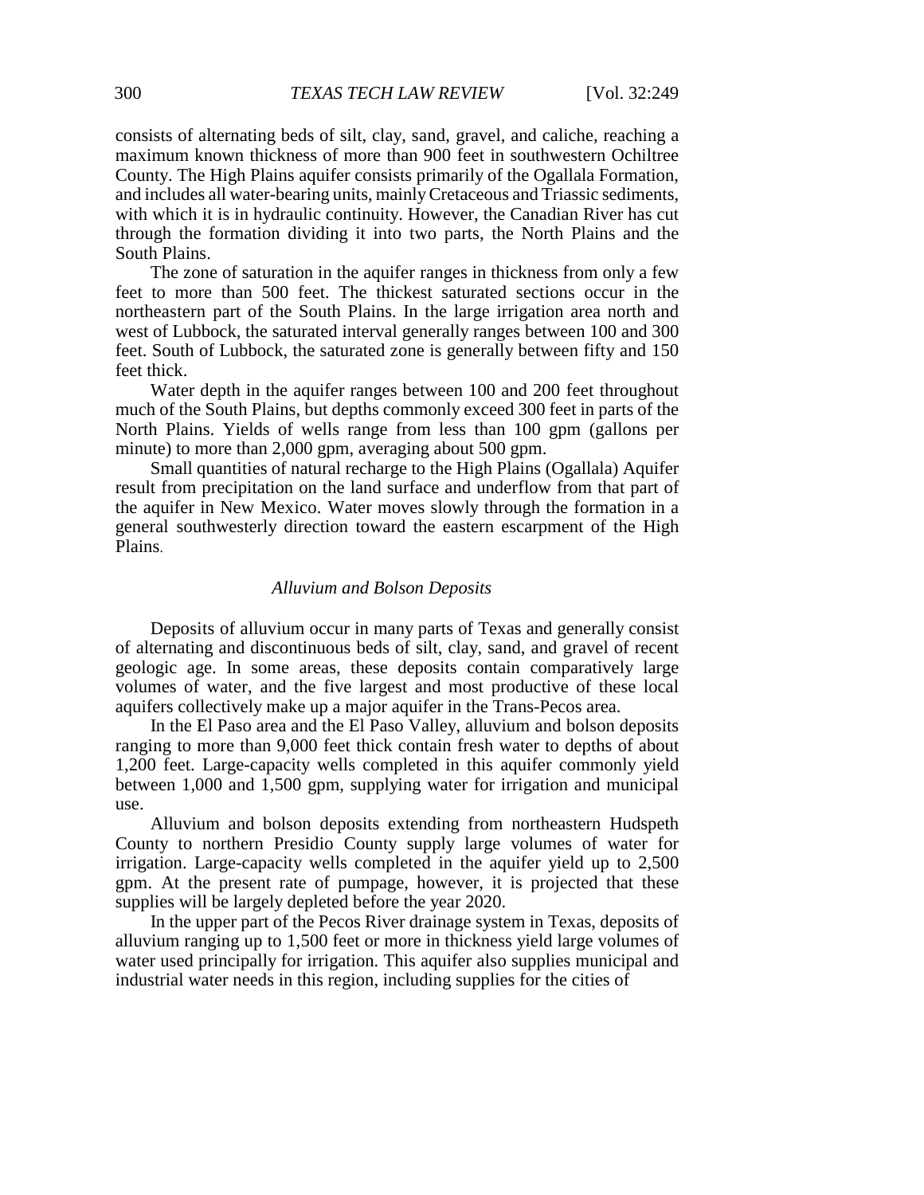consists of alternating beds of silt, clay, sand, gravel, and caliche, reaching a maximum known thickness of more than 900 feet in southwestern Ochiltree County. The High Plains aquifer consists primarily of the Ogallala Formation, and includes all water-bearing units, mainly Cretaceous and Triassic sediments, with which it is in hydraulic continuity. However, the Canadian River has cut through the formation dividing it into two parts, the North Plains and the South Plains.

The zone of saturation in the aquifer ranges in thickness from only a few feet to more than 500 feet. The thickest saturated sections occur in the northeastern part of the South Plains. In the large irrigation area north and west of Lubbock, the saturated interval generally ranges between 100 and 300 feet. South of Lubbock, the saturated zone is generally between fifty and 150 feet thick.

Water depth in the aquifer ranges between 100 and 200 feet throughout much of the South Plains, but depths commonly exceed 300 feet in parts of the North Plains. Yields of wells range from less than 100 gpm (gallons per minute) to more than 2,000 gpm, averaging about 500 gpm.

Small quantities of natural recharge to the High Plains (Ogallala) Aquifer result from precipitation on the land surface and underflow from that part of the aquifer in New Mexico. Water moves slowly through the formation in a general southwesterly direction toward the eastern escarpment of the High Plains.

*Alluvium and Bolson Deposits*

Deposits of alluvium occur in many parts of Texas and generally consist of alternating and discontinuous beds of silt, clay, sand, and gravel of recent geologic age. In some areas, these deposits contain comparatively large volumes of water, and the five largest and most productive of these local aquifers collectively make up a major aquifer in the Trans-Pecos area.

In the El Paso area and the El Paso Valley, alluvium and bolson deposits ranging to more than 9,000 feet thick contain fresh water to depths of about 1,200 feet. Large-capacity wells completed in this aquifer commonly yield between 1,000 and 1,500 gpm, supplying water for irrigation and municipal use.

Alluvium and bolson deposits extending from northeastern Hudspeth County to northern Presidio County supply large volumes of water for irrigation. Large-capacity wells completed in the aquifer yield up to 2,500 gpm. At the present rate of pumpage, however, it is projected that these supplies will be largely depleted before the year 2020.

In the upper part of the Pecos River drainage system in Texas, deposits of alluvium ranging up to 1,500 feet or more in thickness yield large volumes of water used principally for irrigation. This aquifer also supplies municipal and industrial water needs in this region, including supplies for the cities of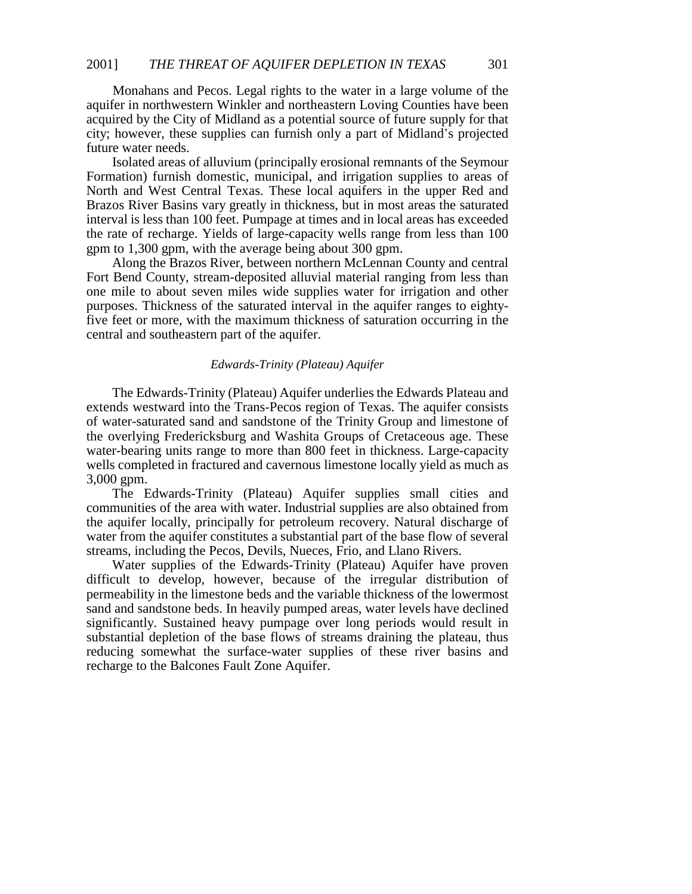Monahans and Pecos. Legal rights to the water in a large volume of the aquifer in northwestern Winkler and northeastern Loving Counties have been acquired by the City of Midland as a potential source of future supply for that city; however, these supplies can furnish only a part of Midland's projected future water needs.

Isolated areas of alluvium (principally erosional remnants of the Seymour Formation) furnish domestic, municipal, and irrigation supplies to areas of North and West Central Texas. These local aquifers in the upper Red and Brazos River Basins vary greatly in thickness, but in most areas the saturated interval is less than 100 feet. Pumpage at times and in local areas has exceeded the rate of recharge. Yields of large-capacity wells range from less than 100 gpm to 1,300 gpm, with the average being about 300 gpm.

Along the Brazos River, between northern McLennan County and central Fort Bend County, stream-deposited alluvial material ranging from less than one mile to about seven miles wide supplies water for irrigation and other purposes. Thickness of the saturated interval in the aquifer ranges to eighty-five feet or more, with the maximum thickness of saturation occurring in the central and southeastern part of the aquifer.

### *Edwards-Trinity (Plateau) Aquifer*

The Edwards-Trinity (Plateau) Aquifer underlies the Edwards Plateau and extends westward into the Trans-Pecos region of Texas. The aquifer consists of water-saturated sand and sandstone of the Trinity Group and limestone of the overlying Fredericksburg and Washita Groups of Cretaceous age. These water-bearing units range to more than 800 feet in thickness. Large-capacity wells completed in fractured and cavernous limestone locally yield as much as 3,000 gpm.

The Edwards-Trinity (Plateau) Aquifer supplies small cities and communities of the area with water. Industrial supplies are also obtained from the aquifer locally, principally for petroleum recovery. Natural discharge of water from the aquifer constitutes a substantial part of the base flow of several streams, including the Pecos, Devils, Nueces, Frio, and Llano Rivers.

Water supplies of the Edwards-Trinity (Plateau) Aquifer have proven difficult to develop, however, because of the irregular distribution of permeability in the limestone beds and the variable thickness of the lowermost sand and sandstone beds. In heavily pumped areas, water levels have declined significantly. Sustained heavy pumpage over long periods would result in substantial depletion of the base flows of streams draining the plateau, thus reducing somewhat the surface-water supplies of these river basins and recharge to the Balcones Fault Zone Aquifer.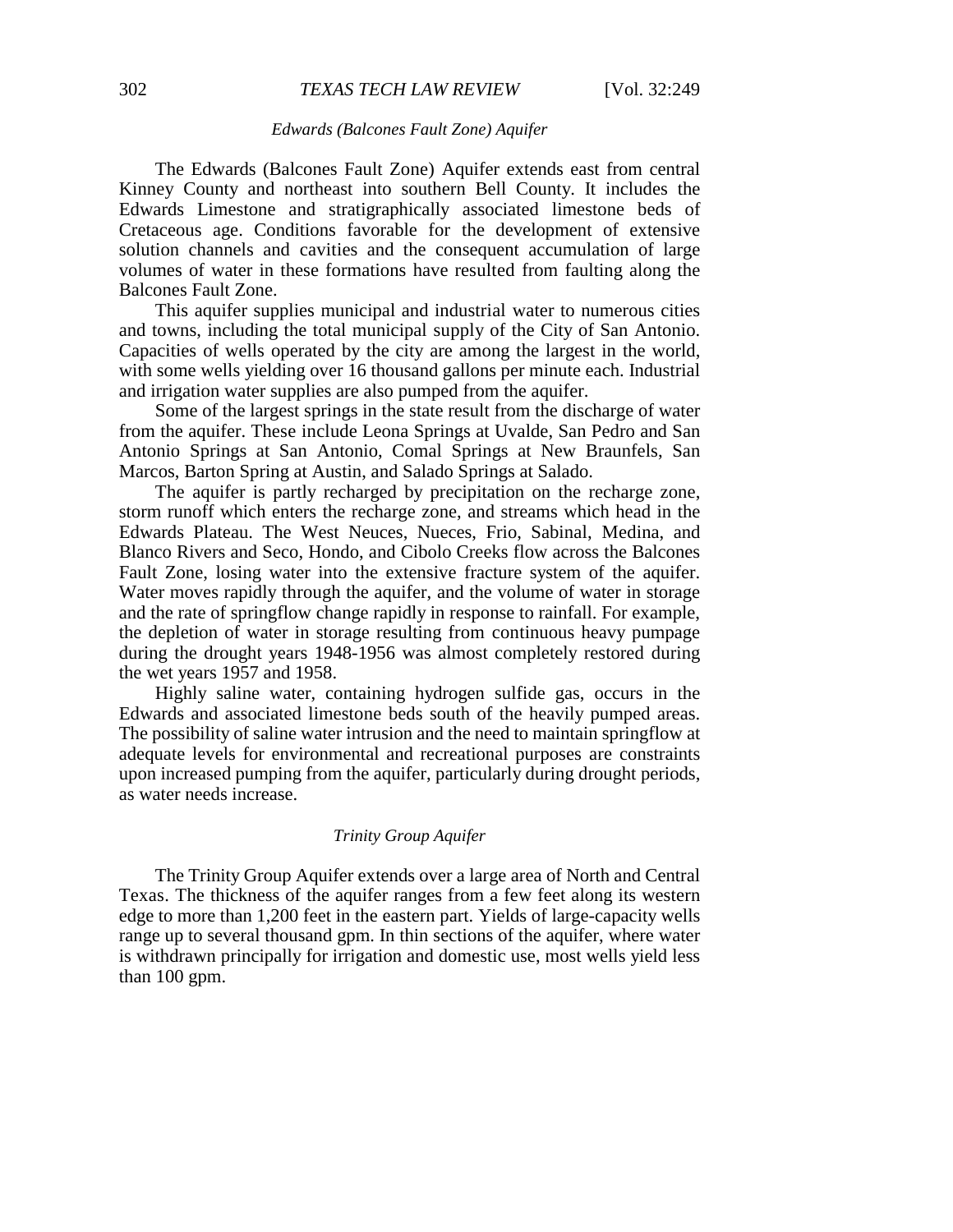### *Edwards (Balcones Fault Zone) Aquifer*

The Edwards (Balcones Fault Zone) Aquifer extends east from central Kinney County and northeast into southern Bell County. It includes the Edwards Limestone and stratigraphically associated limestone beds of Cretaceous age. Conditions favorable for the development of extensive solution channels and cavities and the consequent accumulation of large volumes of water in these formations have resulted from faulting along the Balcones Fault Zone.

This aquifer supplies municipal and industrial water to numerous cities and towns, including the total municipal supply of the City of San Antonio. Capacities of wells operated by the city are among the largest in the world, with some wells yielding over 16 thousand gallons per minute each. Industrial and irrigation water supplies are also pumped from the aquifer.

Some of the largest springs in the state result from the discharge of water from the aquifer. These include Leona Springs at Uvalde, San Pedro and San Antonio Springs at San Antonio, Comal Springs at New Braunfels, San Marcos, Barton Spring at Austin, and Salado Springs at Salado.

The aquifer is partly recharged by precipitation on the recharge zone, storm runoff which enters the recharge zone, and streams which head in the Edwards Plateau. The West Neuces, Nueces, Frio, Sabinal, Medina, and Blanco Rivers and Seco, Hondo, and Cibolo Creeks flow across the Balcones Fault Zone, losing water into the extensive fracture system of the aquifer. Water moves rapidly through the aquifer, and the volume of water in storage and the rate of springflow change rapidly in response to rainfall. For example, the depletion of water in storage resulting from continuous heavy pumpage during the drought years 1948-1956 was almost completely restored during the wet years 1957 and 1958.

Highly saline water, containing hydrogen sulfide gas, occurs in the Edwards and associated limestone beds south of the heavily pumped areas. The possibility of saline water intrusion and the need to maintain springflow at adequate levels for environmental and recreational purposes are constraints upon increased pumping from the aquifer, particularly during drought periods, as water needs increase.

### *Trinity Group Aquifer*

The Trinity Group Aquifer extends over a large area of North and Central Texas. The thickness of the aquifer ranges from a few feet along its western edge to more than 1,200 feet in the eastern part. Yields of large-capacity wells range up to several thousand gpm. In thin sections of the aquifer, where water is withdrawn principally for irrigation and domestic use, most wells yield less than 100 gpm.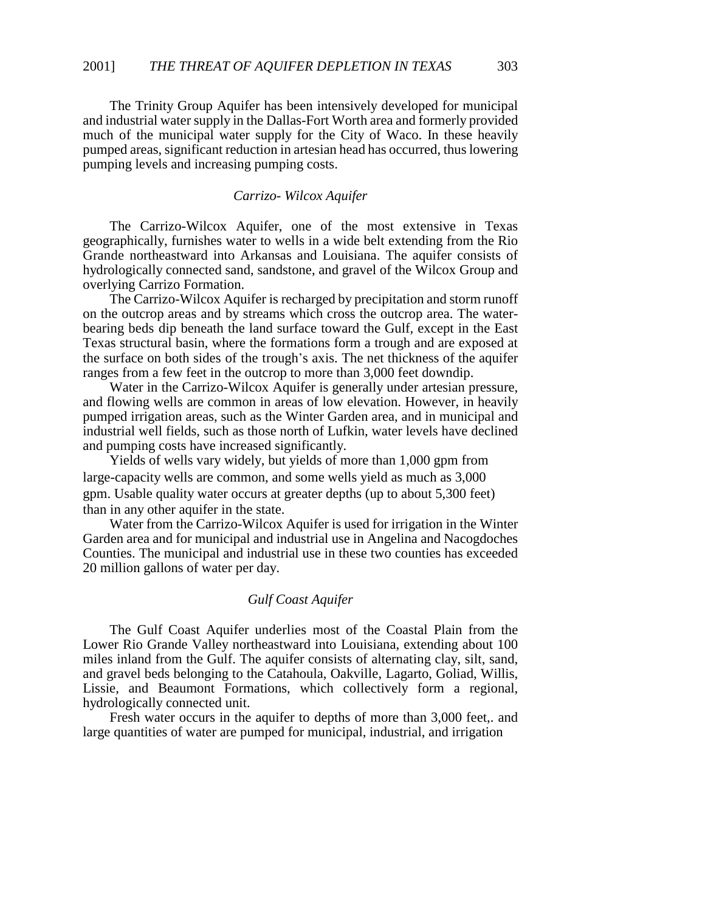The Trinity Group Aquifer has been intensively developed for municipal and industrial water supply in the Dallas-Fort Worth area and formerly provided much of the municipal water supply for the City of Waco. In these heavily pumped areas, significant reduction in artesian head has occurred, thus lowering pumping levels and increasing pumping costs.

### *Carrizo- Wilcox Aquifer*

The Carrizo-Wilcox Aquifer, one of the most extensive in Texas geographically, furnishes water to wells in a wide belt extending from the Rio Grande northeastward into Arkansas and Louisiana. The aquifer consists of hydrologically connected sand, sandstone, and gravel of the Wilcox Group and overlying Carrizo Formation.

The Carrizo-Wilcox Aquifer is recharged by precipitation and storm runoff on the outcrop areas and by streams which cross the outcrop area. The water-bearing beds dip beneath the land surface toward the Gulf, except in the East Texas structural basin, where the formations form a trough and are exposed at the surface on both sides of the trough's axis. The net thickness of the aquifer ranges from a few feet in the outcrop to more than 3,000 feet downdip.

Water in the Carrizo-Wilcox Aquifer is generally under artesian pressure, and flowing wells are common in areas of low elevation. However, in heavily pumped irrigation areas, such as the Winter Garden area, and in municipal and industrial well fields, such as those north of Lufkin, water levels have declined and pumping costs have increased significantly.

Yields of wells vary widely, but yields of more than 1,000 gpm from large-capacity wells are common, and some wells yield as much as 3,000 gpm. Usable quality water occurs at greater depths (up to about 5,300 feet) than in any other aquifer in the state.

Water from the Carrizo-Wilcox Aquifer is used for irrigation in the Winter Garden area and for municipal and industrial use in Angelina and Nacogdoches Counties. The municipal and industrial use in these two counties has exceeded 20 million gallons of water per day.

### *Gulf Coast Aquifer*

The Gulf Coast Aquifer underlies most of the Coastal Plain from the Lower Rio Grande Valley northeastward into Louisiana, extending about 100 miles inland from the Gulf. The aquifer consists of alternating clay, silt, sand, and gravel beds belonging to the Catahoula, Oakville, Lagarto, Goliad, Willis, Lissie, and Beaumont Formations, which collectively form a regional, hydrologically connected unit.

Fresh water occurs in the aquifer to depths of more than 3,000 feet,. and large quantities of water are pumped for municipal, industrial, and irrigation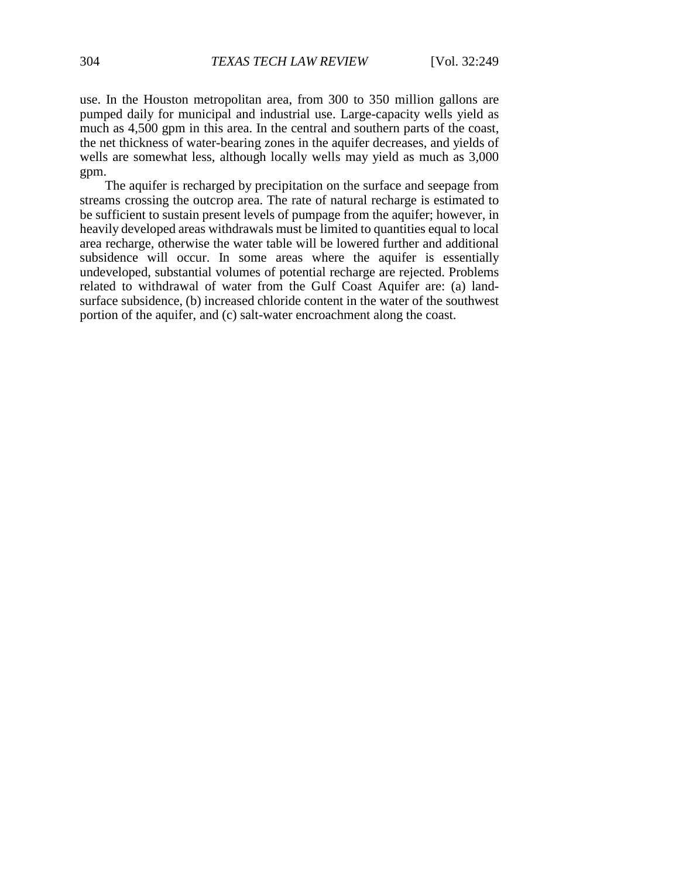use. In the Houston metropolitan area, from 300 to 350 million gallons are pumped daily for municipal and industrial use. Large-capacity wells yield as much as 4,500 gpm in this area. In the central and southern parts of the coast, the net thickness of water-bearing zones in the aquifer decreases, and yields of wells are somewhat less, although locally wells may yield as much as 3,000 gpm.

The aquifer is recharged by precipitation on the surface and seepage from streams crossing the outcrop area. The rate of natural recharge is estimated to be sufficient to sustain present levels of pumpage from the aquifer; however, in heavily developed areas withdrawals must be limited to quantities equal to local area recharge, otherwise the water table will be lowered further and additional subsidence will occur. In some areas where the aquifer is essentially undeveloped, substantial volumes of potential recharge are rejected. Problems related to withdrawal of water from the Gulf Coast Aquifer are: (a) land-surface subsidence, (b) increased chloride content in the water of the southwest portion of the aquifer, and (c) salt-water encroachment along the coast.